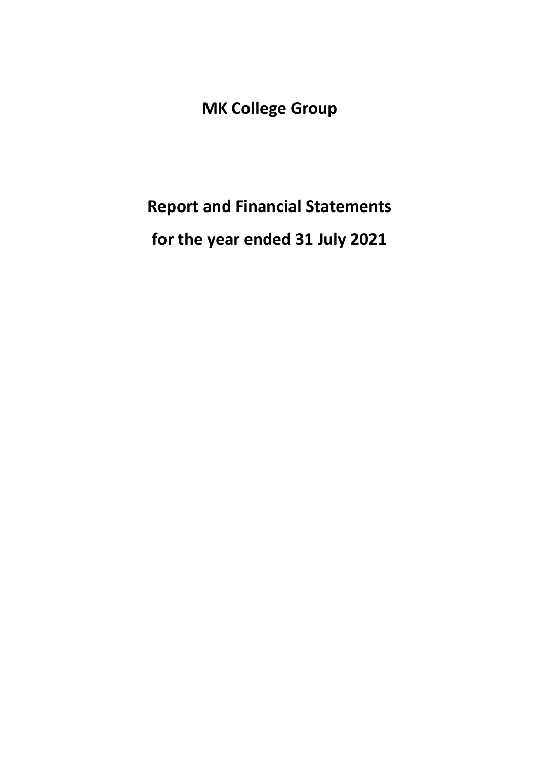# MK College Group

# Report and Financial Statements

# for the year ended 31 July 2021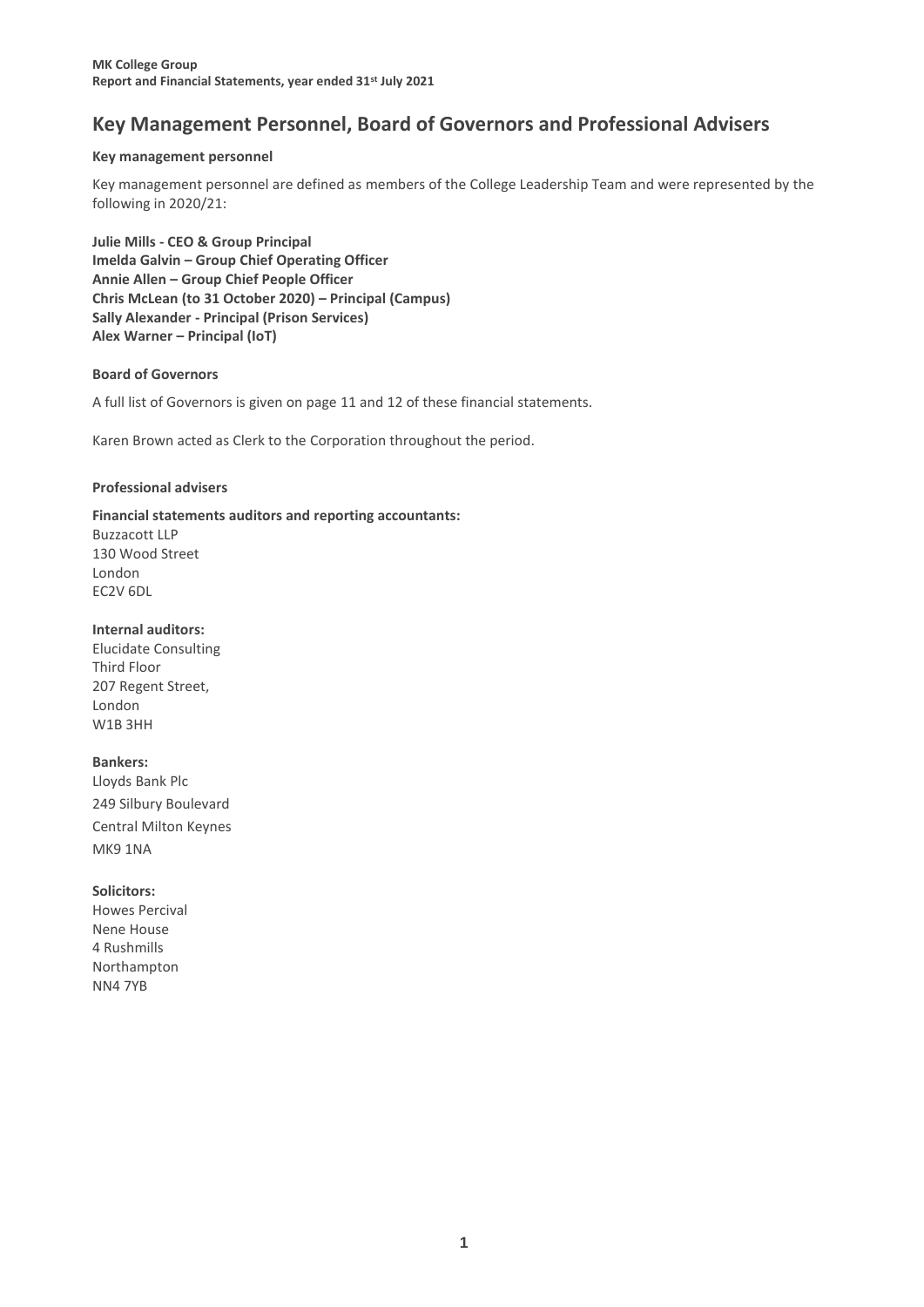# Key Management Personnel, Board of Governors and Professional Advisers

### Key management personnel

Key management personnel are defined as members of the College Leadership Team and were represented by the following in 2020/21:

**Julie Mills - CEO & Group Principal**
**Imelda Galvin – Group Chief Operating Officer**
**Annie Allen – Group Chief People Officer**
**Chris McLean (to 31 October 2020) – Principal (Campus)**
**Sally Alexander - Principal (Prison Services)**
**Alex Warner – Principal (IoT)**

### Board of Governors

A full list of Governors is given on page 11 and 12 of these financial statements.

Karen Brown acted as Clerk to the Corporation throughout the period.

### Professional advisers

**Financial statements auditors and reporting accountants:**
Buzzacott LLP
130 Wood Street
London
EC2V 6DL

**Internal auditors:**
Elucidate Consulting
Third Floor
207 Regent Street,
London
W1B 3HH

**Bankers:**
Lloyds Bank Plc
249 Silbury Boulevard
Central Milton Keynes
MK9 1NA

**Solicitors:**
Howes Percival
Nene House
4 Rushmills
Northampton
NN4 7YB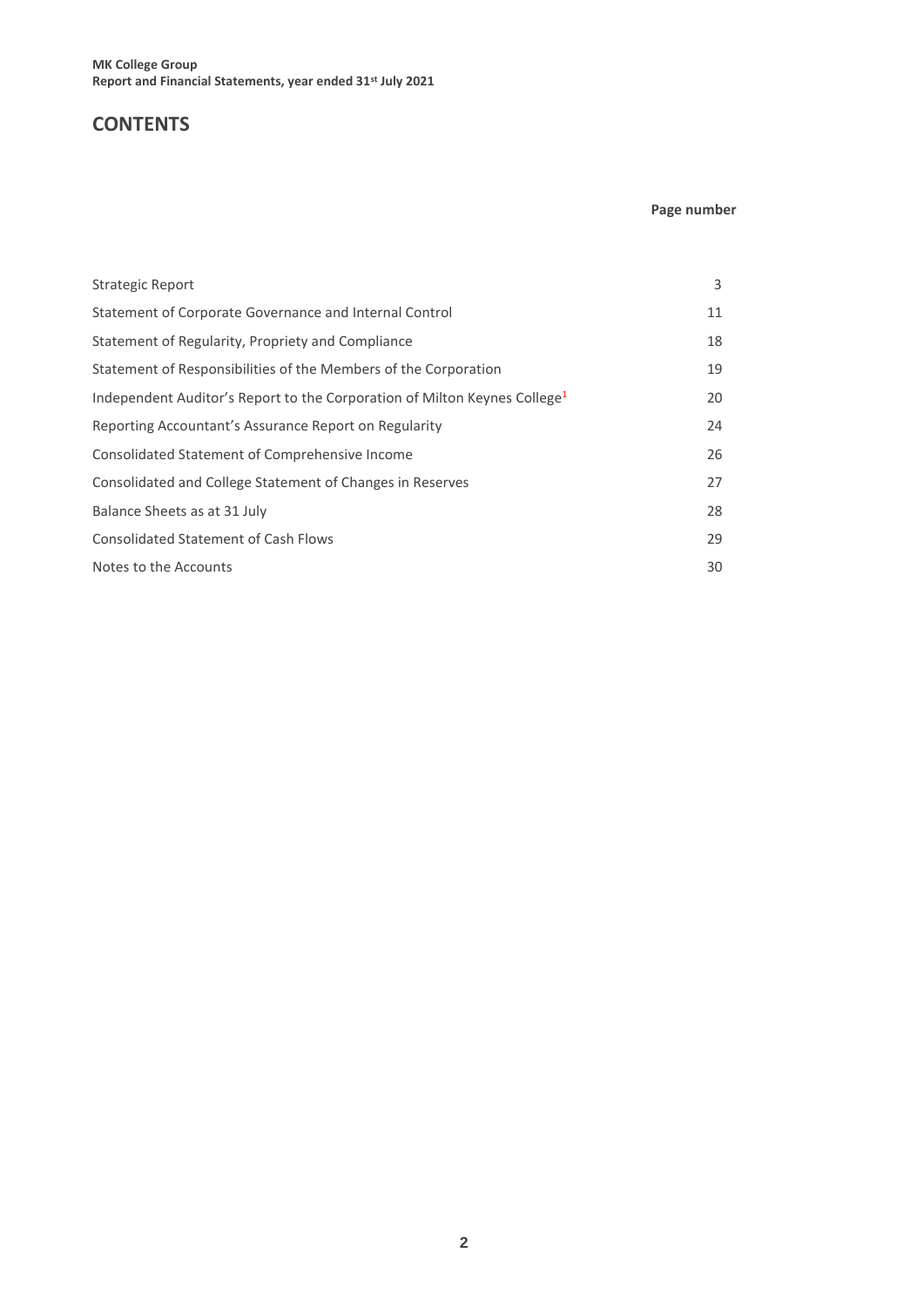# CONTENTS

| | Page number |
|---|---|
| Strategic Report | 3 |
| Statement of Corporate Governance and Internal Control | 11 |
| Statement of Regularity, Propriety and Compliance | 18 |
| Statement of Responsibilities of the Members of the Corporation | 19 |
| Independent Auditor's Report to the Corporation of Milton Keynes College[1] | 20 |
| Reporting Accountant's Assurance Report on Regularity | 24 |
| Consolidated Statement of Comprehensive Income | 26 |
| Consolidated and College Statement of Changes in Reserves | 27 |
| Balance Sheets as at 31 July | 28 |
| Consolidated Statement of Cash Flows | 29 |
| Notes to the Accounts | 30 |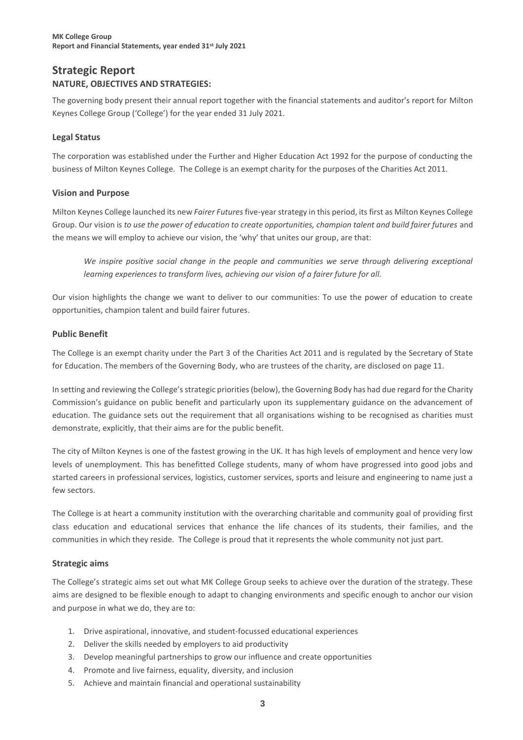# Strategic Report

## NATURE, OBJECTIVES AND STRATEGIES:

The governing body present their annual report together with the financial statements and auditor's report for Milton Keynes College Group ('College') for the year ended 31 July 2021.

### Legal Status

The corporation was established under the Further and Higher Education Act 1992 for the purpose of conducting the business of Milton Keynes College. The College is an exempt charity for the purposes of the Charities Act 2011.

### Vision and Purpose

Milton Keynes College launched its new *Fairer Futures* five-year strategy in this period, its first as Milton Keynes College Group. Our vision is *to use the power of education to create opportunities, champion talent and build fairer futures* and the means we will employ to achieve our vision, the 'why' that unites our group, are that:

> *We inspire positive social change in the people and communities we serve through delivering exceptional learning experiences to transform lives, achieving our vision of a fairer future for all.*

Our vision highlights the change we want to deliver to our communities: To use the power of education to create opportunities, champion talent and build fairer futures.

### Public Benefit

The College is an exempt charity under the Part 3 of the Charities Act 2011 and is regulated by the Secretary of State for Education. The members of the Governing Body, who are trustees of the charity, are disclosed on page 11.

In setting and reviewing the College's strategic priorities (below), the Governing Body has had due regard for the Charity Commission's guidance on public benefit and particularly upon its supplementary guidance on the advancement of education. The guidance sets out the requirement that all organisations wishing to be recognised as charities must demonstrate, explicitly, that their aims are for the public benefit.

The city of Milton Keynes is one of the fastest growing in the UK. It has high levels of employment and hence very low levels of unemployment. This has benefitted College students, many of whom have progressed into good jobs and started careers in professional services, logistics, customer services, sports and leisure and engineering to name just a few sectors.

The College is at heart a community institution with the overarching charitable and community goal of providing first class education and educational services that enhance the life chances of its students, their families, and the communities in which they reside. The College is proud that it represents the whole community not just part.

### Strategic aims

The College's strategic aims set out what MK College Group seeks to achieve over the duration of the strategy. These aims are designed to be flexible enough to adapt to changing environments and specific enough to anchor our vision and purpose in what we do, they are to:

1. Drive aspirational, innovative, and student-focussed educational experiences
2. Deliver the skills needed by employers to aid productivity
3. Develop meaningful partnerships to grow our influence and create opportunities
4. Promote and live fairness, equality, diversity, and inclusion
5. Achieve and maintain financial and operational sustainability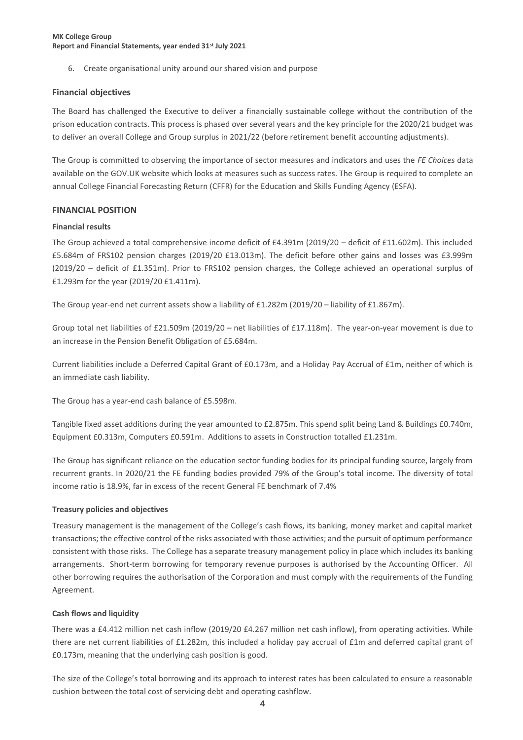6. Create organisational unity around our shared vision and purpose

## Financial objectives

The Board has challenged the Executive to deliver a financially sustainable college without the contribution of the prison education contracts. This process is phased over several years and the key principle for the 2020/21 budget was to deliver an overall College and Group surplus in 2021/22 (before retirement benefit accounting adjustments).

The Group is committed to observing the importance of sector measures and indicators and uses the *FE Choices* data available on the GOV.UK website which looks at measures such as success rates. The Group is required to complete an annual College Financial Forecasting Return (CFFR) for the Education and Skills Funding Agency (ESFA).

## FINANCIAL POSITION

### Financial results

The Group achieved a total comprehensive income deficit of £4.391m (2019/20 – deficit of £11.602m). This included £5.684m of FRS102 pension charges (2019/20 £13.013m). The deficit before other gains and losses was £3.999m (2019/20 – deficit of £1.351m). Prior to FRS102 pension charges, the College achieved an operational surplus of £1.293m for the year (2019/20 £1.411m).

The Group year-end net current assets show a liability of £1.282m (2019/20 – liability of £1.867m).

Group total net liabilities of £21.509m (2019/20 – net liabilities of £17.118m). The year-on-year movement is due to an increase in the Pension Benefit Obligation of £5.684m.

Current liabilities include a Deferred Capital Grant of £0.173m, and a Holiday Pay Accrual of £1m, neither of which is an immediate cash liability.

The Group has a year-end cash balance of £5.598m.

Tangible fixed asset additions during the year amounted to £2.875m. This spend split being Land & Buildings £0.740m, Equipment £0.313m, Computers £0.591m. Additions to assets in Construction totalled £1.231m.

The Group has significant reliance on the education sector funding bodies for its principal funding source, largely from recurrent grants. In 2020/21 the FE funding bodies provided 79% of the Group's total income. The diversity of total income ratio is 18.9%, far in excess of the recent General FE benchmark of 7.4%

### Treasury policies and objectives

Treasury management is the management of the College's cash flows, its banking, money market and capital market transactions; the effective control of the risks associated with those activities; and the pursuit of optimum performance consistent with those risks. The College has a separate treasury management policy in place which includes its banking arrangements. Short-term borrowing for temporary revenue purposes is authorised by the Accounting Officer. All other borrowing requires the authorisation of the Corporation and must comply with the requirements of the Funding Agreement.

### Cash flows and liquidity

There was a £4.412 million net cash inflow (2019/20 £4.267 million net cash inflow), from operating activities. While there are net current liabilities of £1.282m, this included a holiday pay accrual of £1m and deferred capital grant of £0.173m, meaning that the underlying cash position is good.

The size of the College's total borrowing and its approach to interest rates has been calculated to ensure a reasonable cushion between the total cost of servicing debt and operating cashflow.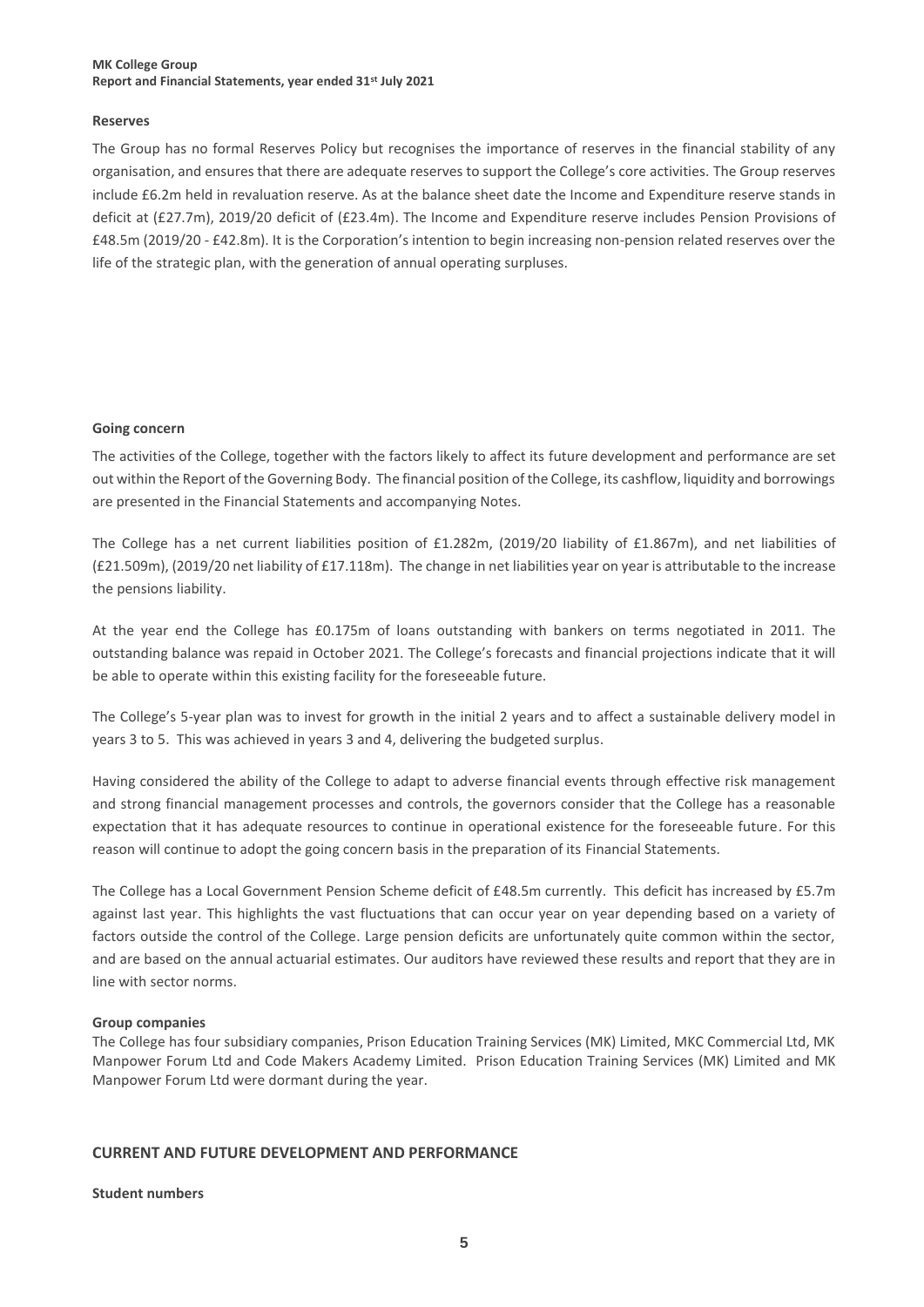**Reserves**

The Group has no formal Reserves Policy but recognises the importance of reserves in the financial stability of any organisation, and ensures that there are adequate reserves to support the College's core activities. The Group reserves include £6.2m held in revaluation reserve. As at the balance sheet date the Income and Expenditure reserve stands in deficit at (£27.7m), 2019/20 deficit of (£23.4m). The Income and Expenditure reserve includes Pension Provisions of £48.5m (2019/20 - £42.8m). It is the Corporation's intention to begin increasing non-pension related reserves over the life of the strategic plan, with the generation of annual operating surpluses.

**Going concern**

The activities of the College, together with the factors likely to affect its future development and performance are set out within the Report of the Governing Body. The financial position of the College, its cashflow, liquidity and borrowings are presented in the Financial Statements and accompanying Notes.

The College has a net current liabilities position of £1.282m, (2019/20 liability of £1.867m), and net liabilities of (£21.509m), (2019/20 net liability of £17.118m). The change in net liabilities year on year is attributable to the increase the pensions liability.

At the year end the College has £0.175m of loans outstanding with bankers on terms negotiated in 2011. The outstanding balance was repaid in October 2021. The College's forecasts and financial projections indicate that it will be able to operate within this existing facility for the foreseeable future.

The College's 5-year plan was to invest for growth in the initial 2 years and to affect a sustainable delivery model in years 3 to 5. This was achieved in years 3 and 4, delivering the budgeted surplus.

Having considered the ability of the College to adapt to adverse financial events through effective risk management and strong financial management processes and controls, the governors consider that the College has a reasonable expectation that it has adequate resources to continue in operational existence for the foreseeable future. For this reason will continue to adopt the going concern basis in the preparation of its Financial Statements.

The College has a Local Government Pension Scheme deficit of £48.5m currently. This deficit has increased by £5.7m against last year. This highlights the vast fluctuations that can occur year on year depending based on a variety of factors outside the control of the College. Large pension deficits are unfortunately quite common within the sector, and are based on the annual actuarial estimates. Our auditors have reviewed these results and report that they are in line with sector norms.

**Group companies**

The College has four subsidiary companies, Prison Education Training Services (MK) Limited, MKC Commercial Ltd, MK Manpower Forum Ltd and Code Makers Academy Limited. Prison Education Training Services (MK) Limited and MK Manpower Forum Ltd were dormant during the year.

## CURRENT AND FUTURE DEVELOPMENT AND PERFORMANCE

**Student numbers**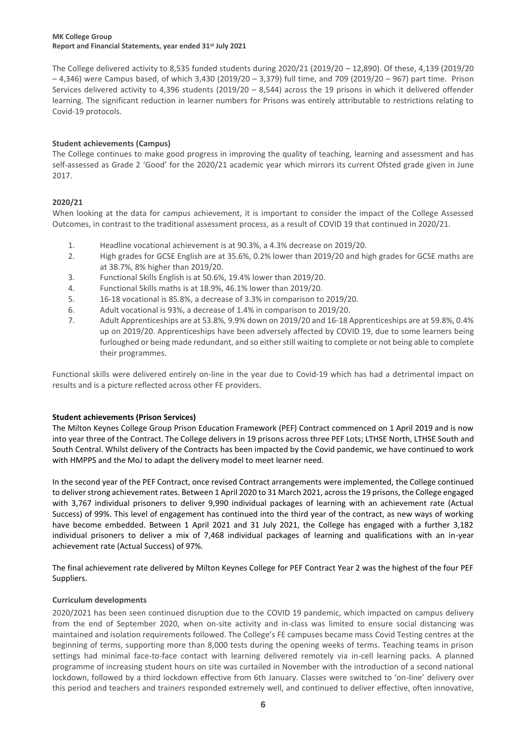The College delivered activity to 8,535 funded students during 2020/21 (2019/20 – 12,890). Of these, 4,139 (2019/20 – 4,346) were Campus based, of which 3,430 (2019/20 – 3,379) full time, and 709 (2019/20 – 967) part time. Prison Services delivered activity to 4,396 students (2019/20 – 8,544) across the 19 prisons in which it delivered offender learning. The significant reduction in learner numbers for Prisons was entirely attributable to restrictions relating to Covid-19 protocols.

**Student achievements (Campus)**

The College continues to make good progress in improving the quality of teaching, learning and assessment and has self-assessed as Grade 2 'Good' for the 2020/21 academic year which mirrors its current Ofsted grade given in June 2017.

**2020/21**

When looking at the data for campus achievement, it is important to consider the impact of the College Assessed Outcomes, in contrast to the traditional assessment process, as a result of COVID 19 that continued in 2020/21.

1. Headline vocational achievement is at 90.3%, a 4.3% decrease on 2019/20.
2. High grades for GCSE English are at 35.6%, 0.2% lower than 2019/20 and high grades for GCSE maths are at 38.7%, 8% higher than 2019/20.
3. Functional Skills English is at 50.6%, 19.4% lower than 2019/20.
4. Functional Skills maths is at 18.9%, 46.1% lower than 2019/20.
5. 16-18 vocational is 85.8%, a decrease of 3.3% in comparison to 2019/20.
6. Adult vocational is 93%, a decrease of 1.4% in comparison to 2019/20.
7. Adult Apprenticeships are at 53.8%, 9.9% down on 2019/20 and 16-18 Apprenticeships are at 59.8%, 0.4% up on 2019/20. Apprenticeships have been adversely affected by COVID 19, due to some learners being furloughed or being made redundant, and so either still waiting to complete or not being able to complete their programmes.

Functional skills were delivered entirely on-line in the year due to Covid-19 which has had a detrimental impact on results and is a picture reflected across other FE providers.

**Student achievements (Prison Services)**

The Milton Keynes College Group Prison Education Framework (PEF) Contract commenced on 1 April 2019 and is now into year three of the Contract. The College delivers in 19 prisons across three PEF Lots; LTHSE North, LTHSE South and South Central. Whilst delivery of the Contracts has been impacted by the Covid pandemic, we have continued to work with HMPPS and the MoJ to adapt the delivery model to meet learner need.

In the second year of the PEF Contract, once revised Contract arrangements were implemented, the College continued to deliver strong achievement rates. Between 1 April 2020 to 31 March 2021, across the 19 prisons, the College engaged with 3,767 individual prisoners to deliver 9,990 individual packages of learning with an achievement rate (Actual Success) of 99%. This level of engagement has continued into the third year of the contract, as new ways of working have become embedded. Between 1 April 2021 and 31 July 2021, the College has engaged with a further 3,182 individual prisoners to deliver a mix of 7,468 individual packages of learning and qualifications with an in-year achievement rate (Actual Success) of 97%.

The final achievement rate delivered by Milton Keynes College for PEF Contract Year 2 was the highest of the four PEF Suppliers.

**Curriculum developments**

2020/2021 has been seen continued disruption due to the COVID 19 pandemic, which impacted on campus delivery from the end of September 2020, when on-site activity and in-class was limited to ensure social distancing was maintained and isolation requirements followed. The College's FE campuses became mass Covid Testing centres at the beginning of terms, supporting more than 8,000 tests during the opening weeks of terms. Teaching teams in prison settings had minimal face-to-face contact with learning delivered remotely via in-cell learning packs. A planned programme of increasing student hours on site was curtailed in November with the introduction of a second national lockdown, followed by a third lockdown effective from 6th January. Classes were switched to 'on-line' delivery over this period and teachers and trainers responded extremely well, and continued to deliver effective, often innovative,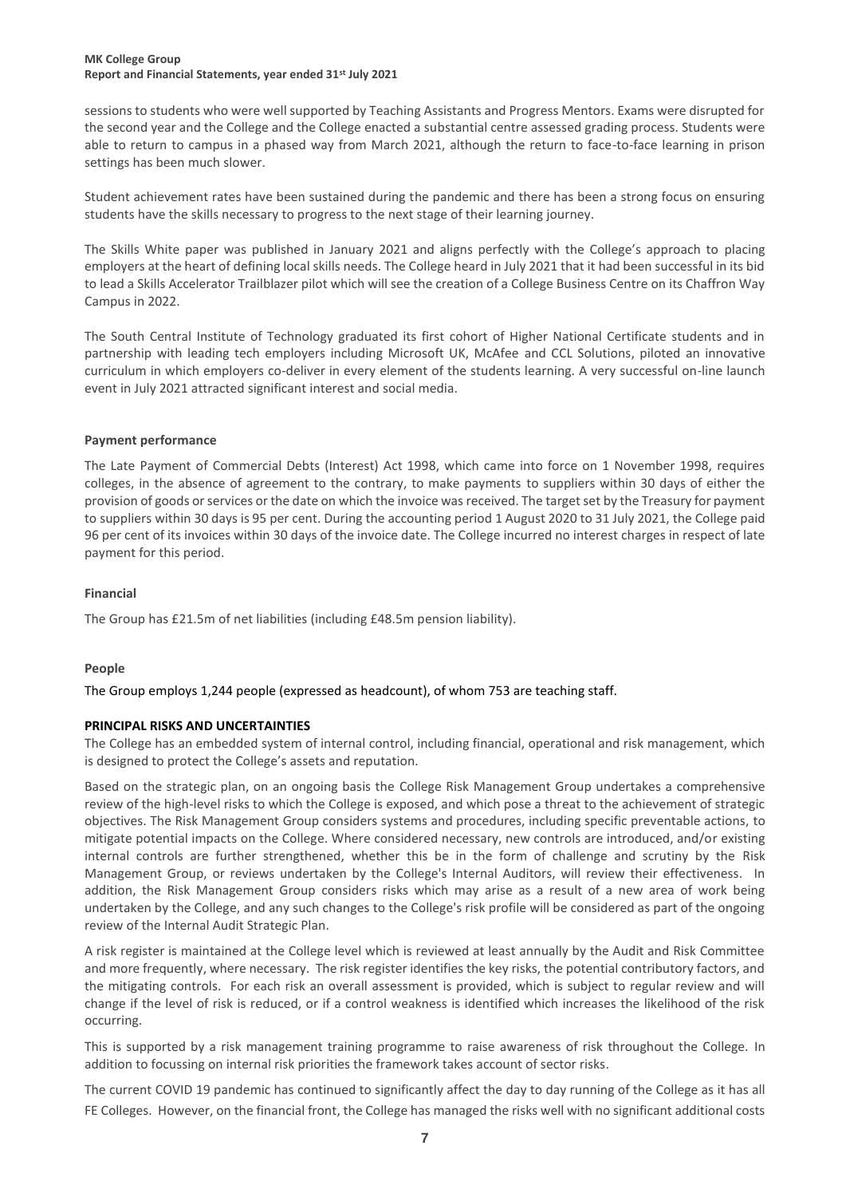sessions to students who were well supported by Teaching Assistants and Progress Mentors. Exams were disrupted for the second year and the College and the College enacted a substantial centre assessed grading process. Students were able to return to campus in a phased way from March 2021, although the return to face-to-face learning in prison settings has been much slower.

Student achievement rates have been sustained during the pandemic and there has been a strong focus on ensuring students have the skills necessary to progress to the next stage of their learning journey.

The Skills White paper was published in January 2021 and aligns perfectly with the College's approach to placing employers at the heart of defining local skills needs. The College heard in July 2021 that it had been successful in its bid to lead a Skills Accelerator Trailblazer pilot which will see the creation of a College Business Centre on its Chaffron Way Campus in 2022.

The South Central Institute of Technology graduated its first cohort of Higher National Certificate students and in partnership with leading tech employers including Microsoft UK, McAfee and CCL Solutions, piloted an innovative curriculum in which employers co-deliver in every element of the students learning. A very successful on-line launch event in July 2021 attracted significant interest and social media.

**Payment performance**

The Late Payment of Commercial Debts (Interest) Act 1998, which came into force on 1 November 1998, requires colleges, in the absence of agreement to the contrary, to make payments to suppliers within 30 days of either the provision of goods or services or the date on which the invoice was received. The target set by the Treasury for payment to suppliers within 30 days is 95 per cent. During the accounting period 1 August 2020 to 31 July 2021, the College paid 96 per cent of its invoices within 30 days of the invoice date. The College incurred no interest charges in respect of late payment for this period.

**Financial**

The Group has £21.5m of net liabilities (including £48.5m pension liability).

**People**

The Group employs 1,244 people (expressed as headcount), of whom 753 are teaching staff.

**PRINCIPAL RISKS AND UNCERTAINTIES**

The College has an embedded system of internal control, including financial, operational and risk management, which is designed to protect the College's assets and reputation.

Based on the strategic plan, on an ongoing basis the College Risk Management Group undertakes a comprehensive review of the high-level risks to which the College is exposed, and which pose a threat to the achievement of strategic objectives. The Risk Management Group considers systems and procedures, including specific preventable actions, to mitigate potential impacts on the College. Where considered necessary, new controls are introduced, and/or existing internal controls are further strengthened, whether this be in the form of challenge and scrutiny by the Risk Management Group, or reviews undertaken by the College's Internal Auditors, will review their effectiveness. In addition, the Risk Management Group considers risks which may arise as a result of a new area of work being undertaken by the College, and any such changes to the College's risk profile will be considered as part of the ongoing review of the Internal Audit Strategic Plan.

A risk register is maintained at the College level which is reviewed at least annually by the Audit and Risk Committee and more frequently, where necessary. The risk register identifies the key risks, the potential contributory factors, and the mitigating controls. For each risk an overall assessment is provided, which is subject to regular review and will change if the level of risk is reduced, or if a control weakness is identified which increases the likelihood of the risk occurring.

This is supported by a risk management training programme to raise awareness of risk throughout the College. In addition to focussing on internal risk priorities the framework takes account of sector risks.

The current COVID 19 pandemic has continued to significantly affect the day to day running of the College as it has all FE Colleges. However, on the financial front, the College has managed the risks well with no significant additional costs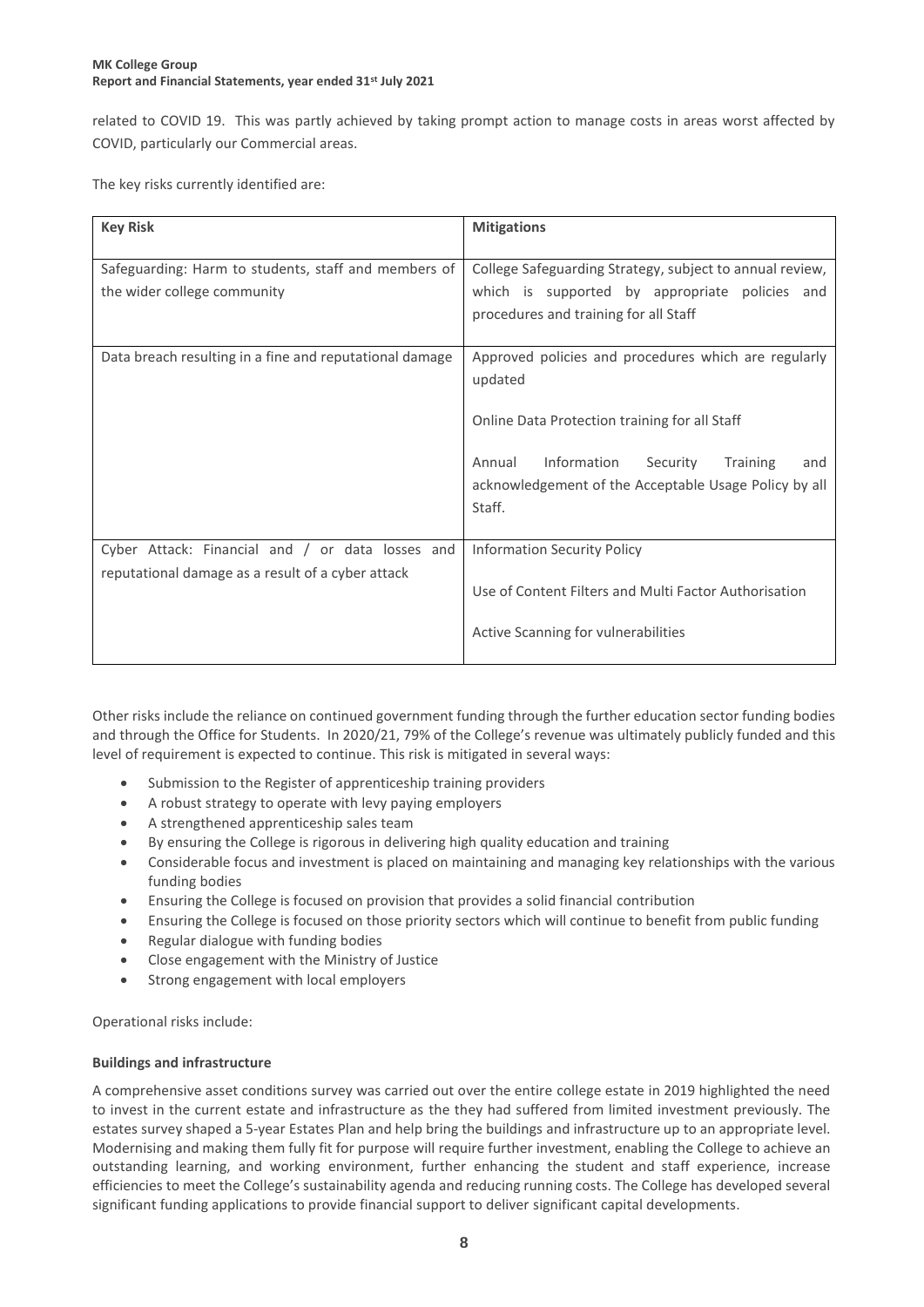related to COVID 19. This was partly achieved by taking prompt action to manage costs in areas worst affected by COVID, particularly our Commercial areas.

The key risks currently identified are:

| Key Risk | Mitigations |
| --- | --- |
| Safeguarding: Harm to students, staff and members of the wider college community | College Safeguarding Strategy, subject to annual review, which is supported by appropriate policies and procedures and training for all Staff |
| Data breach resulting in a fine and reputational damage | Approved policies and procedures which are regularly updated<br><br>Online Data Protection training for all Staff<br><br>Annual Information Security Training and acknowledgement of the Acceptable Usage Policy by all Staff. |
| Cyber Attack: Financial and / or data losses and reputational damage as a result of a cyber attack | Information Security Policy<br><br>Use of Content Filters and Multi Factor Authorisation<br><br>Active Scanning for vulnerabilities |

Other risks include the reliance on continued government funding through the further education sector funding bodies and through the Office for Students. In 2020/21, 79% of the College's revenue was ultimately publicly funded and this level of requirement is expected to continue. This risk is mitigated in several ways:

- Submission to the Register of apprenticeship training providers
- A robust strategy to operate with levy paying employers
- A strengthened apprenticeship sales team
- By ensuring the College is rigorous in delivering high quality education and training
- Considerable focus and investment is placed on maintaining and managing key relationships with the various funding bodies
- Ensuring the College is focused on provision that provides a solid financial contribution
- Ensuring the College is focused on those priority sectors which will continue to benefit from public funding
- Regular dialogue with funding bodies
- Close engagement with the Ministry of Justice
- Strong engagement with local employers

Operational risks include:

**Buildings and infrastructure**

A comprehensive asset conditions survey was carried out over the entire college estate in 2019 highlighted the need to invest in the current estate and infrastructure as the they had suffered from limited investment previously. The estates survey shaped a 5-year Estates Plan and help bring the buildings and infrastructure up to an appropriate level. Modernising and making them fully fit for purpose will require further investment, enabling the College to achieve an outstanding learning, and working environment, further enhancing the student and staff experience, increase efficiencies to meet the College's sustainability agenda and reducing running costs. The College has developed several significant funding applications to provide financial support to deliver significant capital developments.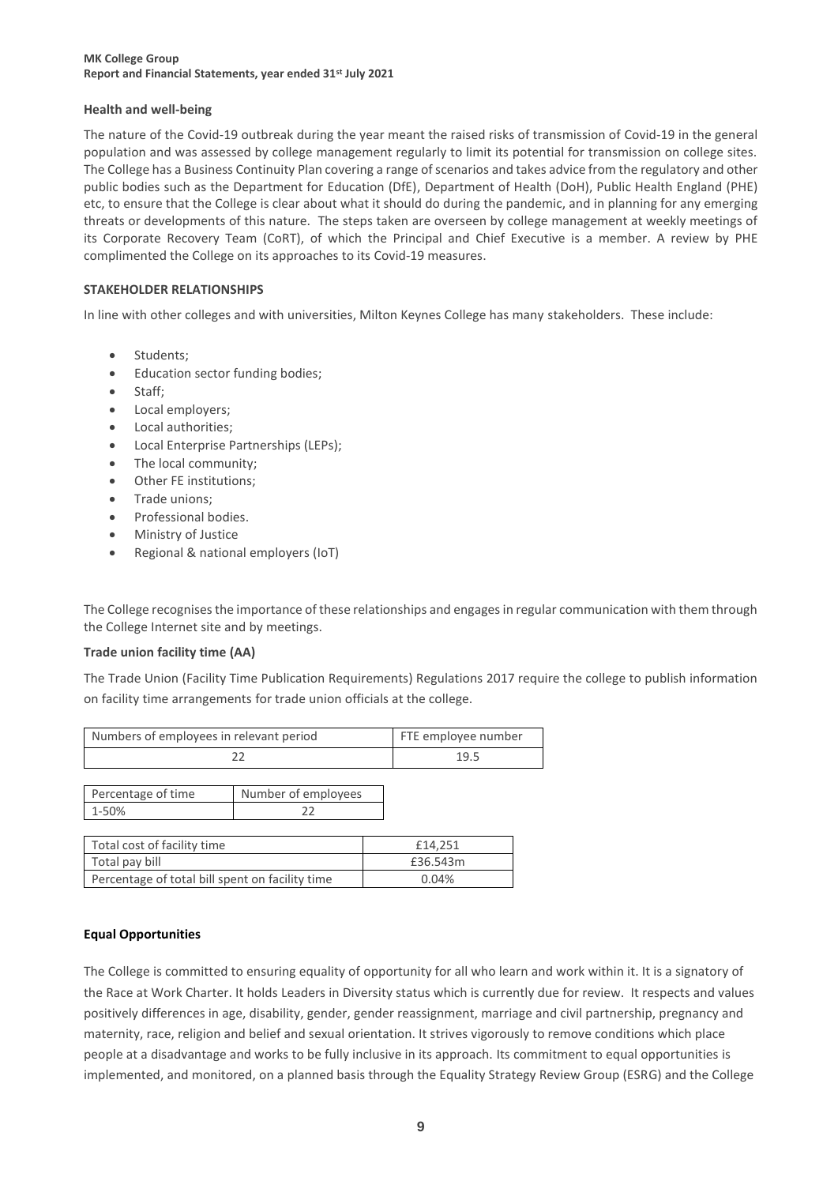**Health and well-being**

The nature of the Covid-19 outbreak during the year meant the raised risks of transmission of Covid-19 in the general population and was assessed by college management regularly to limit its potential for transmission on college sites. The College has a Business Continuity Plan covering a range of scenarios and takes advice from the regulatory and other public bodies such as the Department for Education (DfE), Department of Health (DoH), Public Health England (PHE) etc, to ensure that the College is clear about what it should do during the pandemic, and in planning for any emerging threats or developments of this nature. The steps taken are overseen by college management at weekly meetings of its Corporate Recovery Team (CoRT), of which the Principal and Chief Executive is a member. A review by PHE complimented the College on its approaches to its Covid-19 measures.

**STAKEHOLDER RELATIONSHIPS**

In line with other colleges and with universities, Milton Keynes College has many stakeholders. These include:

- Students;
- Education sector funding bodies;
- Staff;
- Local employers;
- Local authorities;
- Local Enterprise Partnerships (LEPs);
- The local community;
- Other FE institutions;
- Trade unions;
- Professional bodies.
- Ministry of Justice
- Regional & national employers (IoT)

The College recognises the importance of these relationships and engages in regular communication with them through the College Internet site and by meetings.

**Trade union facility time (AA)**

The Trade Union (Facility Time Publication Requirements) Regulations 2017 require the college to publish information on facility time arrangements for trade union officials at the college.

| Numbers of employees in relevant period | FTE employee number |
|---|---|
| 22 | 19.5 |

| Percentage of time | Number of employees |
|---|---|
| 1-50% | 22 |

| Total cost of facility time | £14,251 |
|---|---|
| Total pay bill | £36.543m |
| Percentage of total bill spent on facility time | 0.04% |

**Equal Opportunities**

The College is committed to ensuring equality of opportunity for all who learn and work within it. It is a signatory of the Race at Work Charter. It holds Leaders in Diversity status which is currently due for review. It respects and values positively differences in age, disability, gender, gender reassignment, marriage and civil partnership, pregnancy and maternity, race, religion and belief and sexual orientation. It strives vigorously to remove conditions which place people at a disadvantage and works to be fully inclusive in its approach. Its commitment to equal opportunities is implemented, and monitored, on a planned basis through the Equality Strategy Review Group (ESRG) and the College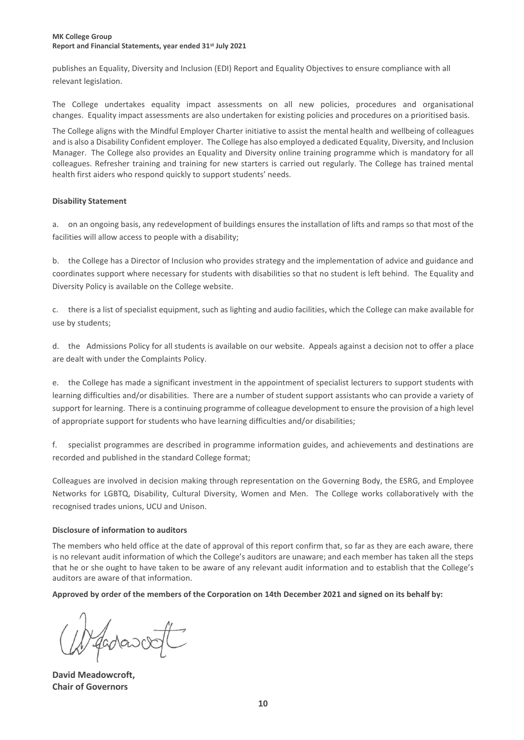publishes an Equality, Diversity and Inclusion (EDI) Report and Equality Objectives to ensure compliance with all relevant legislation.

The College undertakes equality impact assessments on all new policies, procedures and organisational changes. Equality impact assessments are also undertaken for existing policies and procedures on a prioritised basis.

The College aligns with the Mindful Employer Charter initiative to assist the mental health and wellbeing of colleagues and is also a Disability Confident employer. The College has also employed a dedicated Equality, Diversity, and Inclusion Manager. The College also provides an Equality and Diversity online training programme which is mandatory for all colleagues. Refresher training and training for new starters is carried out regularly. The College has trained mental health first aiders who respond quickly to support students' needs.

**Disability Statement**

a. on an ongoing basis, any redevelopment of buildings ensures the installation of lifts and ramps so that most of the facilities will allow access to people with a disability;

b. the College has a Director of Inclusion who provides strategy and the implementation of advice and guidance and coordinates support where necessary for students with disabilities so that no student is left behind. The Equality and Diversity Policy is available on the College website.

c. there is a list of specialist equipment, such as lighting and audio facilities, which the College can make available for use by students;

d. the Admissions Policy for all students is available on our website. Appeals against a decision not to offer a place are dealt with under the Complaints Policy.

e. the College has made a significant investment in the appointment of specialist lecturers to support students with learning difficulties and/or disabilities. There are a number of student support assistants who can provide a variety of support for learning. There is a continuing programme of colleague development to ensure the provision of a high level of appropriate support for students who have learning difficulties and/or disabilities;

f. specialist programmes are described in programme information guides, and achievements and destinations are recorded and published in the standard College format;

Colleagues are involved in decision making through representation on the Governing Body, the ESRG, and Employee Networks for LGBTQ, Disability, Cultural Diversity, Women and Men. The College works collaboratively with the recognised trades unions, UCU and Unison.

**Disclosure of information to auditors**

The members who held office at the date of approval of this report confirm that, so far as they are each aware, there is no relevant audit information of which the College's auditors are unaware; and each member has taken all the steps that he or she ought to have taken to be aware of any relevant audit information and to establish that the College's auditors are aware of that information.

**Approved by order of the members of the Corporation on 14th December 2021 and signed on its behalf by:**

**David Meadowcroft,**
**Chair of Governors**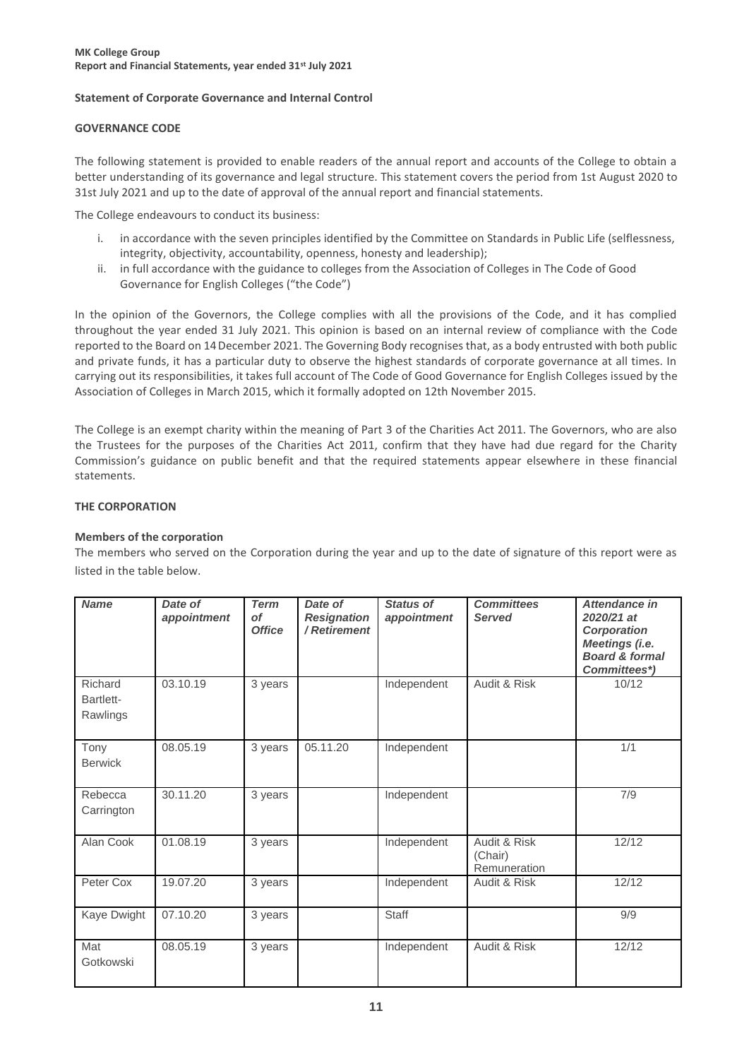**Statement of Corporate Governance and Internal Control**

**GOVERNANCE CODE**

The following statement is provided to enable readers of the annual report and accounts of the College to obtain a better understanding of its governance and legal structure. This statement covers the period from 1st August 2020 to 31st July 2021 and up to the date of approval of the annual report and financial statements.

The College endeavours to conduct its business:

i. in accordance with the seven principles identified by the Committee on Standards in Public Life (selflessness, integrity, objectivity, accountability, openness, honesty and leadership);
ii. in full accordance with the guidance to colleges from the Association of Colleges in The Code of Good Governance for English Colleges ("the Code")

In the opinion of the Governors, the College complies with all the provisions of the Code, and it has complied throughout the year ended 31 July 2021. This opinion is based on an internal review of compliance with the Code reported to the Board on 14 December 2021. The Governing Body recognises that, as a body entrusted with both public and private funds, it has a particular duty to observe the highest standards of corporate governance at all times. In carrying out its responsibilities, it takes full account of The Code of Good Governance for English Colleges issued by the Association of Colleges in March 2015, which it formally adopted on 12th November 2015.

The College is an exempt charity within the meaning of Part 3 of the Charities Act 2011. The Governors, who are also the Trustees for the purposes of the Charities Act 2011, confirm that they have had due regard for the Charity Commission's guidance on public benefit and that the required statements appear elsewhere in these financial statements.

**THE CORPORATION**

**Members of the corporation**

The members who served on the Corporation during the year and up to the date of signature of this report were as listed in the table below.

| *Name* | *Date of appointment* | *Term of Office* | *Date of Resignation / Retirement* | *Status of appointment* | *Committees Served* | *Attendance in 2020/21 at Corporation Meetings (i.e. Board & formal Committees\*)* |
|---|---|---|---|---|---|---|
| Richard Bartlett-Rawlings | 03.10.19 | 3 years | | Independent | Audit & Risk | 10/12 |
| Tony Berwick | 08.05.19 | 3 years | 05.11.20 | Independent | | 1/1 |
| Rebecca Carrington | 30.11.20 | 3 years | | Independent | | 7/9 |
| Alan Cook | 01.08.19 | 3 years | | Independent | Audit & Risk (Chair) Remuneration | 12/12 |
| Peter Cox | 19.07.20 | 3 years | | Independent | Audit & Risk | 12/12 |
| Kaye Dwight | 07.10.20 | 3 years | | Staff | | 9/9 |
| Mat Gotkowski | 08.05.19 | 3 years | | Independent | Audit & Risk | 12/12 |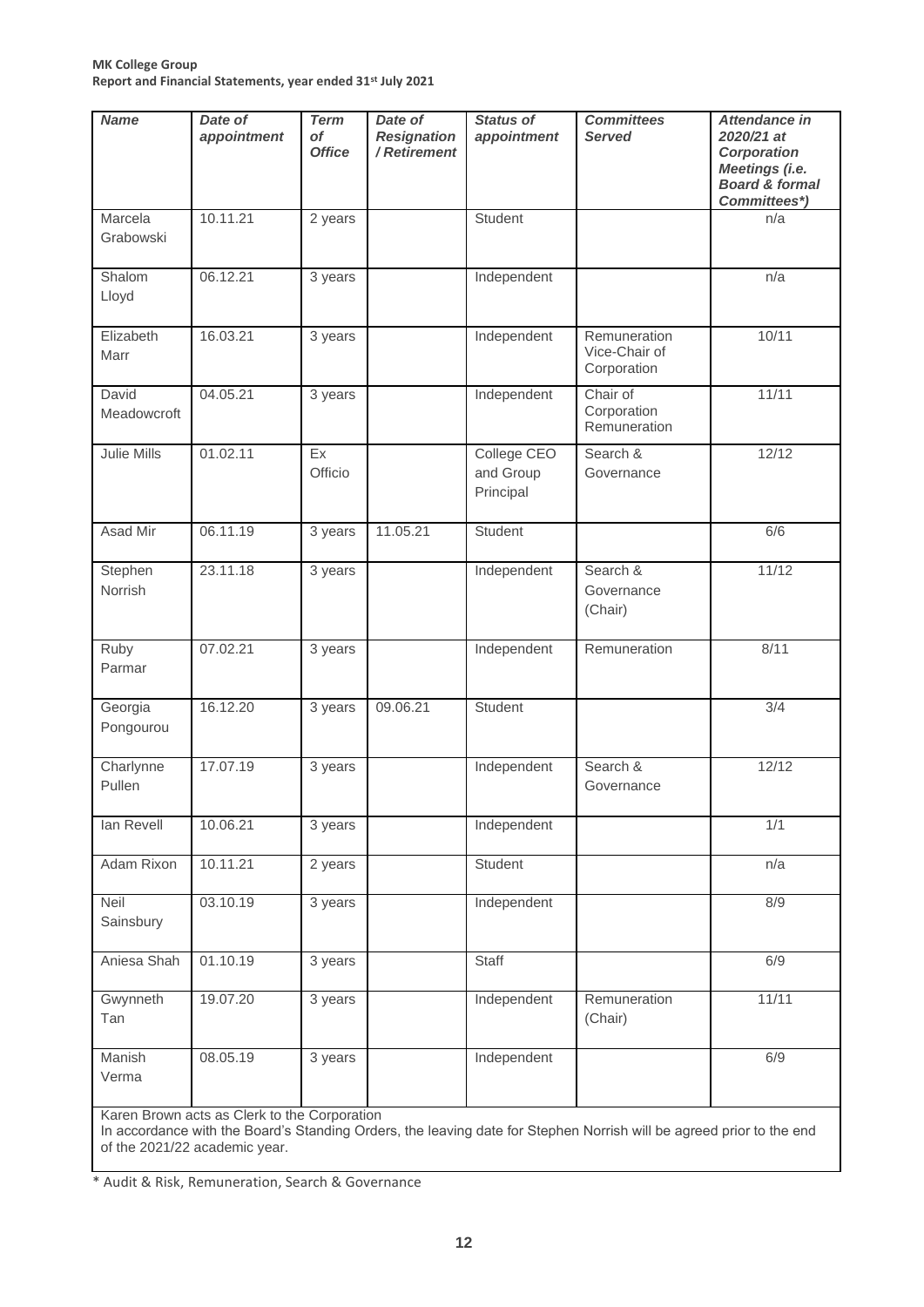| *Name* | *Date of appointment* | *Term of Office* | *Date of Resignation / Retirement* | *Status of appointment* | *Committees Served* | *Attendance in 2020/21 at Corporation Meetings (i.e. Board & formal Committees\*)* |
|---|---|---|---|---|---|---|
| Marcela Grabowski | 10.11.21 | 2 years | | Student | | n/a |
| Shalom Lloyd | 06.12.21 | 3 years | | Independent | | n/a |
| Elizabeth Marr | 16.03.21 | 3 years | | Independent | Remuneration Vice-Chair of Corporation | 10/11 |
| David Meadowcroft | 04.05.21 | 3 years | | Independent | Chair of Corporation Remuneration | 11/11 |
| Julie Mills | 01.02.11 | Ex Officio | | College CEO and Group Principal | Search & Governance | 12/12 |
| Asad Mir | 06.11.19 | 3 years | 11.05.21 | Student | | 6/6 |
| Stephen Norrish | 23.11.18 | 3 years | | Independent | Search & Governance (Chair) | 11/12 |
| Ruby Parmar | 07.02.21 | 3 years | | Independent | Remuneration | 8/11 |
| Georgia Pongourou | 16.12.20 | 3 years | 09.06.21 | Student | | 3/4 |
| Charlynne Pullen | 17.07.19 | 3 years | | Independent | Search & Governance | 12/12 |
| Ian Revell | 10.06.21 | 3 years | | Independent | | 1/1 |
| Adam Rixon | 10.11.21 | 2 years | | Student | | n/a |
| Neil Sainsbury | 03.10.19 | 3 years | | Independent | | 8/9 |
| Aniesa Shah | 01.10.19 | 3 years | | Staff | | 6/9 |
| Gwynneth Tan | 19.07.20 | 3 years | | Independent | Remuneration (Chair) | 11/11 |
| Manish Verma | 08.05.19 | 3 years | | Independent | | 6/9 |

Karen Brown acts as Clerk to the Corporation

In accordance with the Board's Standing Orders, the leaving date for Stephen Norrish will be agreed prior to the end of the 2021/22 academic year.

\* Audit & Risk, Remuneration, Search & Governance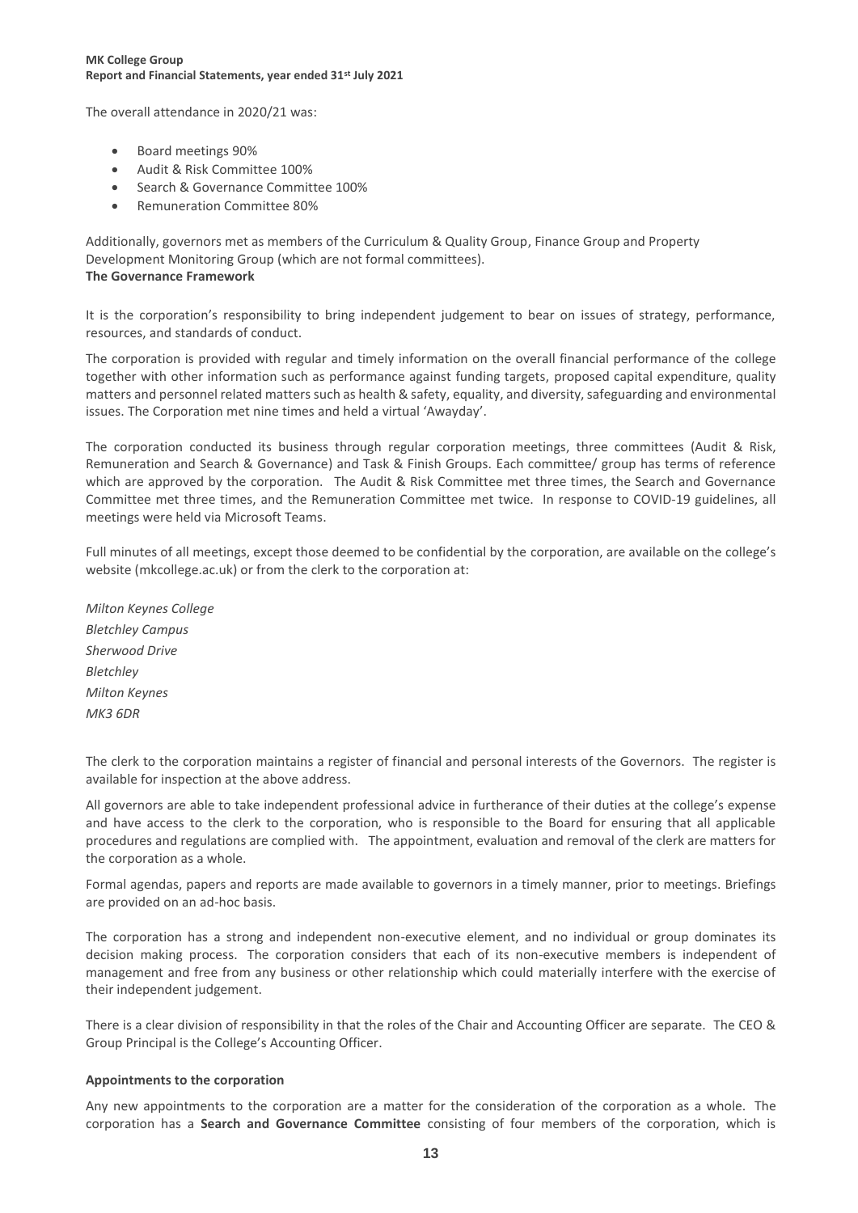The overall attendance in 2020/21 was:

- Board meetings 90%
- Audit & Risk Committee 100%
- Search & Governance Committee 100%
- Remuneration Committee 80%

Additionally, governors met as members of the Curriculum & Quality Group, Finance Group and Property Development Monitoring Group (which are not formal committees).

**The Governance Framework**

It is the corporation's responsibility to bring independent judgement to bear on issues of strategy, performance, resources, and standards of conduct.

The corporation is provided with regular and timely information on the overall financial performance of the college together with other information such as performance against funding targets, proposed capital expenditure, quality matters and personnel related matters such as health & safety, equality, and diversity, safeguarding and environmental issues. The Corporation met nine times and held a virtual 'Awayday'.

The corporation conducted its business through regular corporation meetings, three committees (Audit & Risk, Remuneration and Search & Governance) and Task & Finish Groups. Each committee/ group has terms of reference which are approved by the corporation. The Audit & Risk Committee met three times, the Search and Governance Committee met three times, and the Remuneration Committee met twice. In response to COVID-19 guidelines, all meetings were held via Microsoft Teams.

Full minutes of all meetings, except those deemed to be confidential by the corporation, are available on the college's website (mkcollege.ac.uk) or from the clerk to the corporation at:

*Milton Keynes College*
*Bletchley Campus*
*Sherwood Drive*
*Bletchley*
*Milton Keynes*
*MK3 6DR*

The clerk to the corporation maintains a register of financial and personal interests of the Governors. The register is available for inspection at the above address.

All governors are able to take independent professional advice in furtherance of their duties at the college's expense and have access to the clerk to the corporation, who is responsible to the Board for ensuring that all applicable procedures and regulations are complied with. The appointment, evaluation and removal of the clerk are matters for the corporation as a whole.

Formal agendas, papers and reports are made available to governors in a timely manner, prior to meetings. Briefings are provided on an ad-hoc basis.

The corporation has a strong and independent non-executive element, and no individual or group dominates its decision making process. The corporation considers that each of its non-executive members is independent of management and free from any business or other relationship which could materially interfere with the exercise of their independent judgement.

There is a clear division of responsibility in that the roles of the Chair and Accounting Officer are separate. The CEO & Group Principal is the College's Accounting Officer.

**Appointments to the corporation**

Any new appointments to the corporation are a matter for the consideration of the corporation as a whole. The corporation has a **Search and Governance Committee** consisting of four members of the corporation, which is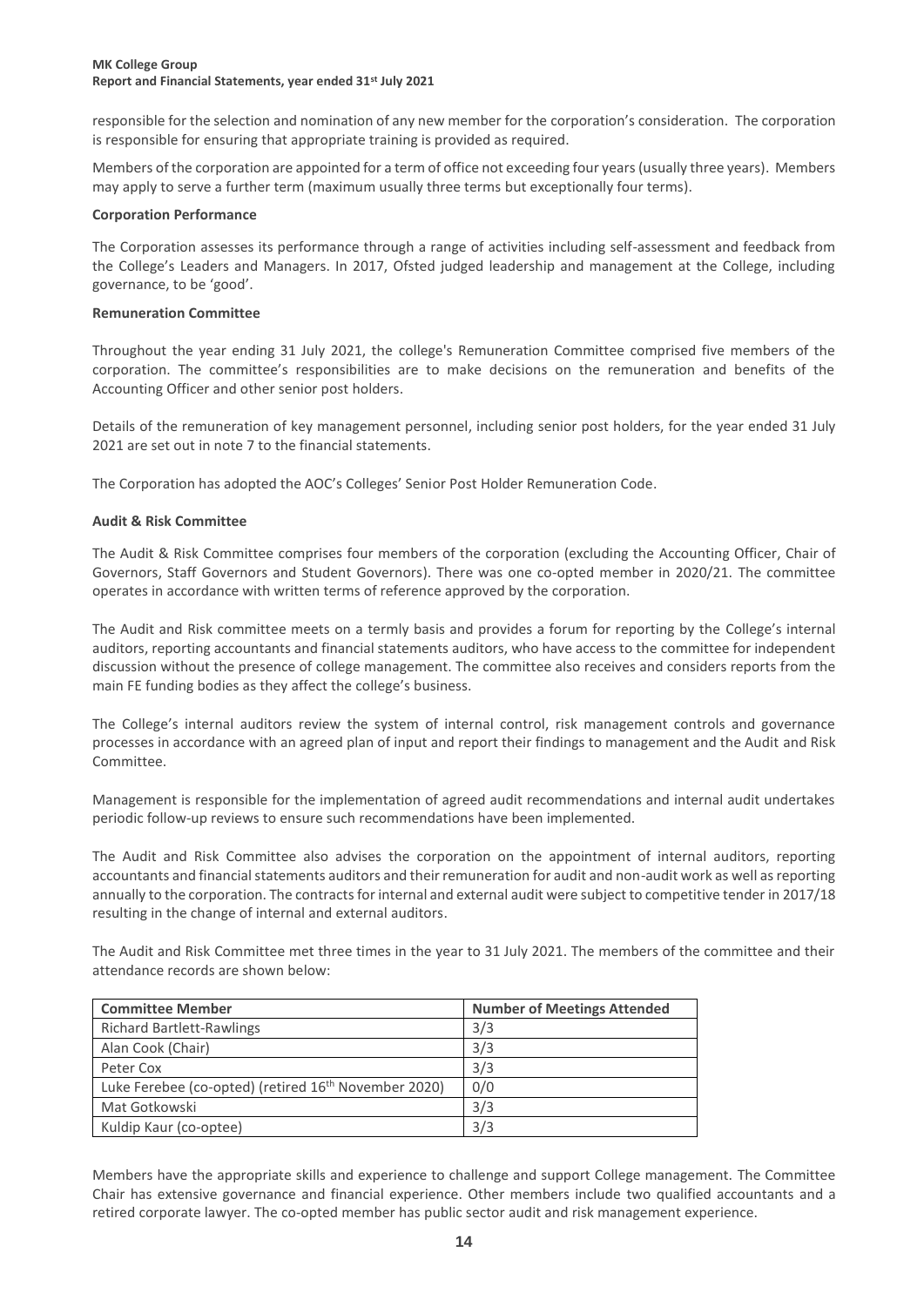responsible for the selection and nomination of any new member for the corporation's consideration. The corporation is responsible for ensuring that appropriate training is provided as required.

Members of the corporation are appointed for a term of office not exceeding four years (usually three years). Members may apply to serve a further term (maximum usually three terms but exceptionally four terms).

**Corporation Performance**

The Corporation assesses its performance through a range of activities including self-assessment and feedback from the College's Leaders and Managers. In 2017, Ofsted judged leadership and management at the College, including governance, to be 'good'.

**Remuneration Committee**

Throughout the year ending 31 July 2021, the college's Remuneration Committee comprised five members of the corporation. The committee's responsibilities are to make decisions on the remuneration and benefits of the Accounting Officer and other senior post holders.

Details of the remuneration of key management personnel, including senior post holders, for the year ended 31 July 2021 are set out in note 7 to the financial statements.

The Corporation has adopted the AOC's Colleges' Senior Post Holder Remuneration Code.

**Audit & Risk Committee**

The Audit & Risk Committee comprises four members of the corporation (excluding the Accounting Officer, Chair of Governors, Staff Governors and Student Governors). There was one co-opted member in 2020/21. The committee operates in accordance with written terms of reference approved by the corporation.

The Audit and Risk committee meets on a termly basis and provides a forum for reporting by the College's internal auditors, reporting accountants and financial statements auditors, who have access to the committee for independent discussion without the presence of college management. The committee also receives and considers reports from the main FE funding bodies as they affect the college's business.

The College's internal auditors review the system of internal control, risk management controls and governance processes in accordance with an agreed plan of input and report their findings to management and the Audit and Risk Committee.

Management is responsible for the implementation of agreed audit recommendations and internal audit undertakes periodic follow-up reviews to ensure such recommendations have been implemented.

The Audit and Risk Committee also advises the corporation on the appointment of internal auditors, reporting accountants and financial statements auditors and their remuneration for audit and non-audit work as well as reporting annually to the corporation. The contracts for internal and external audit were subject to competitive tender in 2017/18 resulting in the change of internal and external auditors.

The Audit and Risk Committee met three times in the year to 31 July 2021. The members of the committee and their attendance records are shown below:

| Committee Member | Number of Meetings Attended |
|---|---|
| Richard Bartlett-Rawlings | 3/3 |
| Alan Cook (Chair) | 3/3 |
| Peter Cox | 3/3 |
| Luke Ferebee (co-opted) (retired 16th November 2020) | 0/0 |
| Mat Gotkowski | 3/3 |
| Kuldip Kaur (co-optee) | 3/3 |

Members have the appropriate skills and experience to challenge and support College management. The Committee Chair has extensive governance and financial experience. Other members include two qualified accountants and a retired corporate lawyer. The co-opted member has public sector audit and risk management experience.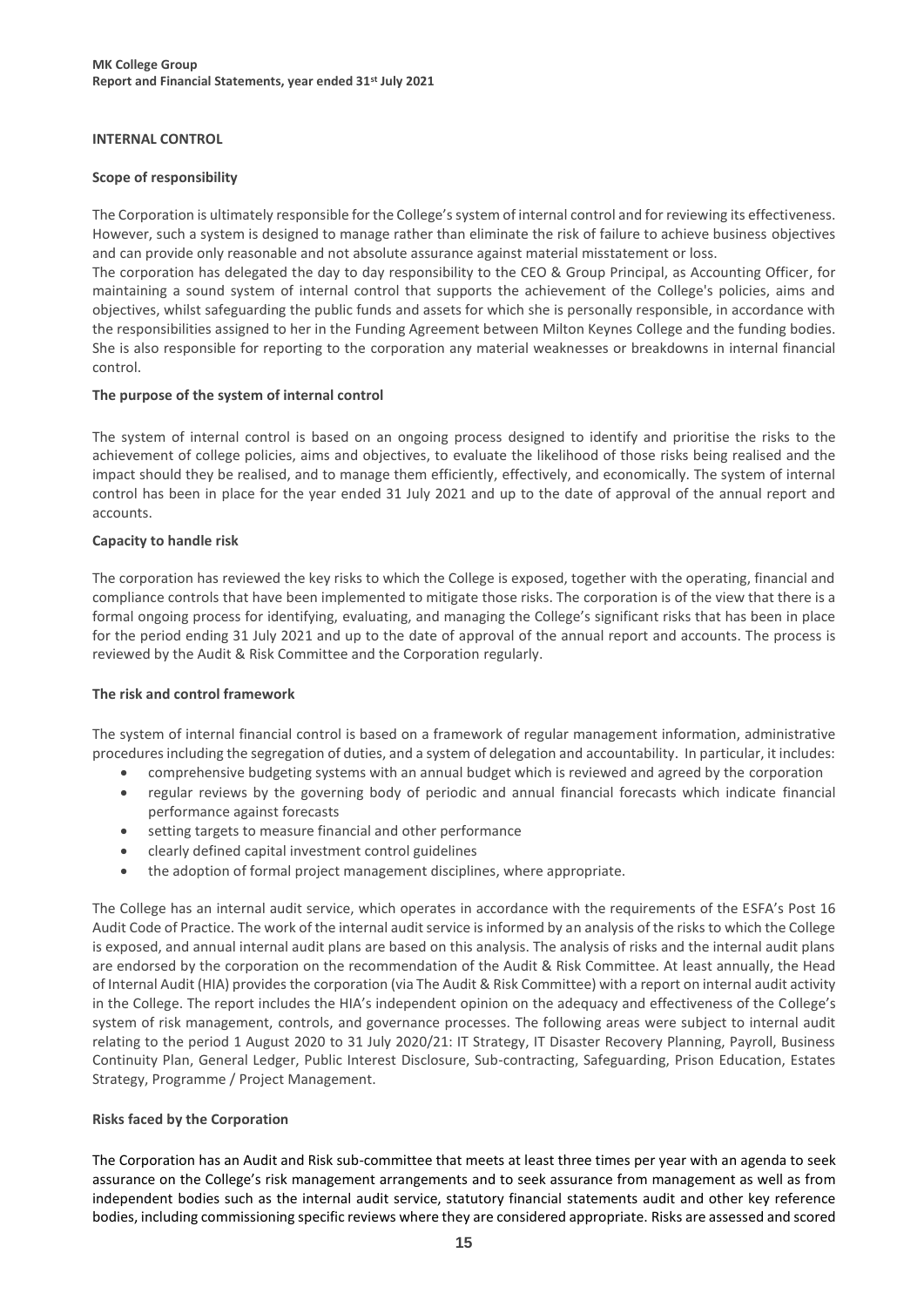## INTERNAL CONTROL

### Scope of responsibility

The Corporation is ultimately responsible for the College's system of internal control and for reviewing its effectiveness. However, such a system is designed to manage rather than eliminate the risk of failure to achieve business objectives and can provide only reasonable and not absolute assurance against material misstatement or loss.

The corporation has delegated the day to day responsibility to the CEO & Group Principal, as Accounting Officer, for maintaining a sound system of internal control that supports the achievement of the College's policies, aims and objectives, whilst safeguarding the public funds and assets for which she is personally responsible, in accordance with the responsibilities assigned to her in the Funding Agreement between Milton Keynes College and the funding bodies. She is also responsible for reporting to the corporation any material weaknesses or breakdowns in internal financial control.

### The purpose of the system of internal control

The system of internal control is based on an ongoing process designed to identify and prioritise the risks to the achievement of college policies, aims and objectives, to evaluate the likelihood of those risks being realised and the impact should they be realised, and to manage them efficiently, effectively, and economically. The system of internal control has been in place for the year ended 31 July 2021 and up to the date of approval of the annual report and accounts.

### Capacity to handle risk

The corporation has reviewed the key risks to which the College is exposed, together with the operating, financial and compliance controls that have been implemented to mitigate those risks. The corporation is of the view that there is a formal ongoing process for identifying, evaluating, and managing the College's significant risks that has been in place for the period ending 31 July 2021 and up to the date of approval of the annual report and accounts. The process is reviewed by the Audit & Risk Committee and the Corporation regularly.

### The risk and control framework

The system of internal financial control is based on a framework of regular management information, administrative procedures including the segregation of duties, and a system of delegation and accountability. In particular, it includes:

- comprehensive budgeting systems with an annual budget which is reviewed and agreed by the corporation
- regular reviews by the governing body of periodic and annual financial forecasts which indicate financial performance against forecasts
- setting targets to measure financial and other performance
- clearly defined capital investment control guidelines
- the adoption of formal project management disciplines, where appropriate.

The College has an internal audit service, which operates in accordance with the requirements of the ESFA's Post 16 Audit Code of Practice. The work of the internal audit service is informed by an analysis of the risks to which the College is exposed, and annual internal audit plans are based on this analysis. The analysis of risks and the internal audit plans are endorsed by the corporation on the recommendation of the Audit & Risk Committee. At least annually, the Head of Internal Audit (HIA) provides the corporation (via The Audit & Risk Committee) with a report on internal audit activity in the College. The report includes the HIA's independent opinion on the adequacy and effectiveness of the College's system of risk management, controls, and governance processes. The following areas were subject to internal audit relating to the period 1 August 2020 to 31 July 2020/21: IT Strategy, IT Disaster Recovery Planning, Payroll, Business Continuity Plan, General Ledger, Public Interest Disclosure, Sub-contracting, Safeguarding, Prison Education, Estates Strategy, Programme / Project Management.

### Risks faced by the Corporation

The Corporation has an Audit and Risk sub-committee that meets at least three times per year with an agenda to seek assurance on the College's risk management arrangements and to seek assurance from management as well as from independent bodies such as the internal audit service, statutory financial statements audit and other key reference bodies, including commissioning specific reviews where they are considered appropriate. Risks are assessed and scored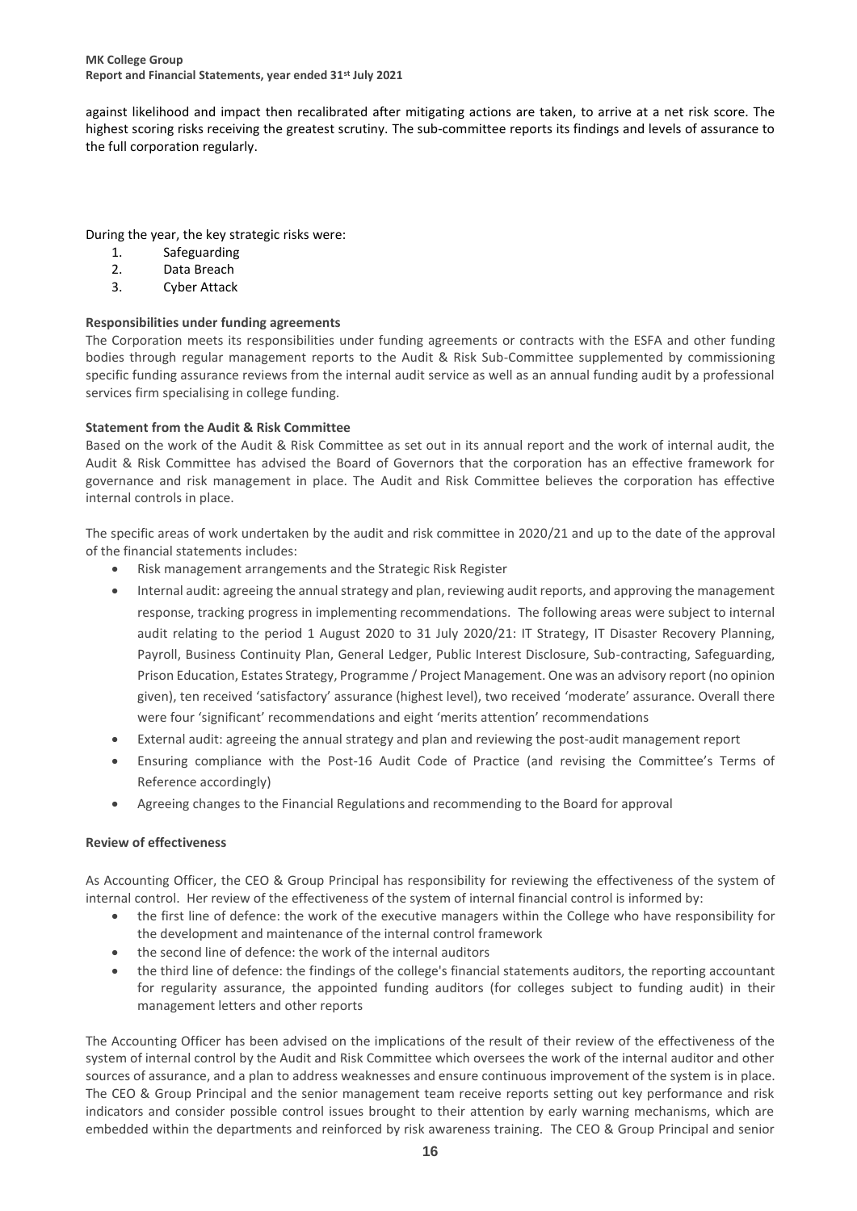against likelihood and impact then recalibrated after mitigating actions are taken, to arrive at a net risk score. The highest scoring risks receiving the greatest scrutiny. The sub-committee reports its findings and levels of assurance to the full corporation regularly.

During the year, the key strategic risks were:

1. Safeguarding
2. Data Breach
3. Cyber Attack

**Responsibilities under funding agreements**

The Corporation meets its responsibilities under funding agreements or contracts with the ESFA and other funding bodies through regular management reports to the Audit & Risk Sub-Committee supplemented by commissioning specific funding assurance reviews from the internal audit service as well as an annual funding audit by a professional services firm specialising in college funding.

**Statement from the Audit & Risk Committee**

Based on the work of the Audit & Risk Committee as set out in its annual report and the work of internal audit, the Audit & Risk Committee has advised the Board of Governors that the corporation has an effective framework for governance and risk management in place. The Audit and Risk Committee believes the corporation has effective internal controls in place.

The specific areas of work undertaken by the audit and risk committee in 2020/21 and up to the date of the approval of the financial statements includes:

- Risk management arrangements and the Strategic Risk Register
- Internal audit: agreeing the annual strategy and plan, reviewing audit reports, and approving the management response, tracking progress in implementing recommendations. The following areas were subject to internal audit relating to the period 1 August 2020 to 31 July 2020/21: IT Strategy, IT Disaster Recovery Planning, Payroll, Business Continuity Plan, General Ledger, Public Interest Disclosure, Sub-contracting, Safeguarding, Prison Education, Estates Strategy, Programme / Project Management. One was an advisory report (no opinion given), ten received 'satisfactory' assurance (highest level), two received 'moderate' assurance. Overall there were four 'significant' recommendations and eight 'merits attention' recommendations
- External audit: agreeing the annual strategy and plan and reviewing the post-audit management report
- Ensuring compliance with the Post-16 Audit Code of Practice (and revising the Committee's Terms of Reference accordingly)
- Agreeing changes to the Financial Regulations and recommending to the Board for approval

**Review of effectiveness**

As Accounting Officer, the CEO & Group Principal has responsibility for reviewing the effectiveness of the system of internal control. Her review of the effectiveness of the system of internal financial control is informed by:

- the first line of defence: the work of the executive managers within the College who have responsibility for the development and maintenance of the internal control framework
- the second line of defence: the work of the internal auditors
- the third line of defence: the findings of the college's financial statements auditors, the reporting accountant for regularity assurance, the appointed funding auditors (for colleges subject to funding audit) in their management letters and other reports

The Accounting Officer has been advised on the implications of the result of their review of the effectiveness of the system of internal control by the Audit and Risk Committee which oversees the work of the internal auditor and other sources of assurance, and a plan to address weaknesses and ensure continuous improvement of the system is in place. The CEO & Group Principal and the senior management team receive reports setting out key performance and risk indicators and consider possible control issues brought to their attention by early warning mechanisms, which are embedded within the departments and reinforced by risk awareness training. The CEO & Group Principal and senior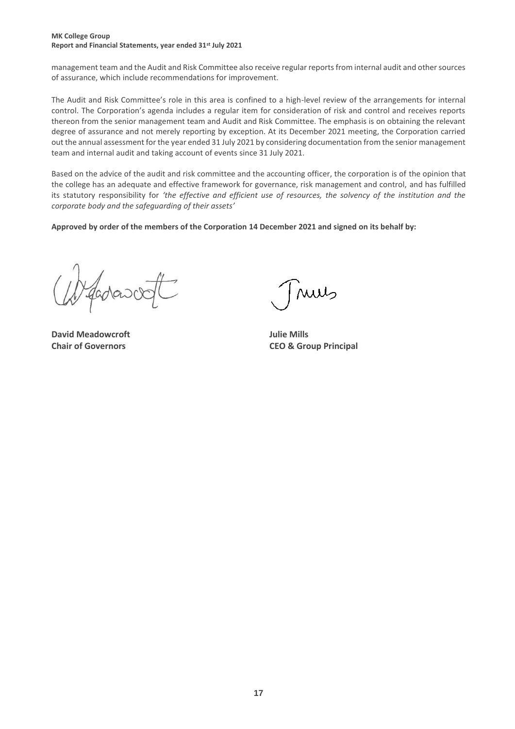management team and the Audit and Risk Committee also receive regular reports from internal audit and other sources of assurance, which include recommendations for improvement.

The Audit and Risk Committee's role in this area is confined to a high-level review of the arrangements for internal control. The Corporation's agenda includes a regular item for consideration of risk and control and receives reports thereon from the senior management team and Audit and Risk Committee. The emphasis is on obtaining the relevant degree of assurance and not merely reporting by exception. At its December 2021 meeting, the Corporation carried out the annual assessment for the year ended 31 July 2021 by considering documentation from the senior management team and internal audit and taking account of events since 31 July 2021.

Based on the advice of the audit and risk committee and the accounting officer, the corporation is of the opinion that the college has an adequate and effective framework for governance, risk management and control, and has fulfilled its statutory responsibility for *'the effective and efficient use of resources, the solvency of the institution and the corporate body and the safeguarding of their assets'*

**Approved by order of the members of the Corporation 14 December 2021 and signed on its behalf by:**

**David Meadowcroft**
**Chair of Governors**

**Julie Mills**
**CEO & Group Principal**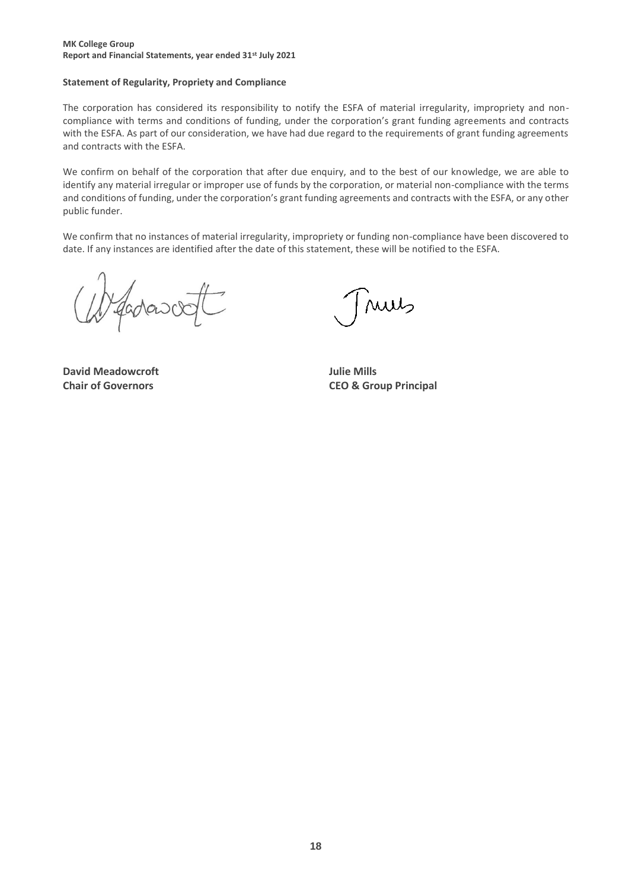## Statement of Regularity, Propriety and Compliance

The corporation has considered its responsibility to notify the ESFA of material irregularity, impropriety and non-compliance with terms and conditions of funding, under the corporation's grant funding agreements and contracts with the ESFA. As part of our consideration, we have had due regard to the requirements of grant funding agreements and contracts with the ESFA.

We confirm on behalf of the corporation that after due enquiry, and to the best of our knowledge, we are able to identify any material irregular or improper use of funds by the corporation, or material non-compliance with the terms and conditions of funding, under the corporation's grant funding agreements and contracts with the ESFA, or any other public funder.

We confirm that no instances of material irregularity, impropriety or funding non-compliance have been discovered to date. If any instances are identified after the date of this statement, these will be notified to the ESFA.

**David Meadowcroft**
**Chair of Governors**

**Julie Mills**
**CEO & Group Principal**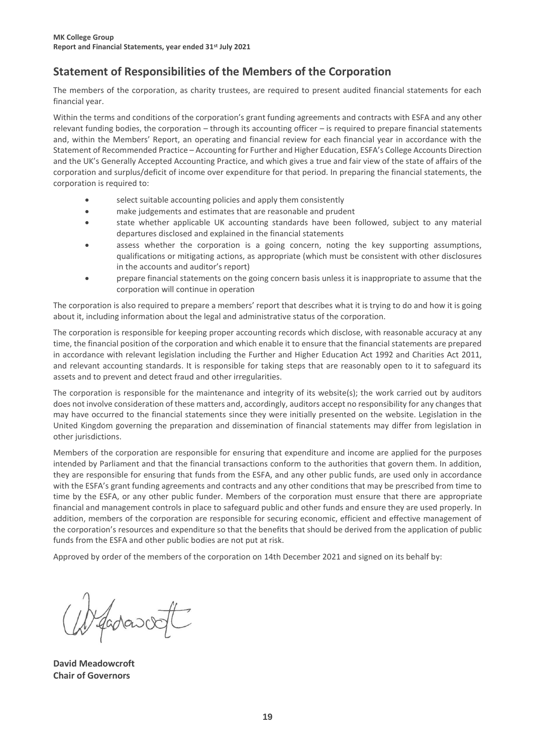## Statement of Responsibilities of the Members of the Corporation

The members of the corporation, as charity trustees, are required to present audited financial statements for each financial year.

Within the terms and conditions of the corporation's grant funding agreements and contracts with ESFA and any other relevant funding bodies, the corporation – through its accounting officer – is required to prepare financial statements and, within the Members' Report, an operating and financial review for each financial year in accordance with the Statement of Recommended Practice – Accounting for Further and Higher Education, ESFA's College Accounts Direction and the UK's Generally Accepted Accounting Practice, and which gives a true and fair view of the state of affairs of the corporation and surplus/deficit of income over expenditure for that period. In preparing the financial statements, the corporation is required to:

- select suitable accounting policies and apply them consistently
- make judgements and estimates that are reasonable and prudent
- state whether applicable UK accounting standards have been followed, subject to any material departures disclosed and explained in the financial statements
- assess whether the corporation is a going concern, noting the key supporting assumptions, qualifications or mitigating actions, as appropriate (which must be consistent with other disclosures in the accounts and auditor's report)
- prepare financial statements on the going concern basis unless it is inappropriate to assume that the corporation will continue in operation

The corporation is also required to prepare a members' report that describes what it is trying to do and how it is going about it, including information about the legal and administrative status of the corporation.

The corporation is responsible for keeping proper accounting records which disclose, with reasonable accuracy at any time, the financial position of the corporation and which enable it to ensure that the financial statements are prepared in accordance with relevant legislation including the Further and Higher Education Act 1992 and Charities Act 2011, and relevant accounting standards. It is responsible for taking steps that are reasonably open to it to safeguard its assets and to prevent and detect fraud and other irregularities.

The corporation is responsible for the maintenance and integrity of its website(s); the work carried out by auditors does not involve consideration of these matters and, accordingly, auditors accept no responsibility for any changes that may have occurred to the financial statements since they were initially presented on the website. Legislation in the United Kingdom governing the preparation and dissemination of financial statements may differ from legislation in other jurisdictions.

Members of the corporation are responsible for ensuring that expenditure and income are applied for the purposes intended by Parliament and that the financial transactions conform to the authorities that govern them. In addition, they are responsible for ensuring that funds from the ESFA, and any other public funds, are used only in accordance with the ESFA's grant funding agreements and contracts and any other conditions that may be prescribed from time to time by the ESFA, or any other public funder. Members of the corporation must ensure that there are appropriate financial and management controls in place to safeguard public and other funds and ensure they are used properly. In addition, members of the corporation are responsible for securing economic, efficient and effective management of the corporation's resources and expenditure so that the benefits that should be derived from the application of public funds from the ESFA and other public bodies are not put at risk.

Approved by order of the members of the corporation on 14th December 2021 and signed on its behalf by:

**David Meadowcroft**
**Chair of Governors**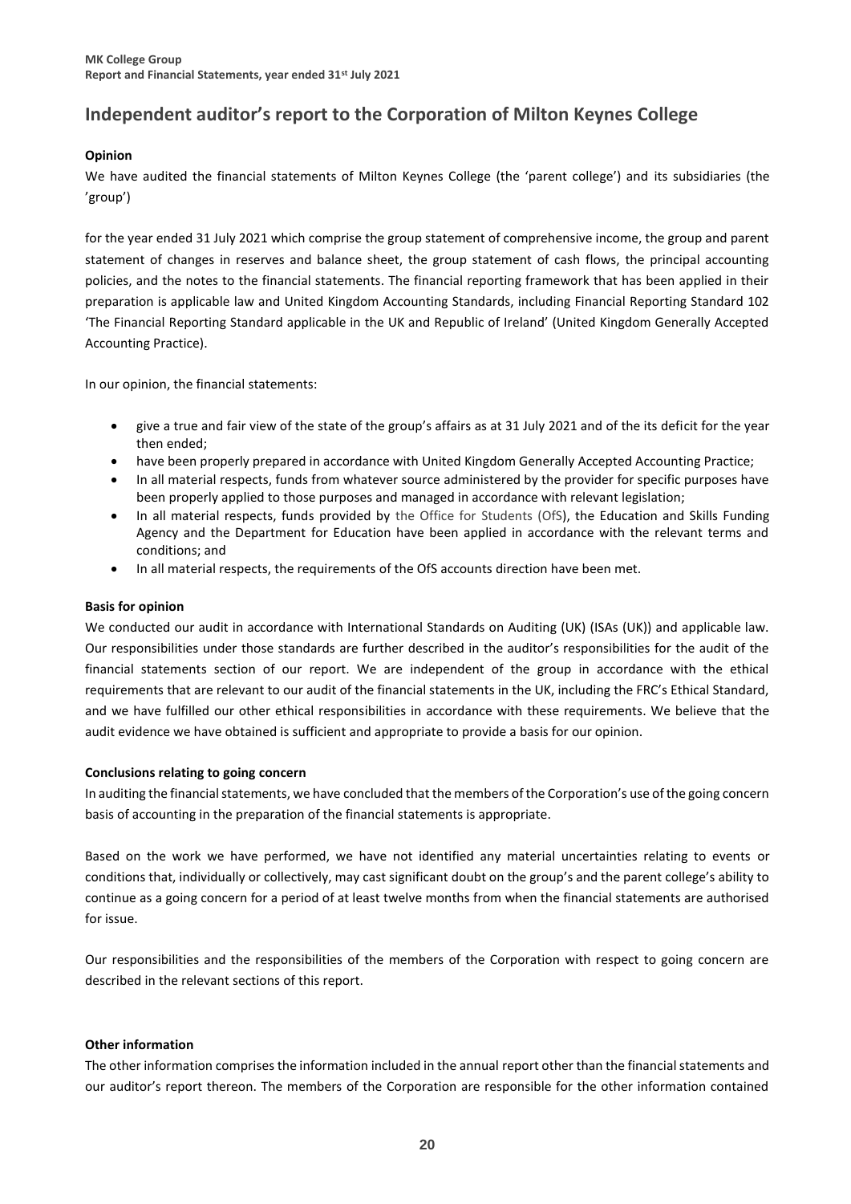# Independent auditor's report to the Corporation of Milton Keynes College

**Opinion**

We have audited the financial statements of Milton Keynes College (the 'parent college') and its subsidiaries (the 'group')

for the year ended 31 July 2021 which comprise the group statement of comprehensive income, the group and parent statement of changes in reserves and balance sheet, the group statement of cash flows, the principal accounting policies, and the notes to the financial statements. The financial reporting framework that has been applied in their preparation is applicable law and United Kingdom Accounting Standards, including Financial Reporting Standard 102 'The Financial Reporting Standard applicable in the UK and Republic of Ireland' (United Kingdom Generally Accepted Accounting Practice).

In our opinion, the financial statements:

- give a true and fair view of the state of the group's affairs as at 31 July 2021 and of the its deficit for the year then ended;
- have been properly prepared in accordance with United Kingdom Generally Accepted Accounting Practice;
- In all material respects, funds from whatever source administered by the provider for specific purposes have been properly applied to those purposes and managed in accordance with relevant legislation;
- In all material respects, funds provided by the Office for Students (OfS), the Education and Skills Funding Agency and the Department for Education have been applied in accordance with the relevant terms and conditions; and
- In all material respects, the requirements of the OfS accounts direction have been met.

**Basis for opinion**

We conducted our audit in accordance with International Standards on Auditing (UK) (ISAs (UK)) and applicable law. Our responsibilities under those standards are further described in the auditor's responsibilities for the audit of the financial statements section of our report. We are independent of the group in accordance with the ethical requirements that are relevant to our audit of the financial statements in the UK, including the FRC's Ethical Standard, and we have fulfilled our other ethical responsibilities in accordance with these requirements. We believe that the audit evidence we have obtained is sufficient and appropriate to provide a basis for our opinion.

**Conclusions relating to going concern**

In auditing the financial statements, we have concluded that the members of the Corporation's use of the going concern basis of accounting in the preparation of the financial statements is appropriate.

Based on the work we have performed, we have not identified any material uncertainties relating to events or conditions that, individually or collectively, may cast significant doubt on the group's and the parent college's ability to continue as a going concern for a period of at least twelve months from when the financial statements are authorised for issue.

Our responsibilities and the responsibilities of the members of the Corporation with respect to going concern are described in the relevant sections of this report.

**Other information**

The other information comprises the information included in the annual report other than the financial statements and our auditor's report thereon. The members of the Corporation are responsible for the other information contained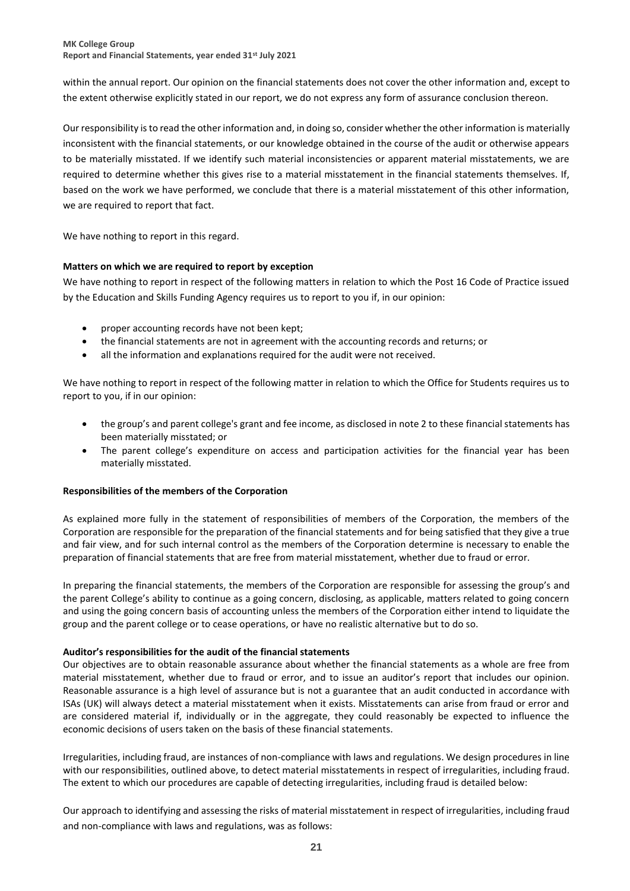within the annual report. Our opinion on the financial statements does not cover the other information and, except to the extent otherwise explicitly stated in our report, we do not express any form of assurance conclusion thereon.

Our responsibility is to read the other information and, in doing so, consider whether the other information is materially inconsistent with the financial statements, or our knowledge obtained in the course of the audit or otherwise appears to be materially misstated. If we identify such material inconsistencies or apparent material misstatements, we are required to determine whether this gives rise to a material misstatement in the financial statements themselves. If, based on the work we have performed, we conclude that there is a material misstatement of this other information, we are required to report that fact.

We have nothing to report in this regard.

**Matters on which we are required to report by exception**

We have nothing to report in respect of the following matters in relation to which the Post 16 Code of Practice issued by the Education and Skills Funding Agency requires us to report to you if, in our opinion:

- proper accounting records have not been kept;
- the financial statements are not in agreement with the accounting records and returns; or
- all the information and explanations required for the audit were not received.

We have nothing to report in respect of the following matter in relation to which the Office for Students requires us to report to you, if in our opinion:

- the group's and parent college's grant and fee income, as disclosed in note 2 to these financial statements has been materially misstated; or
- The parent college's expenditure on access and participation activities for the financial year has been materially misstated.

**Responsibilities of the members of the Corporation**

As explained more fully in the statement of responsibilities of members of the Corporation, the members of the Corporation are responsible for the preparation of the financial statements and for being satisfied that they give a true and fair view, and for such internal control as the members of the Corporation determine is necessary to enable the preparation of financial statements that are free from material misstatement, whether due to fraud or error.

In preparing the financial statements, the members of the Corporation are responsible for assessing the group's and the parent College's ability to continue as a going concern, disclosing, as applicable, matters related to going concern and using the going concern basis of accounting unless the members of the Corporation either intend to liquidate the group and the parent college or to cease operations, or have no realistic alternative but to do so.

**Auditor's responsibilities for the audit of the financial statements**

Our objectives are to obtain reasonable assurance about whether the financial statements as a whole are free from material misstatement, whether due to fraud or error, and to issue an auditor's report that includes our opinion. Reasonable assurance is a high level of assurance but is not a guarantee that an audit conducted in accordance with ISAs (UK) will always detect a material misstatement when it exists. Misstatements can arise from fraud or error and are considered material if, individually or in the aggregate, they could reasonably be expected to influence the economic decisions of users taken on the basis of these financial statements.

Irregularities, including fraud, are instances of non-compliance with laws and regulations. We design procedures in line with our responsibilities, outlined above, to detect material misstatements in respect of irregularities, including fraud. The extent to which our procedures are capable of detecting irregularities, including fraud is detailed below:

Our approach to identifying and assessing the risks of material misstatement in respect of irregularities, including fraud and non-compliance with laws and regulations, was as follows: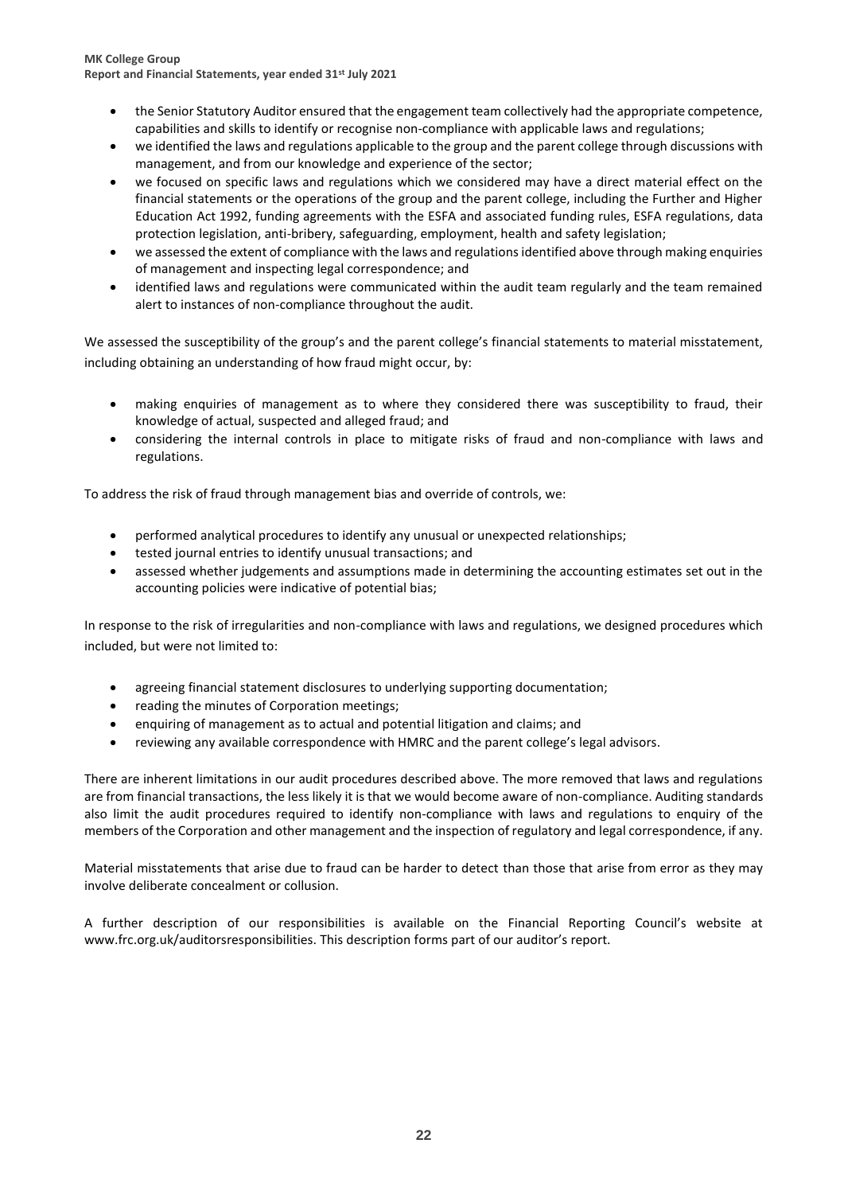- the Senior Statutory Auditor ensured that the engagement team collectively had the appropriate competence, capabilities and skills to identify or recognise non-compliance with applicable laws and regulations;
- we identified the laws and regulations applicable to the group and the parent college through discussions with management, and from our knowledge and experience of the sector;
- we focused on specific laws and regulations which we considered may have a direct material effect on the financial statements or the operations of the group and the parent college, including the Further and Higher Education Act 1992, funding agreements with the ESFA and associated funding rules, ESFA regulations, data protection legislation, anti-bribery, safeguarding, employment, health and safety legislation;
- we assessed the extent of compliance with the laws and regulations identified above through making enquiries of management and inspecting legal correspondence; and
- identified laws and regulations were communicated within the audit team regularly and the team remained alert to instances of non-compliance throughout the audit.

We assessed the susceptibility of the group's and the parent college's financial statements to material misstatement, including obtaining an understanding of how fraud might occur, by:

- making enquiries of management as to where they considered there was susceptibility to fraud, their knowledge of actual, suspected and alleged fraud; and
- considering the internal controls in place to mitigate risks of fraud and non-compliance with laws and regulations.

To address the risk of fraud through management bias and override of controls, we:

- performed analytical procedures to identify any unusual or unexpected relationships;
- tested journal entries to identify unusual transactions; and
- assessed whether judgements and assumptions made in determining the accounting estimates set out in the accounting policies were indicative of potential bias;

In response to the risk of irregularities and non-compliance with laws and regulations, we designed procedures which included, but were not limited to:

- agreeing financial statement disclosures to underlying supporting documentation;
- reading the minutes of Corporation meetings;
- enquiring of management as to actual and potential litigation and claims; and
- reviewing any available correspondence with HMRC and the parent college's legal advisors.

There are inherent limitations in our audit procedures described above. The more removed that laws and regulations are from financial transactions, the less likely it is that we would become aware of non-compliance. Auditing standards also limit the audit procedures required to identify non-compliance with laws and regulations to enquiry of the members of the Corporation and other management and the inspection of regulatory and legal correspondence, if any.

Material misstatements that arise due to fraud can be harder to detect than those that arise from error as they may involve deliberate concealment or collusion.

A further description of our responsibilities is available on the Financial Reporting Council's website at www.frc.org.uk/auditorsresponsibilities. This description forms part of our auditor's report.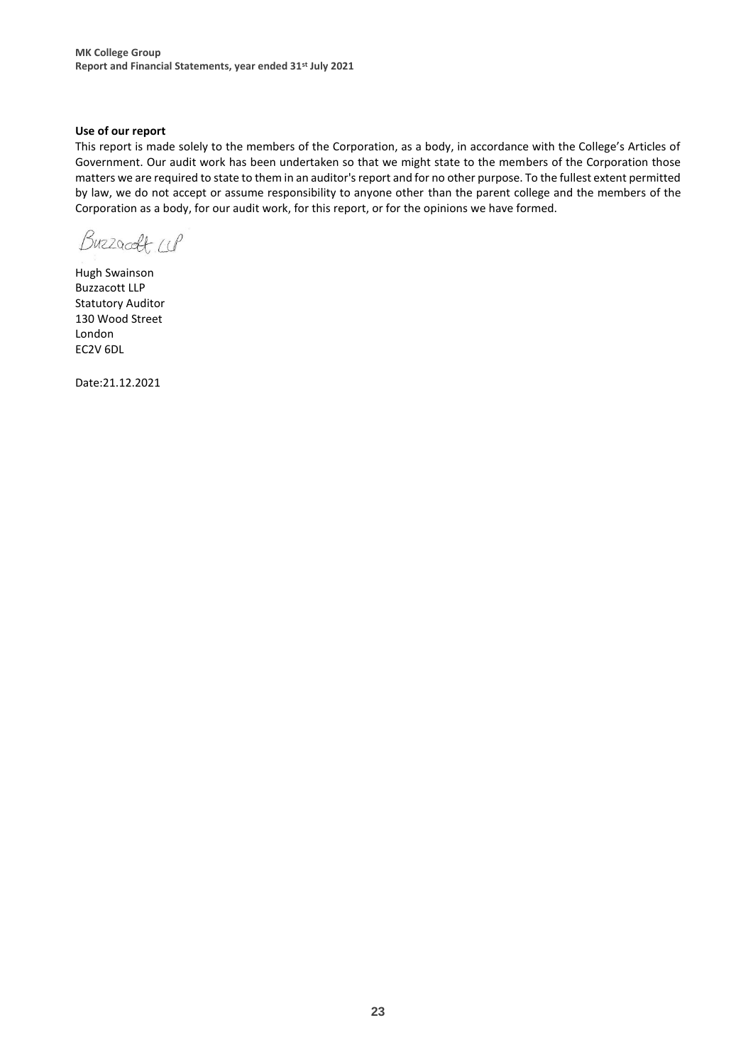**Use of our report**

This report is made solely to the members of the Corporation, as a body, in accordance with the College's Articles of Government. Our audit work has been undertaken so that we might state to the members of the Corporation those matters we are required to state to them in an auditor's report and for no other purpose. To the fullest extent permitted by law, we do not accept or assume responsibility to anyone other than the parent college and the members of the Corporation as a body, for our audit work, for this report, or for the opinions we have formed.

Buzzacott LLP

Hugh Swainson
Buzzacott LLP
Statutory Auditor
130 Wood Street
London
EC2V 6DL

Date:21.12.2021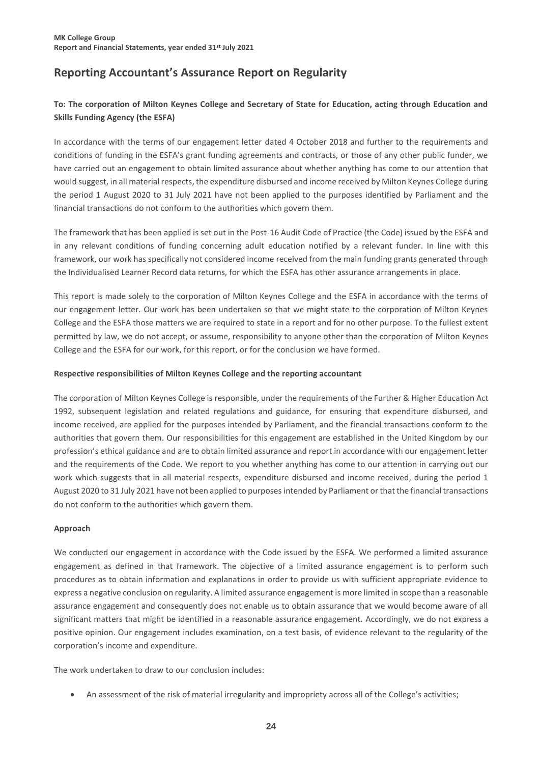# Reporting Accountant's Assurance Report on Regularity

**To: The corporation of Milton Keynes College and Secretary of State for Education, acting through Education and Skills Funding Agency (the ESFA)**

In accordance with the terms of our engagement letter dated 4 October 2018 and further to the requirements and conditions of funding in the ESFA's grant funding agreements and contracts, or those of any other public funder, we have carried out an engagement to obtain limited assurance about whether anything has come to our attention that would suggest, in all material respects, the expenditure disbursed and income received by Milton Keynes College during the period 1 August 2020 to 31 July 2021 have not been applied to the purposes identified by Parliament and the financial transactions do not conform to the authorities which govern them.

The framework that has been applied is set out in the Post-16 Audit Code of Practice (the Code) issued by the ESFA and in any relevant conditions of funding concerning adult education notified by a relevant funder. In line with this framework, our work has specifically not considered income received from the main funding grants generated through the Individualised Learner Record data returns, for which the ESFA has other assurance arrangements in place.

This report is made solely to the corporation of Milton Keynes College and the ESFA in accordance with the terms of our engagement letter. Our work has been undertaken so that we might state to the corporation of Milton Keynes College and the ESFA those matters we are required to state in a report and for no other purpose. To the fullest extent permitted by law, we do not accept, or assume, responsibility to anyone other than the corporation of Milton Keynes College and the ESFA for our work, for this report, or for the conclusion we have formed.

**Respective responsibilities of Milton Keynes College and the reporting accountant**

The corporation of Milton Keynes College is responsible, under the requirements of the Further & Higher Education Act 1992, subsequent legislation and related regulations and guidance, for ensuring that expenditure disbursed, and income received, are applied for the purposes intended by Parliament, and the financial transactions conform to the authorities that govern them. Our responsibilities for this engagement are established in the United Kingdom by our profession's ethical guidance and are to obtain limited assurance and report in accordance with our engagement letter and the requirements of the Code. We report to you whether anything has come to our attention in carrying out our work which suggests that in all material respects, expenditure disbursed and income received, during the period 1 August 2020 to 31 July 2021 have not been applied to purposes intended by Parliament or that the financial transactions do not conform to the authorities which govern them.

**Approach**

We conducted our engagement in accordance with the Code issued by the ESFA. We performed a limited assurance engagement as defined in that framework. The objective of a limited assurance engagement is to perform such procedures as to obtain information and explanations in order to provide us with sufficient appropriate evidence to express a negative conclusion on regularity. A limited assurance engagement is more limited in scope than a reasonable assurance engagement and consequently does not enable us to obtain assurance that we would become aware of all significant matters that might be identified in a reasonable assurance engagement. Accordingly, we do not express a positive opinion. Our engagement includes examination, on a test basis, of evidence relevant to the regularity of the corporation's income and expenditure.

The work undertaken to draw to our conclusion includes:

- An assessment of the risk of material irregularity and impropriety across all of the College's activities;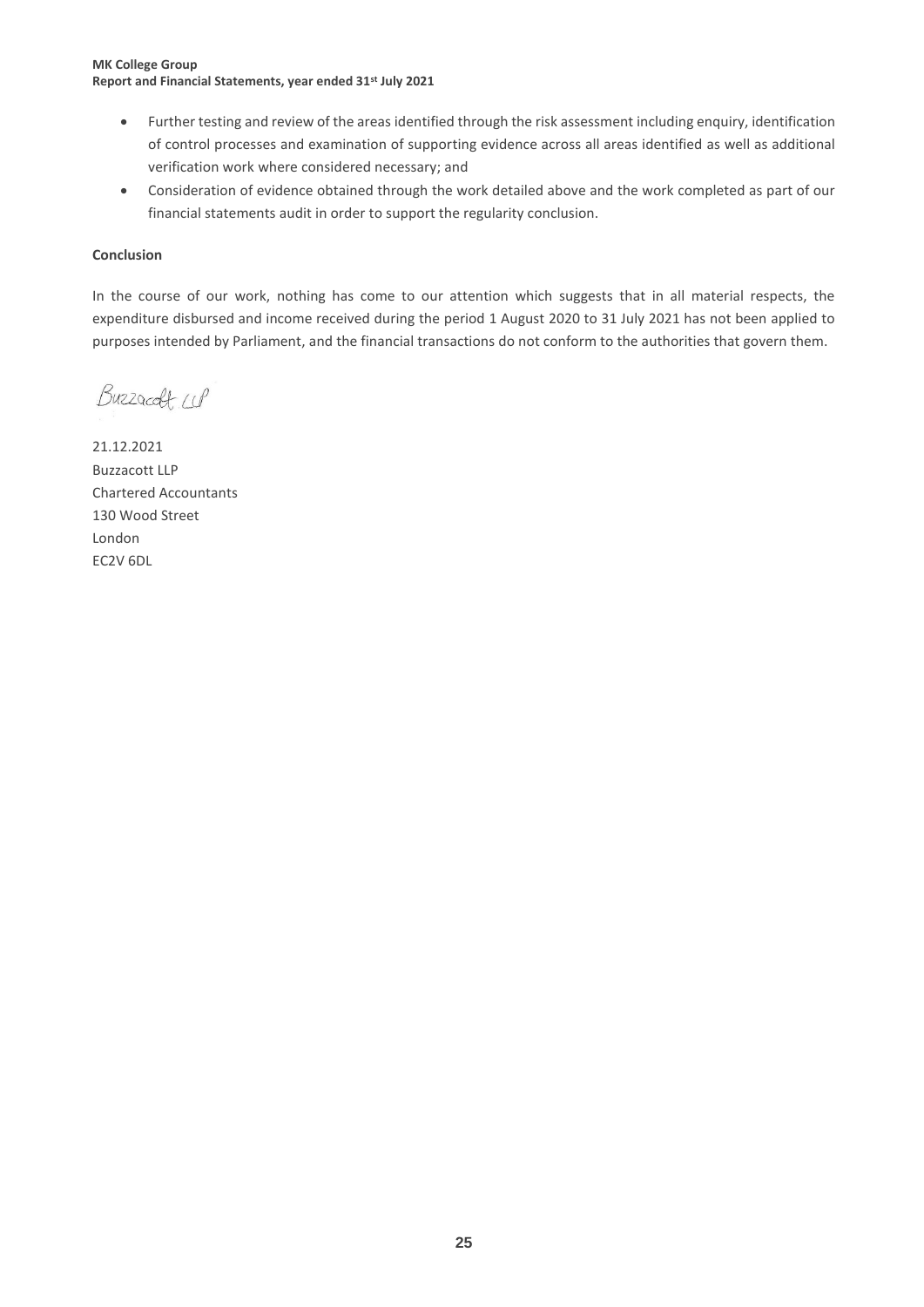- Further testing and review of the areas identified through the risk assessment including enquiry, identification of control processes and examination of supporting evidence across all areas identified as well as additional verification work where considered necessary; and
- Consideration of evidence obtained through the work detailed above and the work completed as part of our financial statements audit in order to support the regularity conclusion.

**Conclusion**

In the course of our work, nothing has come to our attention which suggests that in all material respects, the expenditure disbursed and income received during the period 1 August 2020 to 31 July 2021 has not been applied to purposes intended by Parliament, and the financial transactions do not conform to the authorities that govern them.

Buzzacott LLP

21.12.2021
Buzzacott LLP
Chartered Accountants
130 Wood Street
London
EC2V 6DL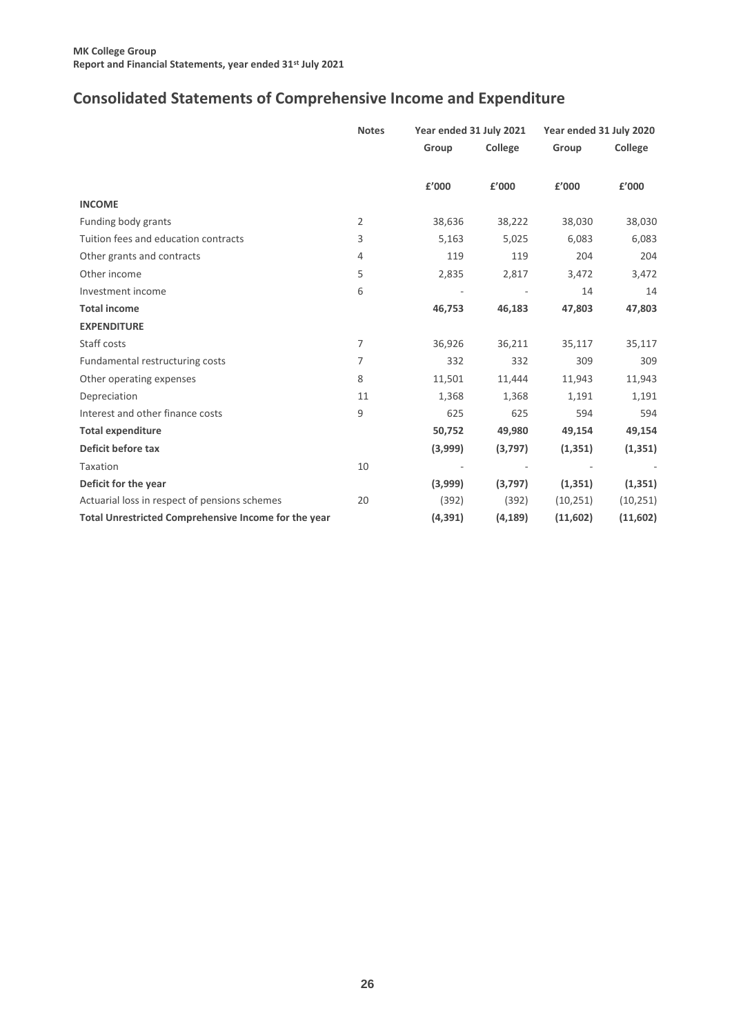# Consolidated Statements of Comprehensive Income and Expenditure

| | Notes | Year ended 31 July 2021 | | Year ended 31 July 2020 | |
|---|---|---|---|---|---|
| | | Group | College | Group | College |
| | | £'000 | £'000 | £'000 | £'000 |
| **INCOME** | | | | | |
| Funding body grants | 2 | 38,636 | 38,222 | 38,030 | 38,030 |
| Tuition fees and education contracts | 3 | 5,163 | 5,025 | 6,083 | 6,083 |
| Other grants and contracts | 4 | 119 | 119 | 204 | 204 |
| Other income | 5 | 2,835 | 2,817 | 3,472 | 3,472 |
| Investment income | 6 | - | - | 14 | 14 |
| **Total income** | | **46,753** | **46,183** | **47,803** | **47,803** |
| **EXPENDITURE** | | | | | |
| Staff costs | 7 | 36,926 | 36,211 | 35,117 | 35,117 |
| Fundamental restructuring costs | 7 | 332 | 332 | 309 | 309 |
| Other operating expenses | 8 | 11,501 | 11,444 | 11,943 | 11,943 |
| Depreciation | 11 | 1,368 | 1,368 | 1,191 | 1,191 |
| Interest and other finance costs | 9 | 625 | 625 | 594 | 594 |
| **Total expenditure** | | **50,752** | **49,980** | **49,154** | **49,154** |
| **Deficit before tax** | | **(3,999)** | **(3,797)** | **(1,351)** | **(1,351)** |
| Taxation | 10 | - | - | - | - |
| **Deficit for the year** | | **(3,999)** | **(3,797)** | **(1,351)** | **(1,351)** |
| Actuarial loss in respect of pensions schemes | 20 | (392) | (392) | (10,251) | (10,251) |
| **Total Unrestricted Comprehensive Income for the year** | | **(4,391)** | **(4,189)** | **(11,602)** | **(11,602)** |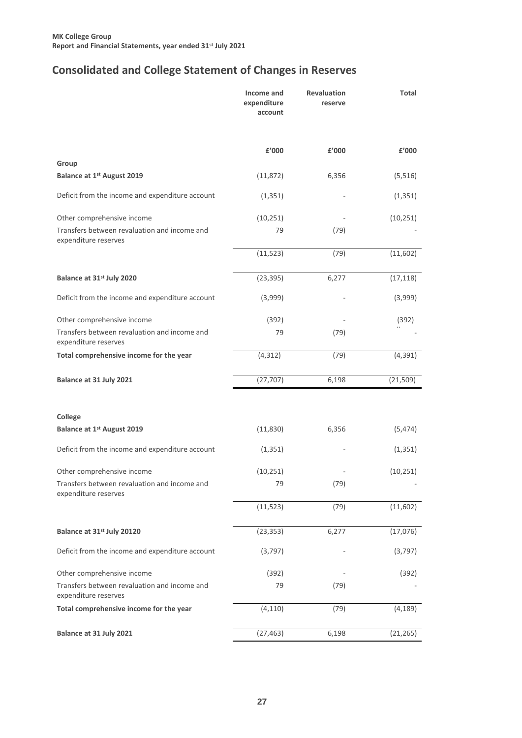# Consolidated and College Statement of Changes in Reserves

| | Income and expenditure account | Revaluation reserve | Total |
|---|---|---|---|
| | £'000 | £'000 | £'000 |
| **Group** | | | |
| **Balance at 1st August 2019** | (11,872) | 6,356 | (5,516) |
| Deficit from the income and expenditure account | (1,351) | - | (1,351) |
| Other comprehensive income | (10,251) | - | (10,251) |
| Transfers between revaluation and income and expenditure reserves | 79 | (79) | - |
| | (11,523) | (79) | (11,602) |
| **Balance at 31st July 2020** | (23,395) | 6,277 | (17,118) |
| Deficit from the income and expenditure account | (3,999) | - | (3,999) |
| Other comprehensive income | (392) | - | (392) |
| Transfers between revaluation and income and expenditure reserves | 79 | (79) | - |
| **Total comprehensive income for the year** | (4,312) | (79) | (4,391) |
| **Balance at 31 July 2021** | (27,707) | 6,198 | (21,509) |
| | | | |
| **College** | | | |
| **Balance at 1st August 2019** | (11,830) | 6,356 | (5,474) |
| Deficit from the income and expenditure account | (1,351) | - | (1,351) |
| Other comprehensive income | (10,251) | - | (10,251) |
| Transfers between revaluation and income and expenditure reserves | 79 | (79) | - |
| | (11,523) | (79) | (11,602) |
| **Balance at 31st July 20120** | (23,353) | 6,277 | (17,076) |
| Deficit from the income and expenditure account | (3,797) | - | (3,797) |
| Other comprehensive income | (392) | - | (392) |
| Transfers between revaluation and income and expenditure reserves | 79 | (79) | - |
| **Total comprehensive income for the year** | (4,110) | (79) | (4,189) |
| **Balance at 31 July 2021** | (27,463) | 6,198 | (21,265) |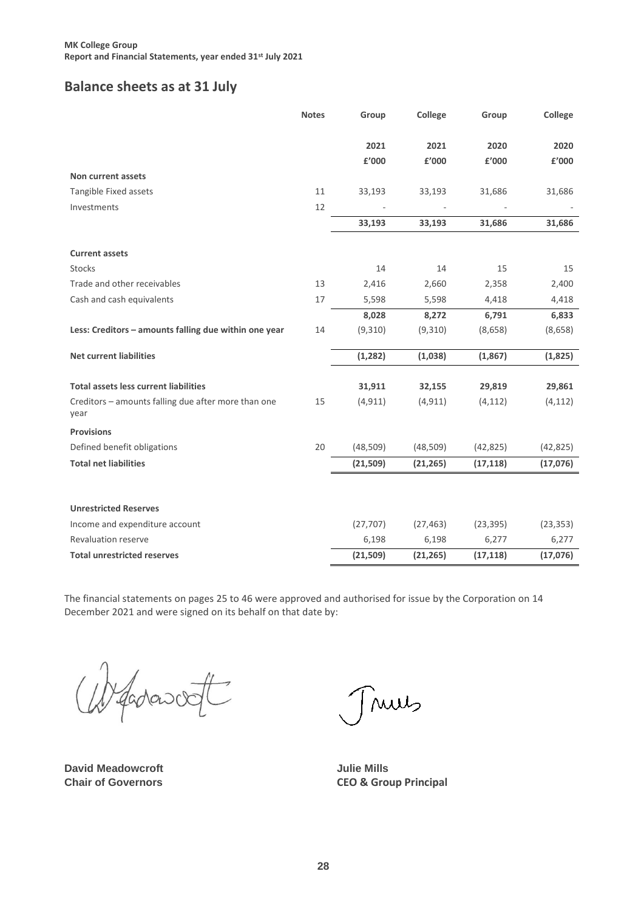## Balance sheets as at 31 July

| | Notes | Group | College | Group | College |
|---|---|---|---|---|---|
| | | 2021 | 2021 | 2020 | 2020 |
| | | £'000 | £'000 | £'000 | £'000 |
| **Non current assets** | | | | | |
| Tangible Fixed assets | 11 | 33,193 | 33,193 | 31,686 | 31,686 |
| Investments | 12 | - | - | - | - |
| | | **33,193** | **33,193** | **31,686** | **31,686** |
| **Current assets** | | | | | |
| Stocks | | 14 | 14 | 15 | 15 |
| Trade and other receivables | 13 | 2,416 | 2,660 | 2,358 | 2,400 |
| Cash and cash equivalents | 17 | 5,598 | 5,598 | 4,418 | 4,418 |
| | | **8,028** | **8,272** | **6,791** | **6,833** |
| **Less: Creditors – amounts falling due within one year** | 14 | (9,310) | (9,310) | (8,658) | (8,658) |
| **Net current liabilities** | | **(1,282)** | **(1,038)** | **(1,867)** | **(1,825)** |
| **Total assets less current liabilities** | | **31,911** | **32,155** | **29,819** | **29,861** |
| Creditors – amounts falling due after more than one year | 15 | (4,911) | (4,911) | (4,112) | (4,112) |
| **Provisions** | | | | | |
| Defined benefit obligations | 20 | (48,509) | (48,509) | (42,825) | (42,825) |
| **Total net liabilities** | | **(21,509)** | **(21,265)** | **(17,118)** | **(17,076)** |
| **Unrestricted Reserves** | | | | | |
| Income and expenditure account | | (27,707) | (27,463) | (23,395) | (23,353) |
| Revaluation reserve | | 6,198 | 6,198 | 6,277 | 6,277 |
| **Total unrestricted reserves** | | **(21,509)** | **(21,265)** | **(17,118)** | **(17,076)** |

The financial statements on pages 25 to 46 were approved and authorised for issue by the Corporation on 14 December 2021 and were signed on its behalf on that date by:

**David Meadowcroft**
**Chair of Governors**

**Julie Mills**
**CEO & Group Principal**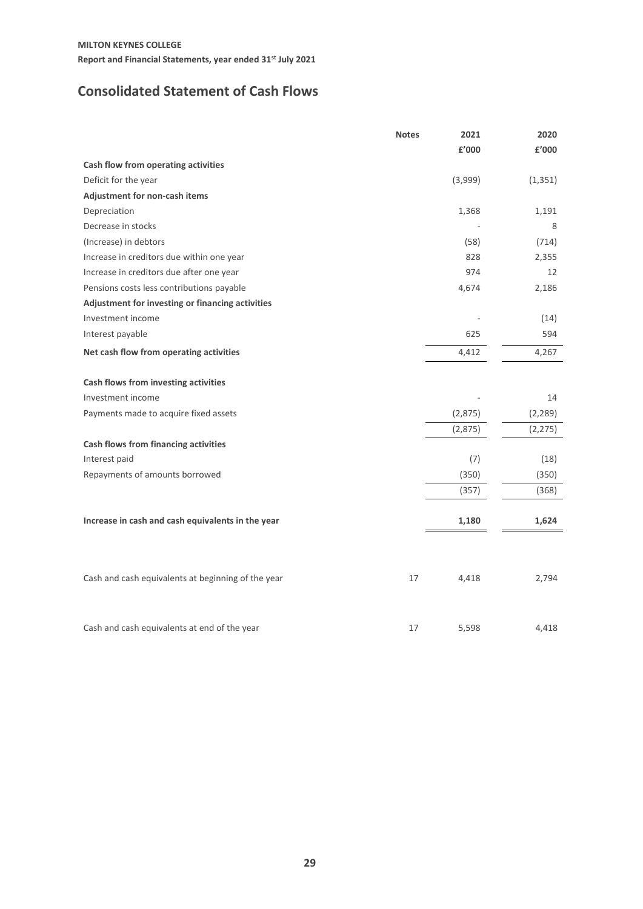**MILTON KEYNES COLLEGE**

**Report and Financial Statements, year ended 31st July 2021**

## Consolidated Statement of Cash Flows

| | Notes | 2021 | 2020 |
|---|---|---|---|
| | | £'000 | £'000 |
| **Cash flow from operating activities** | | | |
| Deficit for the year | | (3,999) | (1,351) |
| **Adjustment for non-cash items** | | | |
| Depreciation | | 1,368 | 1,191 |
| Decrease in stocks | | - | 8 |
| (Increase) in debtors | | (58) | (714) |
| Increase in creditors due within one year | | 828 | 2,355 |
| Increase in creditors due after one year | | 974 | 12 |
| Pensions costs less contributions payable | | 4,674 | 2,186 |
| **Adjustment for investing or financing activities** | | | |
| Investment income | | - | (14) |
| Interest payable | | 625 | 594 |
| **Net cash flow from operating activities** | | 4,412 | 4,267 |
| | | | |
| **Cash flows from investing activities** | | | |
| Investment income | | - | 14 |
| Payments made to acquire fixed assets | | (2,875) | (2,289) |
| | | (2,875) | (2,275) |
| **Cash flows from financing activities** | | | |
| Interest paid | | (7) | (18) |
| Repayments of amounts borrowed | | (350) | (350) |
| | | (357) | (368) |
| | | | |
| **Increase in cash and cash equivalents in the year** | | **1,180** | **1,624** |
| | | | |
| Cash and cash equivalents at beginning of the year | 17 | 4,418 | 2,794 |
| | | | |
| Cash and cash equivalents at end of the year | 17 | 5,598 | 4,418 |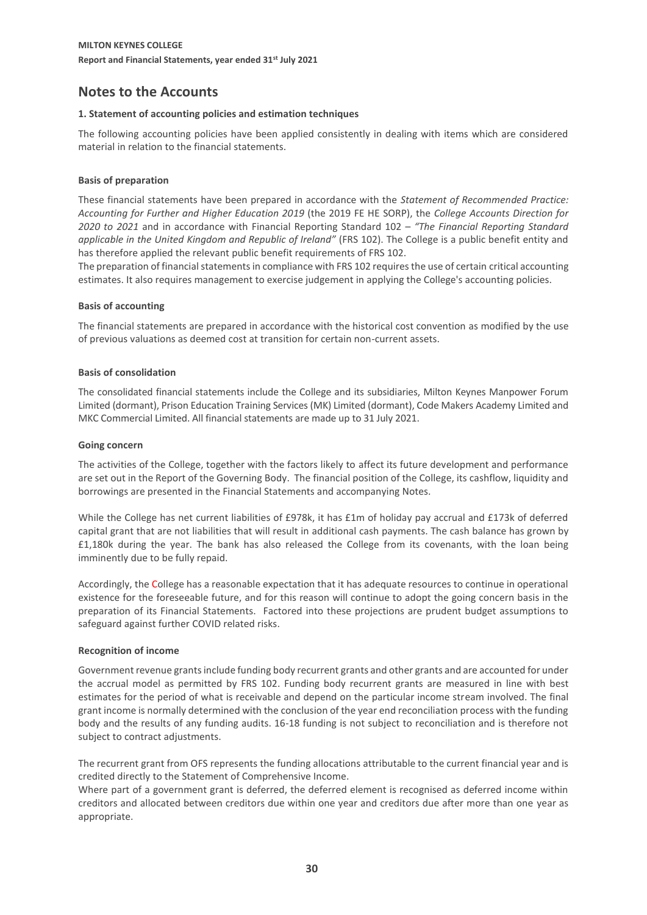# Notes to the Accounts

### 1. Statement of accounting policies and estimation techniques

The following accounting policies have been applied consistently in dealing with items which are considered material in relation to the financial statements.

#### Basis of preparation

These financial statements have been prepared in accordance with the *Statement of Recommended Practice: Accounting for Further and Higher Education 2019* (the 2019 FE HE SORP), the *College Accounts Direction for 2020 to 2021* and in accordance with Financial Reporting Standard 102 – *"The Financial Reporting Standard applicable in the United Kingdom and Republic of Ireland"* (FRS 102). The College is a public benefit entity and has therefore applied the relevant public benefit requirements of FRS 102.

The preparation of financial statements in compliance with FRS 102 requires the use of certain critical accounting estimates. It also requires management to exercise judgement in applying the College's accounting policies.

#### Basis of accounting

The financial statements are prepared in accordance with the historical cost convention as modified by the use of previous valuations as deemed cost at transition for certain non-current assets.

#### Basis of consolidation

The consolidated financial statements include the College and its subsidiaries, Milton Keynes Manpower Forum Limited (dormant), Prison Education Training Services (MK) Limited (dormant), Code Makers Academy Limited and MKC Commercial Limited. All financial statements are made up to 31 July 2021.

#### Going concern

The activities of the College, together with the factors likely to affect its future development and performance are set out in the Report of the Governing Body. The financial position of the College, its cashflow, liquidity and borrowings are presented in the Financial Statements and accompanying Notes.

While the College has net current liabilities of £978k, it has £1m of holiday pay accrual and £173k of deferred capital grant that are not liabilities that will result in additional cash payments. The cash balance has grown by £1,180k during the year. The bank has also released the College from its covenants, with the loan being imminently due to be fully repaid.

Accordingly, the College has a reasonable expectation that it has adequate resources to continue in operational existence for the foreseeable future, and for this reason will continue to adopt the going concern basis in the preparation of its Financial Statements. Factored into these projections are prudent budget assumptions to safeguard against further COVID related risks.

#### Recognition of income

Government revenue grants include funding body recurrent grants and other grants and are accounted for under the accrual model as permitted by FRS 102. Funding body recurrent grants are measured in line with best estimates for the period of what is receivable and depend on the particular income stream involved. The final grant income is normally determined with the conclusion of the year end reconciliation process with the funding body and the results of any funding audits. 16-18 funding is not subject to reconciliation and is therefore not subject to contract adjustments.

The recurrent grant from OFS represents the funding allocations attributable to the current financial year and is credited directly to the Statement of Comprehensive Income.

Where part of a government grant is deferred, the deferred element is recognised as deferred income within creditors and allocated between creditors due within one year and creditors due after more than one year as appropriate.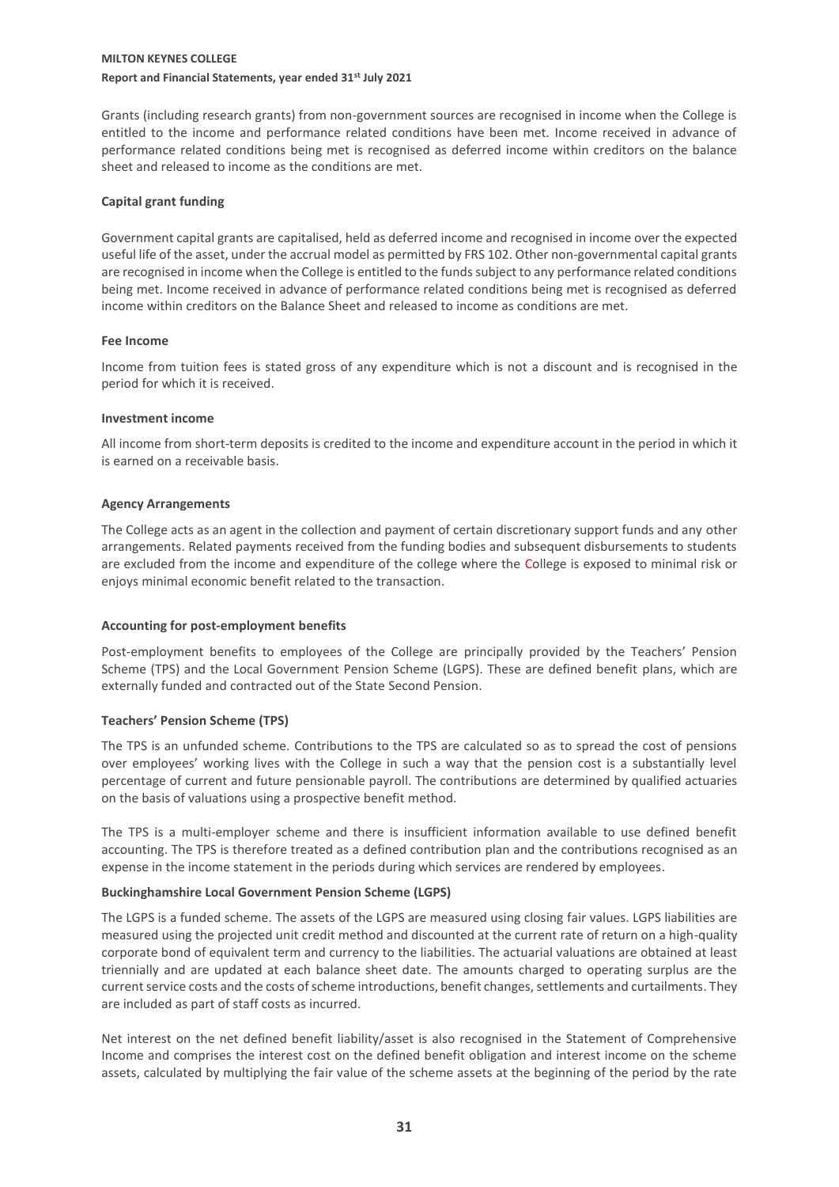Grants (including research grants) from non-government sources are recognised in income when the College is entitled to the income and performance related conditions have been met. Income received in advance of performance related conditions being met is recognised as deferred income within creditors on the balance sheet and released to income as the conditions are met.

**Capital grant funding**

Government capital grants are capitalised, held as deferred income and recognised in income over the expected useful life of the asset, under the accrual model as permitted by FRS 102. Other non-governmental capital grants are recognised in income when the College is entitled to the funds subject to any performance related conditions being met. Income received in advance of performance related conditions being met is recognised as deferred income within creditors on the Balance Sheet and released to income as conditions are met.

**Fee Income**

Income from tuition fees is stated gross of any expenditure which is not a discount and is recognised in the period for which it is received.

**Investment income**

All income from short-term deposits is credited to the income and expenditure account in the period in which it is earned on a receivable basis.

**Agency Arrangements**

The College acts as an agent in the collection and payment of certain discretionary support funds and any other arrangements. Related payments received from the funding bodies and subsequent disbursements to students are excluded from the income and expenditure of the college where the College is exposed to minimal risk or enjoys minimal economic benefit related to the transaction.

**Accounting for post-employment benefits**

Post-employment benefits to employees of the College are principally provided by the Teachers' Pension Scheme (TPS) and the Local Government Pension Scheme (LGPS). These are defined benefit plans, which are externally funded and contracted out of the State Second Pension.

**Teachers' Pension Scheme (TPS)**

The TPS is an unfunded scheme. Contributions to the TPS are calculated so as to spread the cost of pensions over employees' working lives with the College in such a way that the pension cost is a substantially level percentage of current and future pensionable payroll. The contributions are determined by qualified actuaries on the basis of valuations using a prospective benefit method.

The TPS is a multi-employer scheme and there is insufficient information available to use defined benefit accounting. The TPS is therefore treated as a defined contribution plan and the contributions recognised as an expense in the income statement in the periods during which services are rendered by employees.

**Buckinghamshire Local Government Pension Scheme (LGPS)**

The LGPS is a funded scheme. The assets of the LGPS are measured using closing fair values. LGPS liabilities are measured using the projected unit credit method and discounted at the current rate of return on a high-quality corporate bond of equivalent term and currency to the liabilities. The actuarial valuations are obtained at least triennially and are updated at each balance sheet date. The amounts charged to operating surplus are the current service costs and the costs of scheme introductions, benefit changes, settlements and curtailments. They are included as part of staff costs as incurred.

Net interest on the net defined benefit liability/asset is also recognised in the Statement of Comprehensive Income and comprises the interest cost on the defined benefit obligation and interest income on the scheme assets, calculated by multiplying the fair value of the scheme assets at the beginning of the period by the rate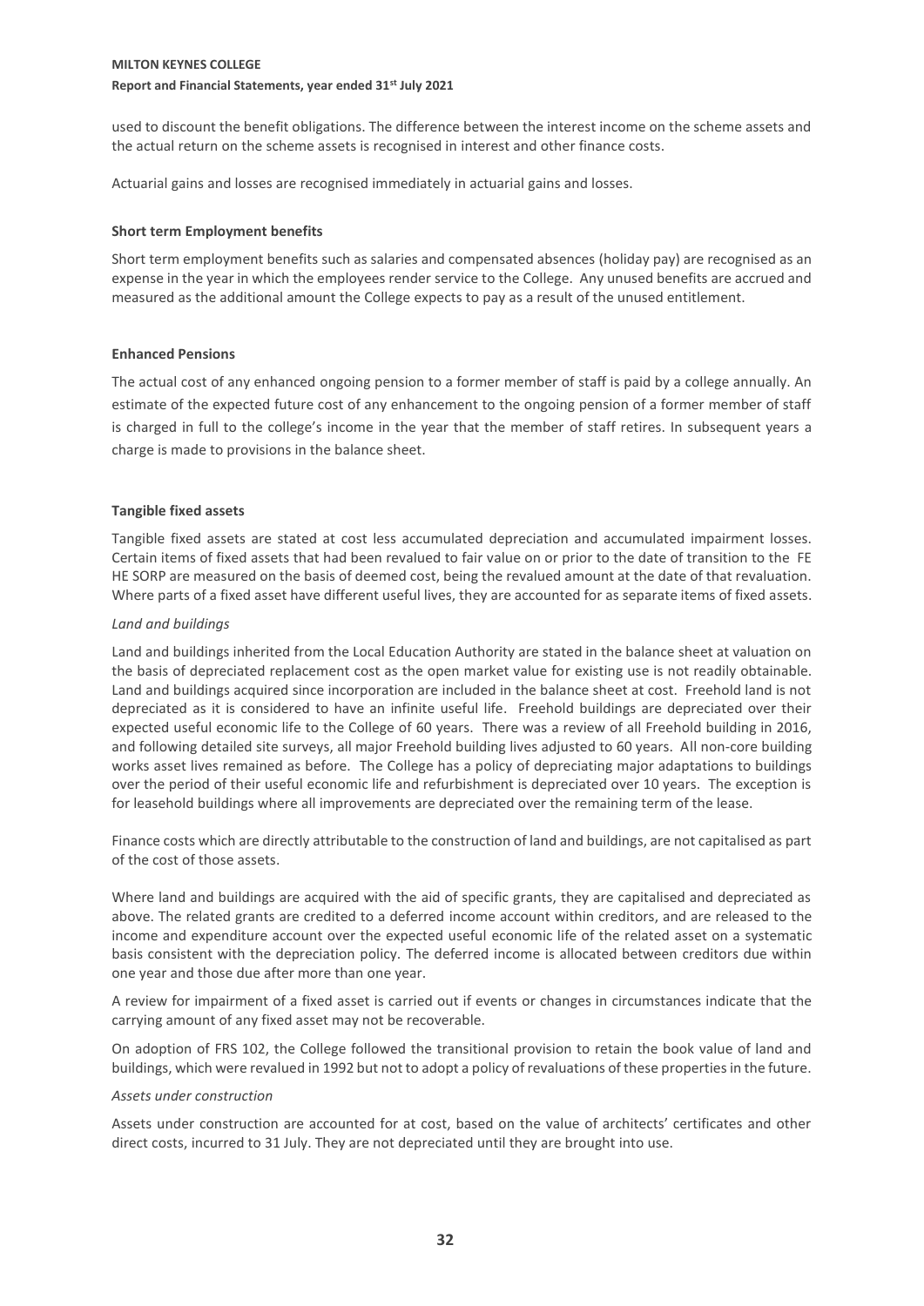used to discount the benefit obligations. The difference between the interest income on the scheme assets and the actual return on the scheme assets is recognised in interest and other finance costs.

Actuarial gains and losses are recognised immediately in actuarial gains and losses.

**Short term Employment benefits**

Short term employment benefits such as salaries and compensated absences (holiday pay) are recognised as an expense in the year in which the employees render service to the College. Any unused benefits are accrued and measured as the additional amount the College expects to pay as a result of the unused entitlement.

**Enhanced Pensions**

The actual cost of any enhanced ongoing pension to a former member of staff is paid by a college annually. An estimate of the expected future cost of any enhancement to the ongoing pension of a former member of staff is charged in full to the college's income in the year that the member of staff retires. In subsequent years a charge is made to provisions in the balance sheet.

**Tangible fixed assets**

Tangible fixed assets are stated at cost less accumulated depreciation and accumulated impairment losses. Certain items of fixed assets that had been revalued to fair value on or prior to the date of transition to the FE HE SORP are measured on the basis of deemed cost, being the revalued amount at the date of that revaluation. Where parts of a fixed asset have different useful lives, they are accounted for as separate items of fixed assets.

*Land and buildings*

Land and buildings inherited from the Local Education Authority are stated in the balance sheet at valuation on the basis of depreciated replacement cost as the open market value for existing use is not readily obtainable. Land and buildings acquired since incorporation are included in the balance sheet at cost. Freehold land is not depreciated as it is considered to have an infinite useful life. Freehold buildings are depreciated over their expected useful economic life to the College of 60 years. There was a review of all Freehold building in 2016, and following detailed site surveys, all major Freehold building lives adjusted to 60 years. All non-core building works asset lives remained as before. The College has a policy of depreciating major adaptations to buildings over the period of their useful economic life and refurbishment is depreciated over 10 years. The exception is for leasehold buildings where all improvements are depreciated over the remaining term of the lease.

Finance costs which are directly attributable to the construction of land and buildings, are not capitalised as part of the cost of those assets.

Where land and buildings are acquired with the aid of specific grants, they are capitalised and depreciated as above. The related grants are credited to a deferred income account within creditors, and are released to the income and expenditure account over the expected useful economic life of the related asset on a systematic basis consistent with the depreciation policy. The deferred income is allocated between creditors due within one year and those due after more than one year.

A review for impairment of a fixed asset is carried out if events or changes in circumstances indicate that the carrying amount of any fixed asset may not be recoverable.

On adoption of FRS 102, the College followed the transitional provision to retain the book value of land and buildings, which were revalued in 1992 but not to adopt a policy of revaluations of these properties in the future.

*Assets under construction*

Assets under construction are accounted for at cost, based on the value of architects' certificates and other direct costs, incurred to 31 July. They are not depreciated until they are brought into use.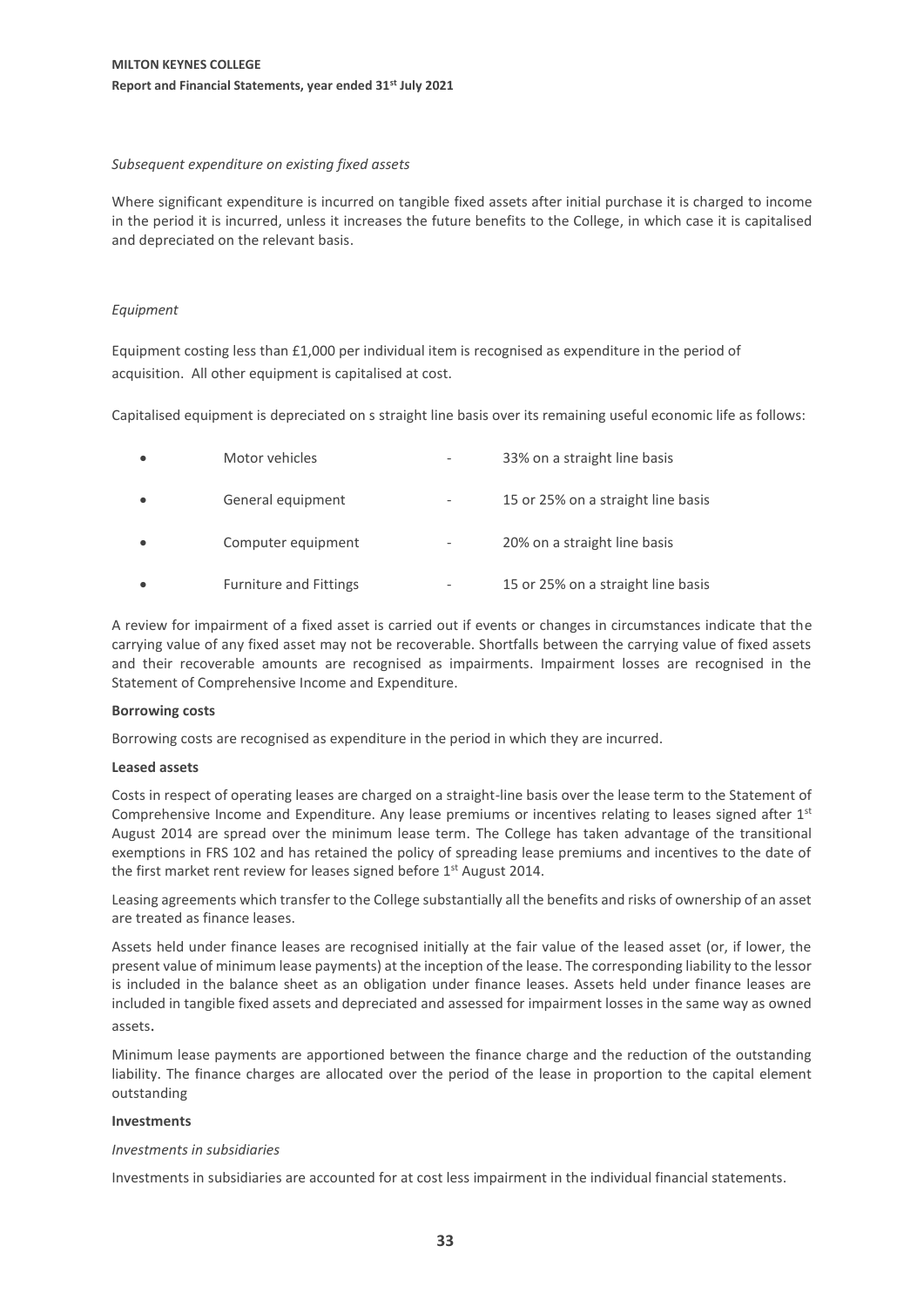*Subsequent expenditure on existing fixed assets*

Where significant expenditure is incurred on tangible fixed assets after initial purchase it is charged to income in the period it is incurred, unless it increases the future benefits to the College, in which case it is capitalised and depreciated on the relevant basis.

*Equipment*

Equipment costing less than £1,000 per individual item is recognised as expenditure in the period of acquisition. All other equipment is capitalised at cost.

Capitalised equipment is depreciated on s straight line basis over its remaining useful economic life as follows:

- Motor vehicles - 33% on a straight line basis
- General equipment - 15 or 25% on a straight line basis
- Computer equipment - 20% on a straight line basis
- Furniture and Fittings - 15 or 25% on a straight line basis

A review for impairment of a fixed asset is carried out if events or changes in circumstances indicate that the carrying value of any fixed asset may not be recoverable. Shortfalls between the carrying value of fixed assets and their recoverable amounts are recognised as impairments. Impairment losses are recognised in the Statement of Comprehensive Income and Expenditure.

**Borrowing costs**

Borrowing costs are recognised as expenditure in the period in which they are incurred.

**Leased assets**

Costs in respect of operating leases are charged on a straight-line basis over the lease term to the Statement of Comprehensive Income and Expenditure. Any lease premiums or incentives relating to leases signed after 1st August 2014 are spread over the minimum lease term. The College has taken advantage of the transitional exemptions in FRS 102 and has retained the policy of spreading lease premiums and incentives to the date of the first market rent review for leases signed before 1st August 2014.

Leasing agreements which transfer to the College substantially all the benefits and risks of ownership of an asset are treated as finance leases.

Assets held under finance leases are recognised initially at the fair value of the leased asset (or, if lower, the present value of minimum lease payments) at the inception of the lease. The corresponding liability to the lessor is included in the balance sheet as an obligation under finance leases. Assets held under finance leases are included in tangible fixed assets and depreciated and assessed for impairment losses in the same way as owned assets.

Minimum lease payments are apportioned between the finance charge and the reduction of the outstanding liability. The finance charges are allocated over the period of the lease in proportion to the capital element outstanding

**Investments**

*Investments in subsidiaries*

Investments in subsidiaries are accounted for at cost less impairment in the individual financial statements.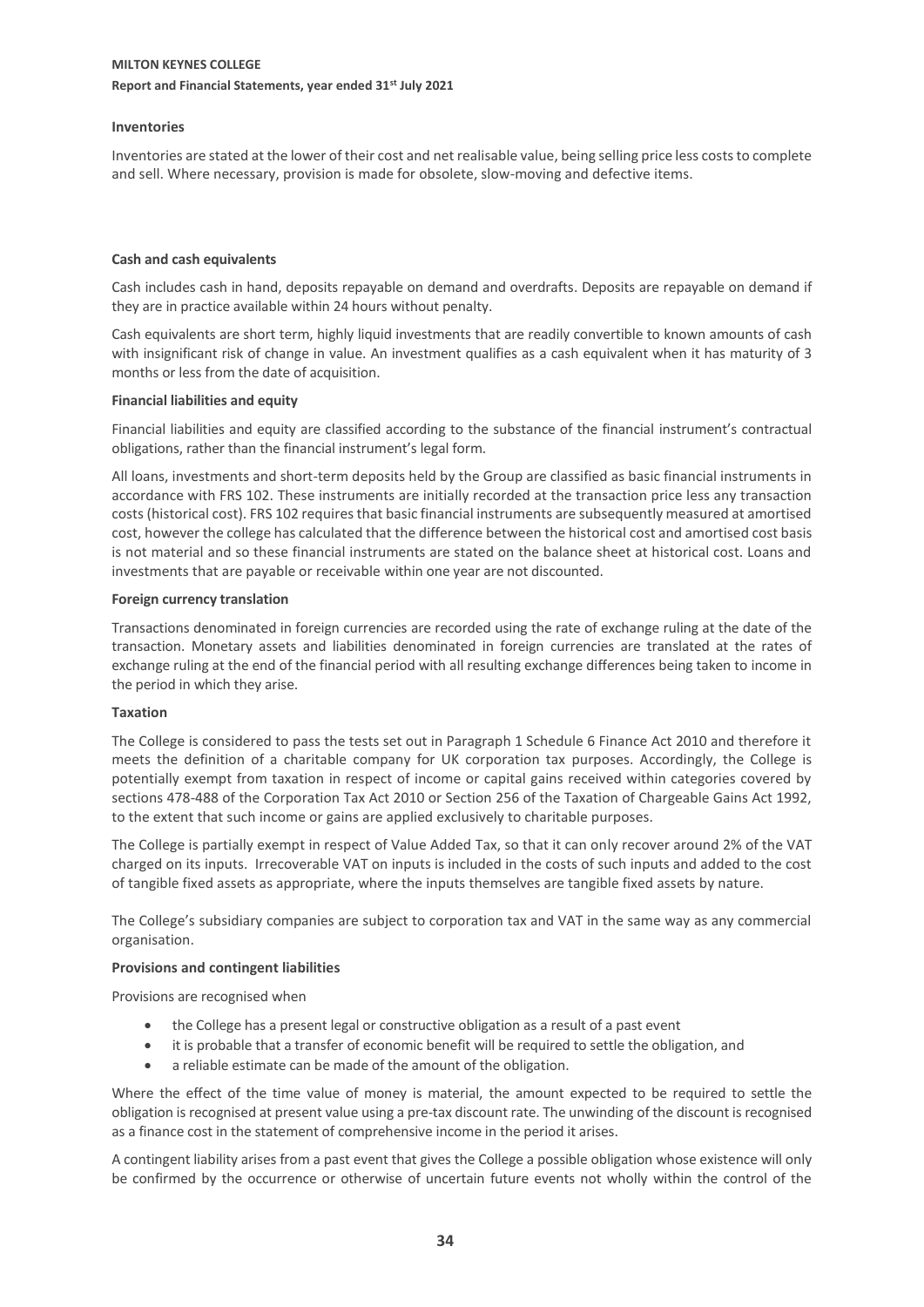**Inventories**

Inventories are stated at the lower of their cost and net realisable value, being selling price less costs to complete and sell. Where necessary, provision is made for obsolete, slow-moving and defective items.

**Cash and cash equivalents**

Cash includes cash in hand, deposits repayable on demand and overdrafts. Deposits are repayable on demand if they are in practice available within 24 hours without penalty.

Cash equivalents are short term, highly liquid investments that are readily convertible to known amounts of cash with insignificant risk of change in value. An investment qualifies as a cash equivalent when it has maturity of 3 months or less from the date of acquisition.

**Financial liabilities and equity**

Financial liabilities and equity are classified according to the substance of the financial instrument's contractual obligations, rather than the financial instrument's legal form.

All loans, investments and short-term deposits held by the Group are classified as basic financial instruments in accordance with FRS 102. These instruments are initially recorded at the transaction price less any transaction costs (historical cost). FRS 102 requires that basic financial instruments are subsequently measured at amortised cost, however the college has calculated that the difference between the historical cost and amortised cost basis is not material and so these financial instruments are stated on the balance sheet at historical cost. Loans and investments that are payable or receivable within one year are not discounted.

**Foreign currency translation**

Transactions denominated in foreign currencies are recorded using the rate of exchange ruling at the date of the transaction. Monetary assets and liabilities denominated in foreign currencies are translated at the rates of exchange ruling at the end of the financial period with all resulting exchange differences being taken to income in the period in which they arise.

**Taxation**

The College is considered to pass the tests set out in Paragraph 1 Schedule 6 Finance Act 2010 and therefore it meets the definition of a charitable company for UK corporation tax purposes. Accordingly, the College is potentially exempt from taxation in respect of income or capital gains received within categories covered by sections 478-488 of the Corporation Tax Act 2010 or Section 256 of the Taxation of Chargeable Gains Act 1992, to the extent that such income or gains are applied exclusively to charitable purposes.

The College is partially exempt in respect of Value Added Tax, so that it can only recover around 2% of the VAT charged on its inputs. Irrecoverable VAT on inputs is included in the costs of such inputs and added to the cost of tangible fixed assets as appropriate, where the inputs themselves are tangible fixed assets by nature.

The College's subsidiary companies are subject to corporation tax and VAT in the same way as any commercial organisation.

**Provisions and contingent liabilities**

Provisions are recognised when

- the College has a present legal or constructive obligation as a result of a past event
- it is probable that a transfer of economic benefit will be required to settle the obligation, and
- a reliable estimate can be made of the amount of the obligation.

Where the effect of the time value of money is material, the amount expected to be required to settle the obligation is recognised at present value using a pre-tax discount rate. The unwinding of the discount is recognised as a finance cost in the statement of comprehensive income in the period it arises.

A contingent liability arises from a past event that gives the College a possible obligation whose existence will only be confirmed by the occurrence or otherwise of uncertain future events not wholly within the control of the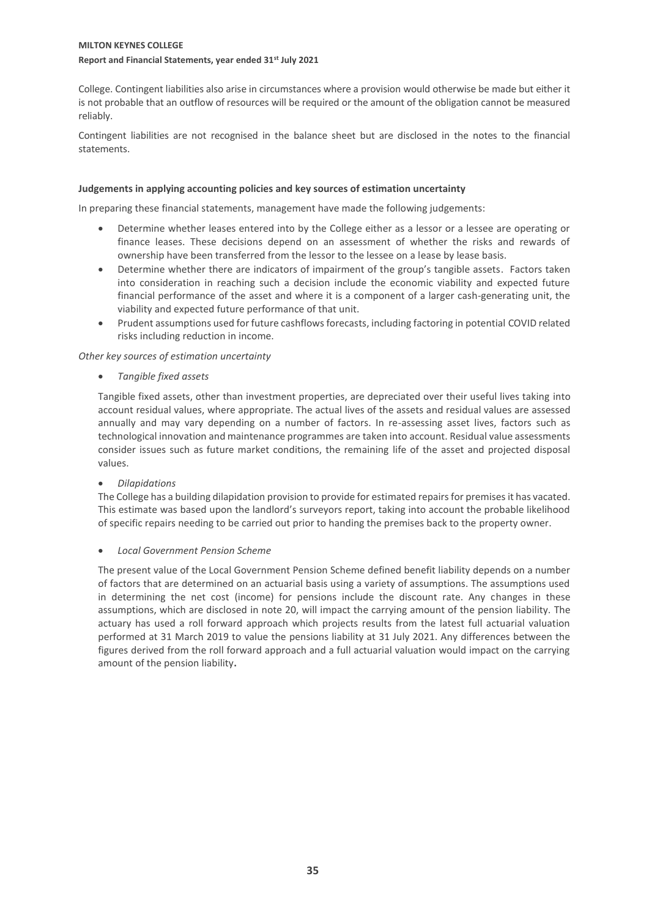College. Contingent liabilities also arise in circumstances where a provision would otherwise be made but either it is not probable that an outflow of resources will be required or the amount of the obligation cannot be measured reliably.

Contingent liabilities are not recognised in the balance sheet but are disclosed in the notes to the financial statements.

**Judgements in applying accounting policies and key sources of estimation uncertainty**

In preparing these financial statements, management have made the following judgements:

- Determine whether leases entered into by the College either as a lessor or a lessee are operating or finance leases. These decisions depend on an assessment of whether the risks and rewards of ownership have been transferred from the lessor to the lessee on a lease by lease basis.
- Determine whether there are indicators of impairment of the group's tangible assets. Factors taken into consideration in reaching such a decision include the economic viability and expected future financial performance of the asset and where it is a component of a larger cash-generating unit, the viability and expected future performance of that unit.
- Prudent assumptions used for future cashflows forecasts, including factoring in potential COVID related risks including reduction in income.

*Other key sources of estimation uncertainty*

- *Tangible fixed assets*

Tangible fixed assets, other than investment properties, are depreciated over their useful lives taking into account residual values, where appropriate. The actual lives of the assets and residual values are assessed annually and may vary depending on a number of factors. In re-assessing asset lives, factors such as technological innovation and maintenance programmes are taken into account. Residual value assessments consider issues such as future market conditions, the remaining life of the asset and projected disposal values.

- *Dilapidations*

The College has a building dilapidation provision to provide for estimated repairs for premises it has vacated. This estimate was based upon the landlord's surveyors report, taking into account the probable likelihood of specific repairs needing to be carried out prior to handing the premises back to the property owner.

- *Local Government Pension Scheme*

The present value of the Local Government Pension Scheme defined benefit liability depends on a number of factors that are determined on an actuarial basis using a variety of assumptions. The assumptions used in determining the net cost (income) for pensions include the discount rate. Any changes in these assumptions, which are disclosed in note 20, will impact the carrying amount of the pension liability. The actuary has used a roll forward approach which projects results from the latest full actuarial valuation performed at 31 March 2019 to value the pensions liability at 31 July 2021. Any differences between the figures derived from the roll forward approach and a full actuarial valuation would impact on the carrying amount of the pension liability**.**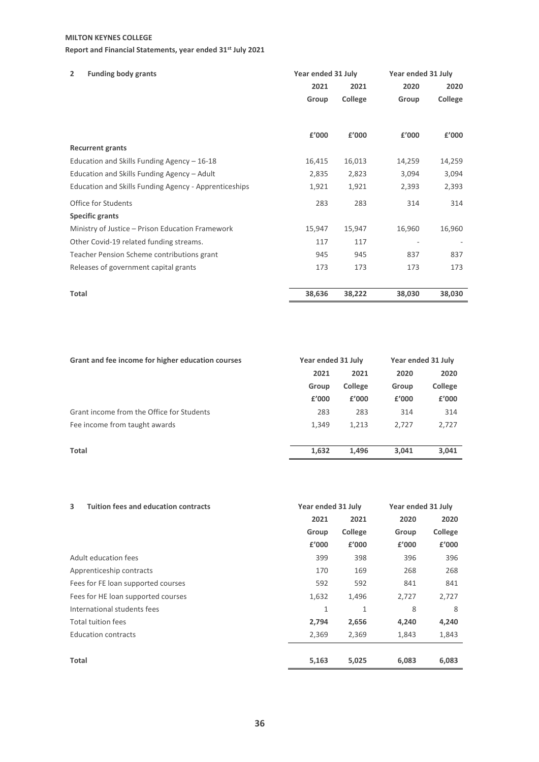## 2 Funding body grants

| | Year ended 31 July | | Year ended 31 July | |
|---|---|---|---|---|
| | 2021 | 2021 | 2020 | 2020 |
| | Group | College | Group | College |
| | £'000 | £'000 | £'000 | £'000 |
| **Recurrent grants** | | | | |
| Education and Skills Funding Agency – 16-18 | 16,415 | 16,013 | 14,259 | 14,259 |
| Education and Skills Funding Agency – Adult | 2,835 | 2,823 | 3,094 | 3,094 |
| Education and Skills Funding Agency - Apprenticeships | 1,921 | 1,921 | 2,393 | 2,393 |
| Office for Students | 283 | 283 | 314 | 314 |
| **Specific grants** | | | | |
| Ministry of Justice – Prison Education Framework | 15,947 | 15,947 | 16,960 | 16,960 |
| Other Covid-19 related funding streams. | 117 | 117 | - | - |
| Teacher Pension Scheme contributions grant | 945 | 945 | 837 | 837 |
| Releases of government capital grants | 173 | 173 | 173 | 173 |
| **Total** | **38,636** | **38,222** | **38,030** | **38,030** |

**Grant and fee income for higher education courses**

| | Year ended 31 July | | Year ended 31 July | |
|---|---|---|---|---|
| | 2021 | 2021 | 2020 | 2020 |
| | Group | College | Group | College |
| | £'000 | £'000 | £'000 | £'000 |
| Grant income from the Office for Students | 283 | 283 | 314 | 314 |
| Fee income from taught awards | 1,349 | 1,213 | 2,727 | 2,727 |
| **Total** | **1,632** | **1,496** | **3,041** | **3,041** |

## 3 Tuition fees and education contracts

| | Year ended 31 July | | Year ended 31 July | |
|---|---|---|---|---|
| | 2021 | 2021 | 2020 | 2020 |
| | Group | College | Group | College |
| | £'000 | £'000 | £'000 | £'000 |
| Adult education fees | 399 | 398 | 396 | 396 |
| Apprenticeship contracts | 170 | 169 | 268 | 268 |
| Fees for FE loan supported courses | 592 | 592 | 841 | 841 |
| Fees for HE loan supported courses | 1,632 | 1,496 | 2,727 | 2,727 |
| International students fees | 1 | 1 | 8 | 8 |
| Total tuition fees | **2,794** | **2,656** | **4,240** | **4,240** |
| Education contracts | 2,369 | 2,369 | 1,843 | 1,843 |
| **Total** | **5,163** | **5,025** | **6,083** | **6,083** |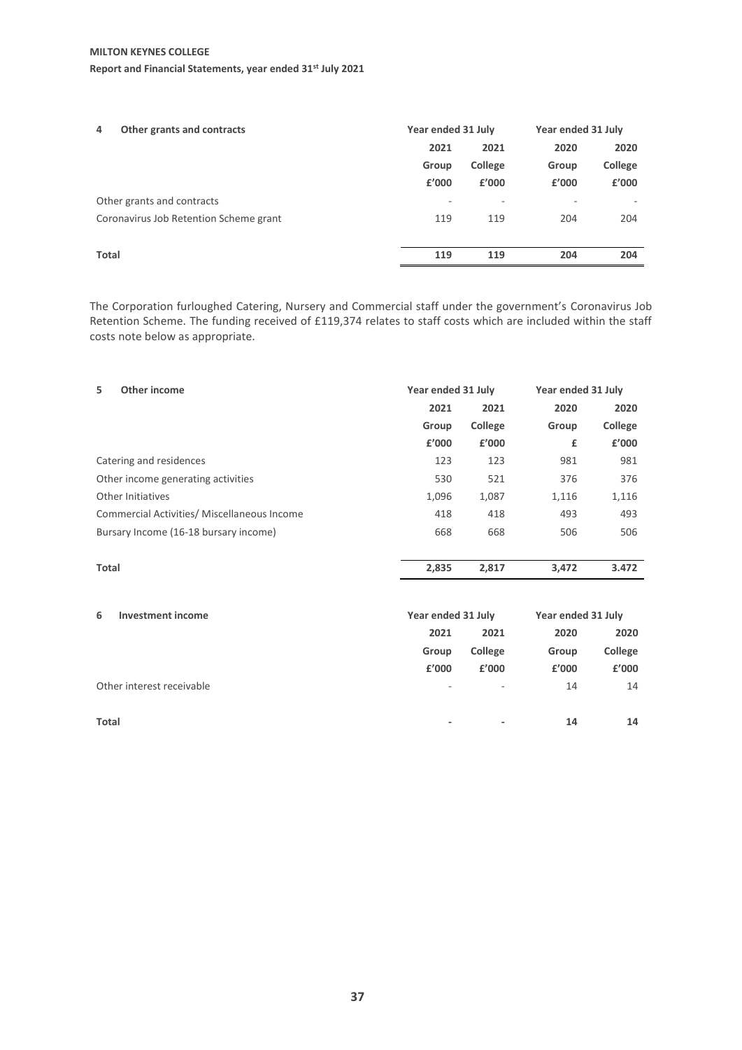## 4 Other grants and contracts

| | Year ended 31 July | | Year ended 31 July | |
|---|---|---|---|---|
| | 2021 | 2021 | 2020 | 2020 |
| | Group | College | Group | College |
| | £'000 | £'000 | £'000 | £'000 |
| Other grants and contracts | - | - | - | - |
| Coronavirus Job Retention Scheme grant | 119 | 119 | 204 | 204 |
| **Total** | **119** | **119** | **204** | **204** |

The Corporation furloughed Catering, Nursery and Commercial staff under the government's Coronavirus Job Retention Scheme. The funding received of £119,374 relates to staff costs which are included within the staff costs note below as appropriate.

## 5 Other income

| | Year ended 31 July | | Year ended 31 July | |
|---|---|---|---|---|
| | 2021 | 2021 | 2020 | 2020 |
| | Group | College | Group | College |
| | £'000 | £'000 | £ | £'000 |
| Catering and residences | 123 | 123 | 981 | 981 |
| Other income generating activities | 530 | 521 | 376 | 376 |
| Other Initiatives | 1,096 | 1,087 | 1,116 | 1,116 |
| Commercial Activities/ Miscellaneous Income | 418 | 418 | 493 | 493 |
| Bursary Income (16-18 bursary income) | 668 | 668 | 506 | 506 |
| **Total** | **2,835** | **2,817** | **3,472** | **3.472** |

## 6 Investment income

| | Year ended 31 July | | Year ended 31 July | |
|---|---|---|---|---|
| | 2021 | 2021 | 2020 | 2020 |
| | Group | College | Group | College |
| | £'000 | £'000 | £'000 | £'000 |
| Other interest receivable | - | - | 14 | 14 |
| **Total** | **-** | **-** | **14** | **14** |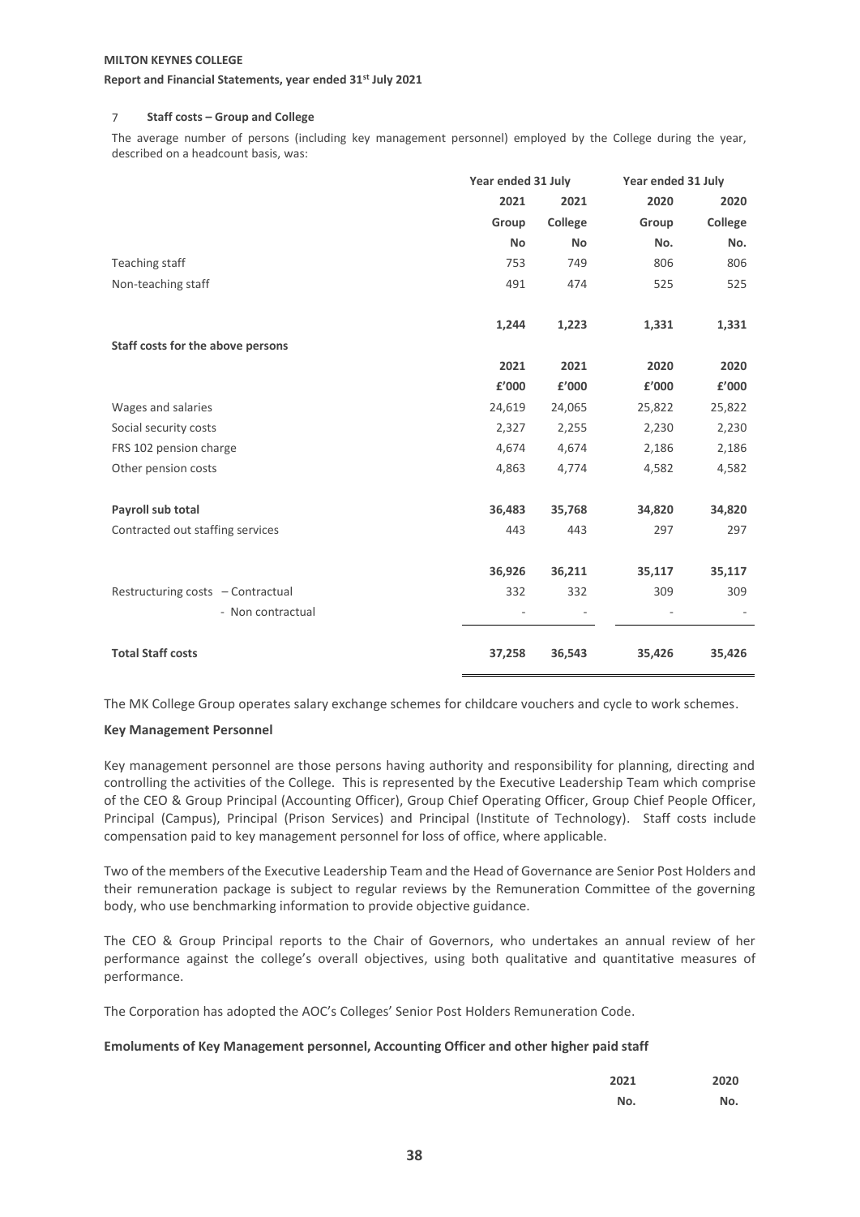### 7 Staff costs – Group and College

The average number of persons (including key management personnel) employed by the College during the year, described on a headcount basis, was:

| | Year ended 31 July | | Year ended 31 July | |
|---|---|---|---|---|
| | 2021 | 2021 | 2020 | 2020 |
| | Group | College | Group | College |
| | No | No | No. | No. |
| Teaching staff | 753 | 749 | 806 | 806 |
| Non-teaching staff | 491 | 474 | 525 | 525 |
| | **1,244** | **1,223** | **1,331** | **1,331** |
| **Staff costs for the above persons** | | | | |
| | 2021 | 2021 | 2020 | 2020 |
| | £'000 | £'000 | £'000 | £'000 |
| Wages and salaries | 24,619 | 24,065 | 25,822 | 25,822 |
| Social security costs | 2,327 | 2,255 | 2,230 | 2,230 |
| FRS 102 pension charge | 4,674 | 4,674 | 2,186 | 2,186 |
| Other pension costs | 4,863 | 4,774 | 4,582 | 4,582 |
| **Payroll sub total** | **36,483** | **35,768** | **34,820** | **34,820** |
| Contracted out staffing services | 443 | 443 | 297 | 297 |
| | **36,926** | **36,211** | **35,117** | **35,117** |
| Restructuring costs – Contractual | 332 | 332 | 309 | 309 |
| - Non contractual | - | - | - | - |
| **Total Staff costs** | **37,258** | **36,543** | **35,426** | **35,426** |

The MK College Group operates salary exchange schemes for childcare vouchers and cycle to work schemes.

**Key Management Personnel**

Key management personnel are those persons having authority and responsibility for planning, directing and controlling the activities of the College. This is represented by the Executive Leadership Team which comprise of the CEO & Group Principal (Accounting Officer), Group Chief Operating Officer, Group Chief People Officer, Principal (Campus), Principal (Prison Services) and Principal (Institute of Technology). Staff costs include compensation paid to key management personnel for loss of office, where applicable.

Two of the members of the Executive Leadership Team and the Head of Governance are Senior Post Holders and their remuneration package is subject to regular reviews by the Remuneration Committee of the governing body, who use benchmarking information to provide objective guidance.

The CEO & Group Principal reports to the Chair of Governors, who undertakes an annual review of her performance against the college's overall objectives, using both qualitative and quantitative measures of performance.

The Corporation has adopted the AOC's Colleges' Senior Post Holders Remuneration Code.

**Emoluments of Key Management personnel, Accounting Officer and other higher paid staff**

| | 2021 | 2020 |
|---|---|---|
| | No. | No. |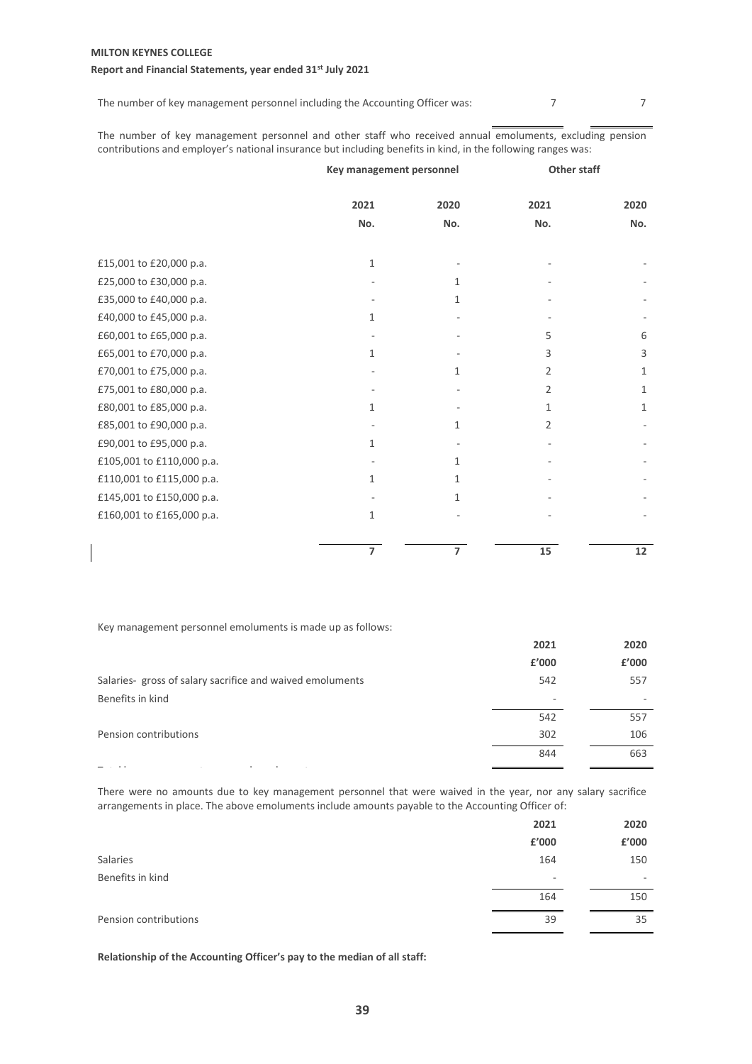The number of key management personnel including the Accounting Officer was: 7 7

The number of key management personnel and other staff who received annual emoluments, excluding pension contributions and employer's national insurance but including benefits in kind, in the following ranges was:

| | Key management personnel | | Other staff | |
|---|---|---|---|---|
| | 2021 | 2020 | 2021 | 2020 |
| | No. | No. | No. | No. |
| £15,001 to £20,000 p.a. | 1 | - | - | - |
| £25,000 to £30,000 p.a. | - | 1 | - | - |
| £35,000 to £40,000 p.a. | - | 1 | - | - |
| £40,000 to £45,000 p.a. | 1 | - | - | - |
| £60,001 to £65,000 p.a. | - | - | 5 | 6 |
| £65,001 to £70,000 p.a. | 1 | - | 3 | 3 |
| £70,001 to £75,000 p.a. | - | 1 | 2 | 1 |
| £75,001 to £80,000 p.a. | - | - | 2 | 1 |
| £80,001 to £85,000 p.a. | 1 | - | 1 | 1 |
| £85,001 to £90,000 p.a. | - | 1 | 2 | - |
| £90,001 to £95,000 p.a. | 1 | - | - | - |
| £105,001 to £110,000 p.a. | - | 1 | - | - |
| £110,001 to £115,000 p.a. | 1 | 1 | - | - |
| £145,001 to £150,000 p.a. | - | 1 | - | - |
| £160,001 to £165,000 p.a. | 1 | - | - | - |
| | **7** | **7** | **15** | **12** |

Key management personnel emoluments is made up as follows:

| | 2021 | 2020 |
|---|---|---|
| | £'000 | £'000 |
| Salaries- gross of salary sacrifice and waived emoluments | 542 | 557 |
| Benefits in kind | - | - |
| | 542 | 557 |
| Pension contributions | 302 | 106 |
| Total key management personnel emoluments | 844 | 663 |

There were no amounts due to key management personnel that were waived in the year, nor any salary sacrifice arrangements in place. The above emoluments include amounts payable to the Accounting Officer of:

| | 2021 | 2020 |
|---|---|---|
| | £'000 | £'000 |
| Salaries | 164 | 150 |
| Benefits in kind | - | - |
| | 164 | 150 |
| Pension contributions | 39 | 35 |

**Relationship of the Accounting Officer's pay to the median of all staff:**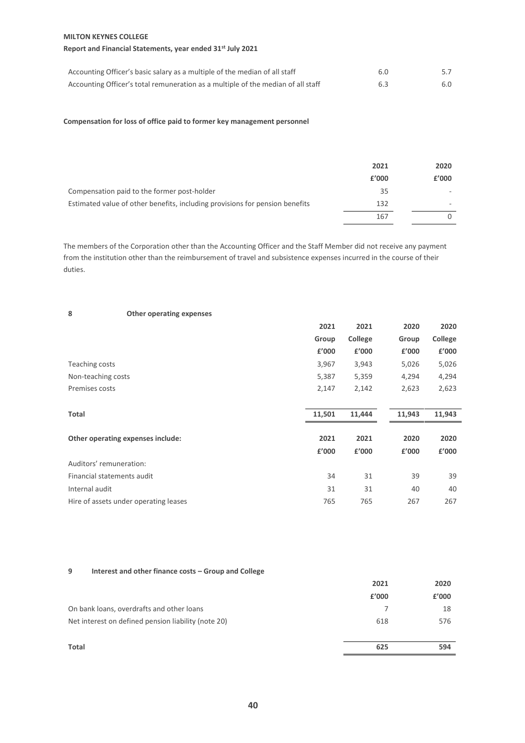| | | |
|---|---|---|
| Accounting Officer's basic salary as a multiple of the median of all staff | 6.0 | 5.7 |
| Accounting Officer's total remuneration as a multiple of the median of all staff | 6.3 | 6.0 |

**Compensation for loss of office paid to former key management personnel**

| | 2021 | 2020 |
|---|---|---|
| | £'000 | £'000 |
| Compensation paid to the former post-holder | 35 | - |
| Estimated value of other benefits, including provisions for pension benefits | 132 | - |
| | 167 | 0 |

The members of the Corporation other than the Accounting Officer and the Staff Member did not receive any payment from the institution other than the reimbursement of travel and subsistence expenses incurred in the course of their duties.

## 8 Other operating expenses

| | 2021 | 2021 | 2020 | 2020 |
|---|---|---|---|---|
| | Group | College | Group | College |
| | £'000 | £'000 | £'000 | £'000 |
| Teaching costs | 3,967 | 3,943 | 5,026 | 5,026 |
| Non-teaching costs | 5,387 | 5,359 | 4,294 | 4,294 |
| Premises costs | 2,147 | 2,142 | 2,623 | 2,623 |
| **Total** | **11,501** | **11,444** | **11,943** | **11,943** |

| **Other operating expenses include:** | 2021 | 2021 | 2020 | 2020 |
|---|---|---|---|---|
| | £'000 | £'000 | £'000 | £'000 |
| Auditors' remuneration: | | | | |
| Financial statements audit | 34 | 31 | 39 | 39 |
| Internal audit | 31 | 31 | 40 | 40 |
| Hire of assets under operating leases | 765 | 765 | 267 | 267 |

## 9 Interest and other finance costs – Group and College

| | 2021 | 2020 |
|---|---|---|
| | £'000 | £'000 |
| On bank loans, overdrafts and other loans | 7 | 18 |
| Net interest on defined pension liability (note 20) | 618 | 576 |
| **Total** | **625** | **594** |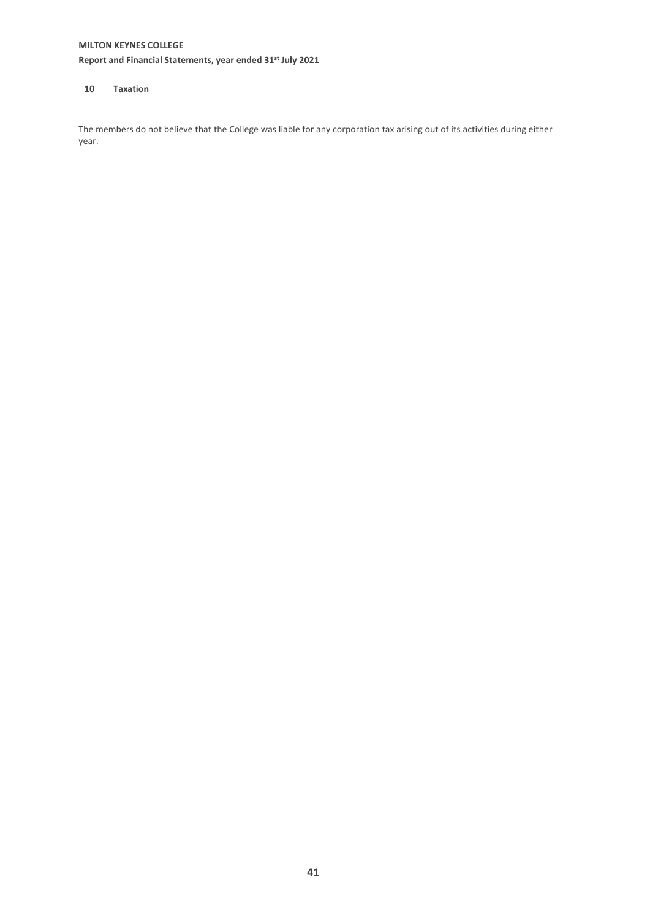## 10 Taxation

The members do not believe that the College was liable for any corporation tax arising out of its activities during either year.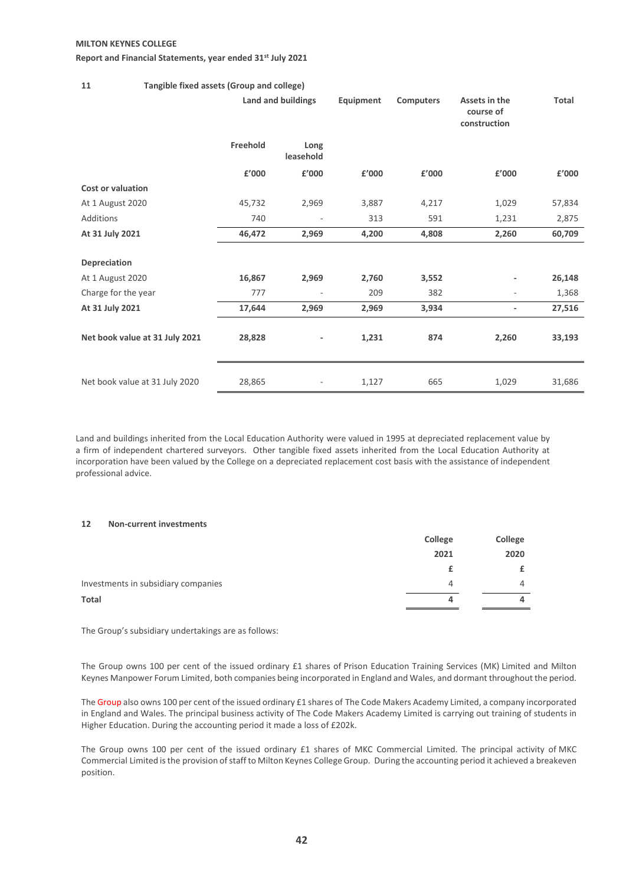## 11 Tangible fixed assets (Group and college)

| | Land and buildings | | Equipment | Computers | Assets in the course of construction | Total |
|---|---|---|---|---|---|---|
| | Freehold | Long leasehold | | | | |
| | £'000 | £'000 | £'000 | £'000 | £'000 | £'000 |
| **Cost or valuation** | | | | | | |
| At 1 August 2020 | 45,732 | 2,969 | 3,887 | 4,217 | 1,029 | 57,834 |
| Additions | 740 | - | 313 | 591 | 1,231 | 2,875 |
| **At 31 July 2021** | **46,472** | **2,969** | **4,200** | **4,808** | **2,260** | **60,709** |
| **Depreciation** | | | | | | |
| At 1 August 2020 | **16,867** | **2,969** | **2,760** | **3,552** | - | **26,148** |
| Charge for the year | 777 | - | 209 | 382 | - | 1,368 |
| **At 31 July 2021** | **17,644** | **2,969** | **2,969** | **3,934** | - | **27,516** |
| **Net book value at 31 July 2021** | **28,828** | - | **1,231** | **874** | **2,260** | **33,193** |
| Net book value at 31 July 2020 | 28,865 | - | 1,127 | 665 | 1,029 | 31,686 |

Land and buildings inherited from the Local Education Authority were valued in 1995 at depreciated replacement value by a firm of independent chartered surveyors. Other tangible fixed assets inherited from the Local Education Authority at incorporation have been valued by the College on a depreciated replacement cost basis with the assistance of independent professional advice.

## 12 Non-current investments

| | College 2021 | College 2020 |
|---|---|---|
| | £ | £ |
| Investments in subsidiary companies | 4 | 4 |
| **Total** | **4** | **4** |

The Group's subsidiary undertakings are as follows:

The Group owns 100 per cent of the issued ordinary £1 shares of Prison Education Training Services (MK) Limited and Milton Keynes Manpower Forum Limited, both companies being incorporated in England and Wales, and dormant throughout the period.

The Group also owns 100 per cent of the issued ordinary £1 shares of The Code Makers Academy Limited, a company incorporated in England and Wales. The principal business activity of The Code Makers Academy Limited is carrying out training of students in Higher Education. During the accounting period it made a loss of £202k.

The Group owns 100 per cent of the issued ordinary £1 shares of MKC Commercial Limited. The principal activity of MKC Commercial Limited is the provision of staff to Milton Keynes College Group. During the accounting period it achieved a breakeven position.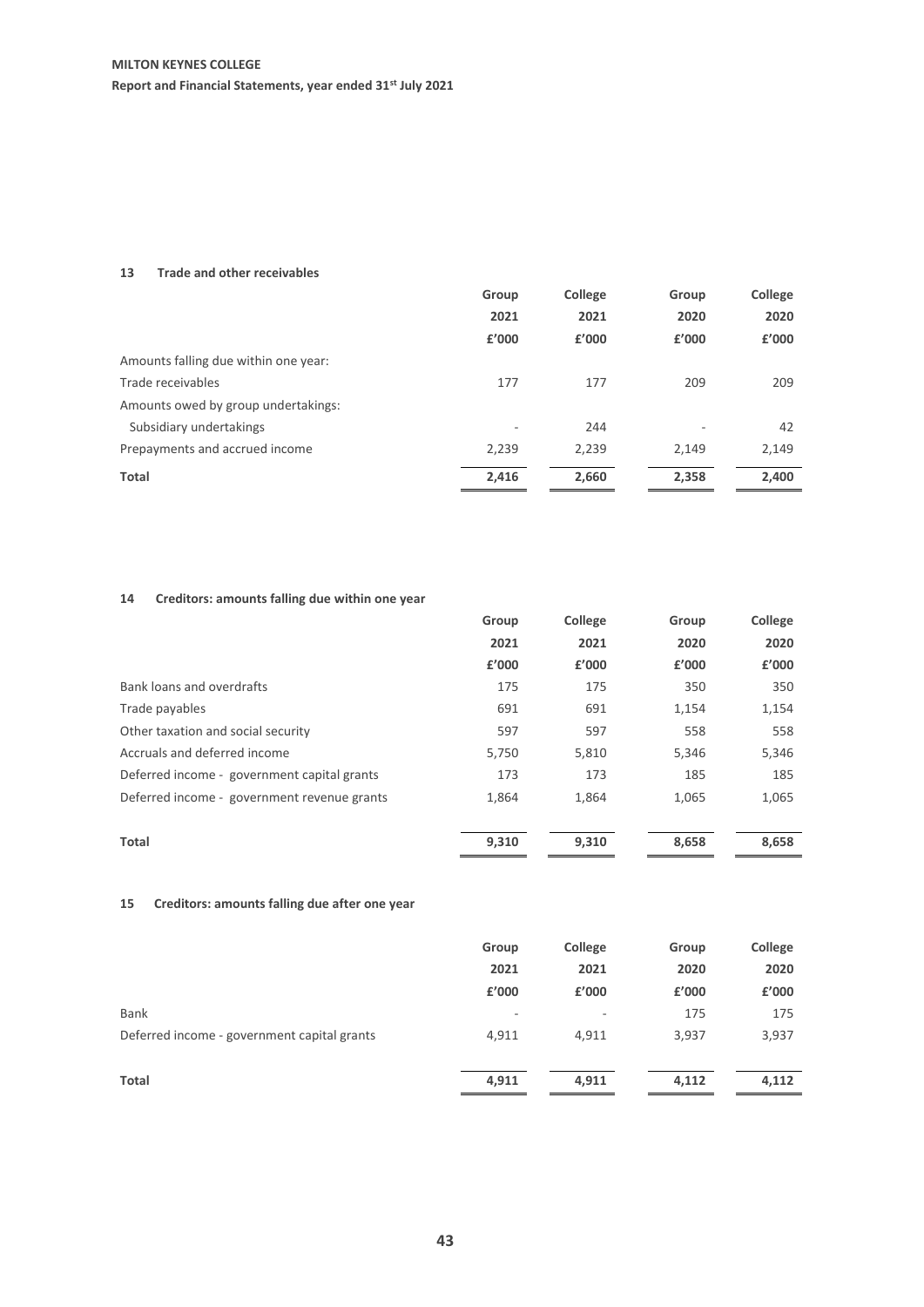### 13 Trade and other receivables

| | Group 2021 £'000 | College 2021 £'000 | Group 2020 £'000 | College 2020 £'000 |
|---|---|---|---|---|
| Amounts falling due within one year: | | | | |
| Trade receivables | 177 | 177 | 209 | 209 |
| Amounts owed by group undertakings: | | | | |
| Subsidiary undertakings | - | 244 | - | 42 |
| Prepayments and accrued income | 2,239 | 2,239 | 2,149 | 2,149 |
| **Total** | **2,416** | **2,660** | **2,358** | **2,400** |

### 14 Creditors: amounts falling due within one year

| | Group 2021 £'000 | College 2021 £'000 | Group 2020 £'000 | College 2020 £'000 |
|---|---|---|---|---|
| Bank loans and overdrafts | 175 | 175 | 350 | 350 |
| Trade payables | 691 | 691 | 1,154 | 1,154 |
| Other taxation and social security | 597 | 597 | 558 | 558 |
| Accruals and deferred income | 5,750 | 5,810 | 5,346 | 5,346 |
| Deferred income - government capital grants | 173 | 173 | 185 | 185 |
| Deferred income - government revenue grants | 1,864 | 1,864 | 1,065 | 1,065 |
| **Total** | **9,310** | **9,310** | **8,658** | **8,658** |

### 15 Creditors: amounts falling due after one year

| | Group 2021 £'000 | College 2021 £'000 | Group 2020 £'000 | College 2020 £'000 |
|---|---|---|---|---|
| Bank | - | - | 175 | 175 |
| Deferred income - government capital grants | 4,911 | 4,911 | 3,937 | 3,937 |
| **Total** | **4,911** | **4,911** | **4,112** | **4,112** |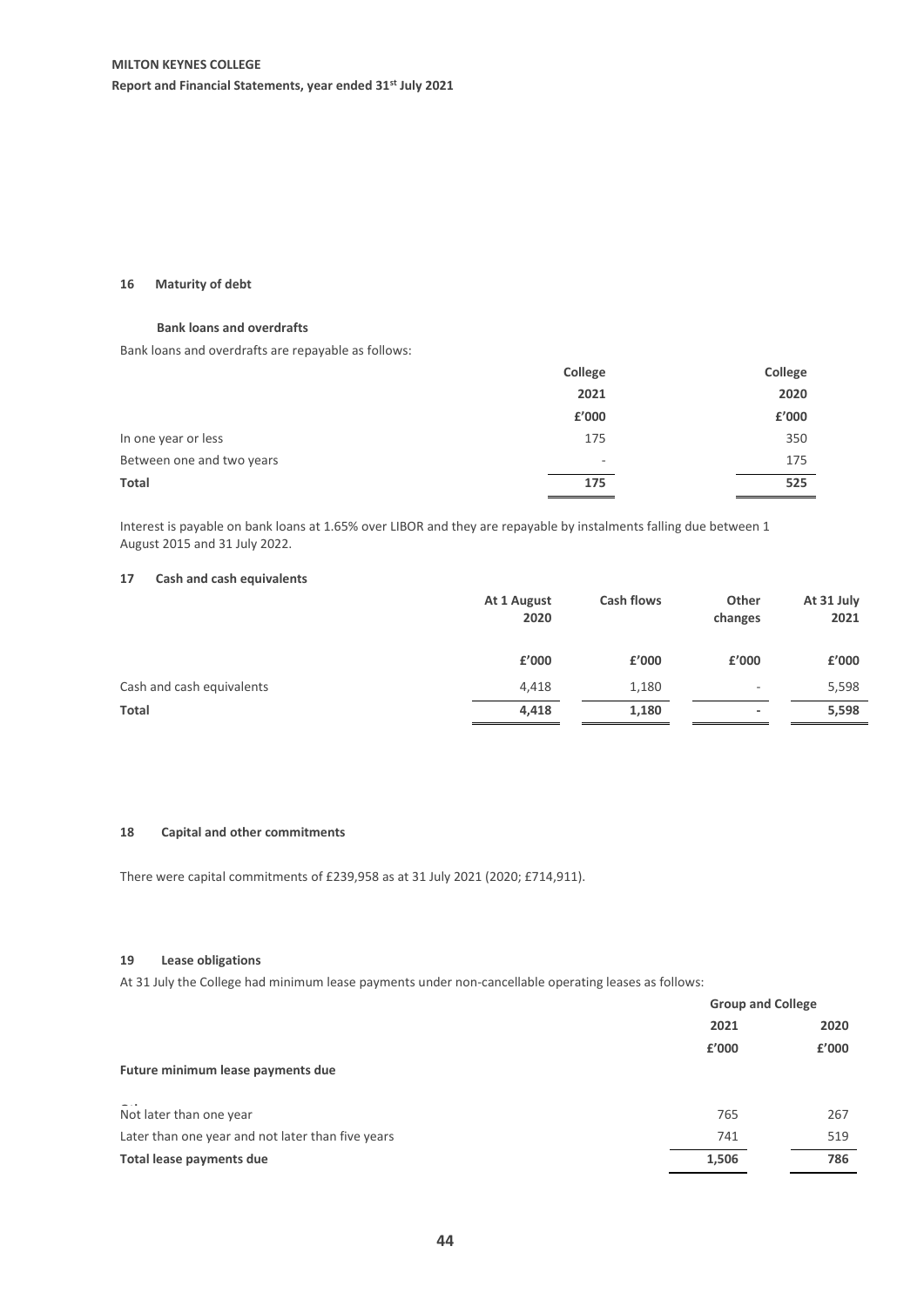## 16 Maturity of debt

### Bank loans and overdrafts

Bank loans and overdrafts are repayable as follows:

| | College | College |
|---|---|---|
| | 2021 | 2020 |
| | £'000 | £'000 |
| In one year or less | 175 | 350 |
| Between one and two years | - | 175 |
| **Total** | **175** | **525** |

Interest is payable on bank loans at 1.65% over LIBOR and they are repayable by instalments falling due between 1 August 2015 and 31 July 2022.

## 17 Cash and cash equivalents

| | At 1 August 2020 | Cash flows | Other changes | At 31 July 2021 |
|---|---|---|---|---|
| | £'000 | £'000 | £'000 | £'000 |
| Cash and cash equivalents | 4,418 | 1,180 | - | 5,598 |
| **Total** | **4,418** | **1,180** | **-** | **5,598** |

## 18 Capital and other commitments

There were capital commitments of £239,958 as at 31 July 2021 (2020; £714,911).

## 19 Lease obligations

At 31 July the College had minimum lease payments under non-cancellable operating leases as follows:

| | Group and College | |
|---|---|---|
| | 2021 | 2020 |
| | £'000 | £'000 |
| **Future minimum lease payments due** | | |
| Not later than one year | 765 | 267 |
| Later than one year and not later than five years | 741 | 519 |
| **Total lease payments due** | **1,506** | **786** |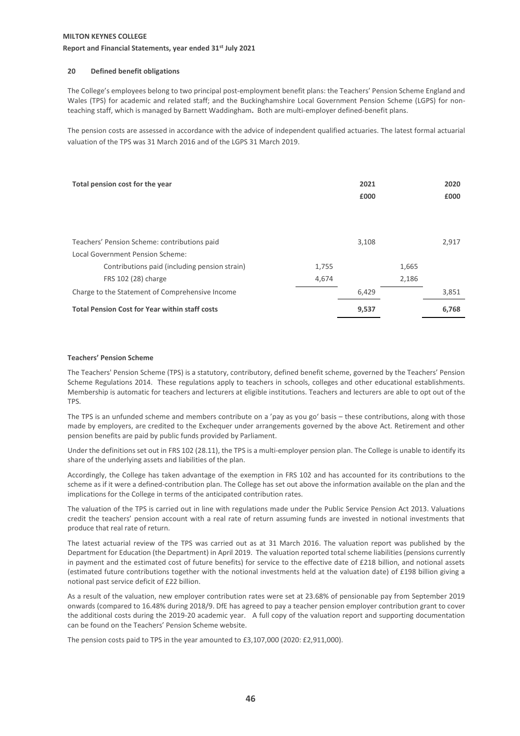## 20 Defined benefit obligations

The College's employees belong to two principal post-employment benefit plans: the Teachers' Pension Scheme England and Wales (TPS) for academic and related staff; and the Buckinghamshire Local Government Pension Scheme (LGPS) for non-teaching staff, which is managed by Barnett Waddingham**.** Both are multi-employer defined-benefit plans.

The pension costs are assessed in accordance with the advice of independent qualified actuaries. The latest formal actuarial valuation of the TPS was 31 March 2016 and of the LGPS 31 March 2019.

| **Total pension cost for the year** | | **2021** | | **2020** |
|---|---|---|---|---|
| | | **£000** | | **£000** |
| Teachers' Pension Scheme: contributions paid | | 3,108 | | 2,917 |
| Local Government Pension Scheme: | | | | |
| Contributions paid (including pension strain) | 1,755 | | 1,665 | |
| FRS 102 (28) charge | 4,674 | | 2,186 | |
| Charge to the Statement of Comprehensive Income | | 6,429 | | 3,851 |
| **Total Pension Cost for Year within staff costs** | | **9,537** | | **6,768** |

**Teachers' Pension Scheme**

The Teachers' Pension Scheme (TPS) is a statutory, contributory, defined benefit scheme, governed by the Teachers' Pension Scheme Regulations 2014. These regulations apply to teachers in schools, colleges and other educational establishments. Membership is automatic for teachers and lecturers at eligible institutions. Teachers and lecturers are able to opt out of the TPS.

The TPS is an unfunded scheme and members contribute on a 'pay as you go' basis – these contributions, along with those made by employers, are credited to the Exchequer under arrangements governed by the above Act. Retirement and other pension benefits are paid by public funds provided by Parliament.

Under the definitions set out in FRS 102 (28.11), the TPS is a multi-employer pension plan. The College is unable to identify its share of the underlying assets and liabilities of the plan.

Accordingly, the College has taken advantage of the exemption in FRS 102 and has accounted for its contributions to the scheme as if it were a defined-contribution plan. The College has set out above the information available on the plan and the implications for the College in terms of the anticipated contribution rates.

The valuation of the TPS is carried out in line with regulations made under the Public Service Pension Act 2013. Valuations credit the teachers' pension account with a real rate of return assuming funds are invested in notional investments that produce that real rate of return.

The latest actuarial review of the TPS was carried out as at 31 March 2016. The valuation report was published by the Department for Education (the Department) in April 2019. The valuation reported total scheme liabilities (pensions currently in payment and the estimated cost of future benefits) for service to the effective date of £218 billion, and notional assets (estimated future contributions together with the notional investments held at the valuation date) of £198 billion giving a notional past service deficit of £22 billion.

As a result of the valuation, new employer contribution rates were set at 23.68% of pensionable pay from September 2019 onwards (compared to 16.48% during 2018/9. DfE has agreed to pay a teacher pension employer contribution grant to cover the additional costs during the 2019-20 academic year. A full copy of the valuation report and supporting documentation can be found on the Teachers' Pension Scheme website.

The pension costs paid to TPS in the year amounted to £3,107,000 (2020: £2,911,000).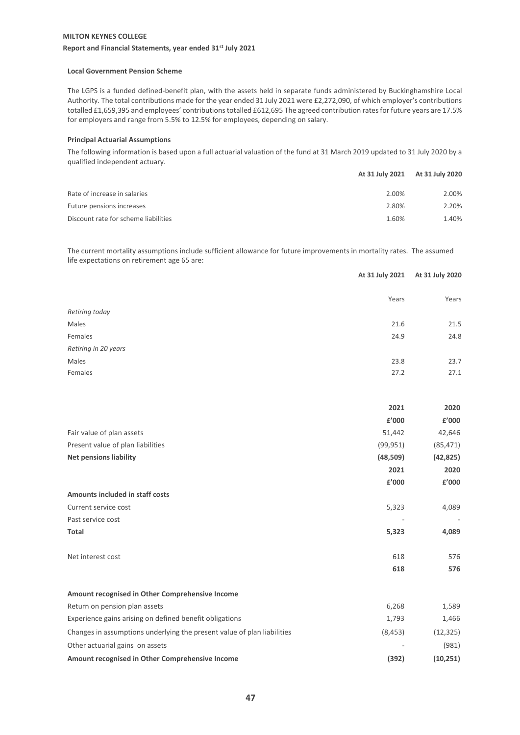### Local Government Pension Scheme

The LGPS is a funded defined-benefit plan, with the assets held in separate funds administered by Buckinghamshire Local Authority. The total contributions made for the year ended 31 July 2021 were £2,272,090, of which employer's contributions totalled £1,659,395 and employees' contributions totalled £612,695 The agreed contribution rates for future years are 17.5% for employers and range from 5.5% to 12.5% for employees, depending on salary.

### Principal Actuarial Assumptions

The following information is based upon a full actuarial valuation of the fund at 31 March 2019 updated to 31 July 2020 by a qualified independent actuary.

| | At 31 July 2021 | At 31 July 2020 |
|---|---|---|
| Rate of increase in salaries | 2.00% | 2.00% |
| Future pensions increases | 2.80% | 2.20% |
| Discount rate for scheme liabilities | 1.60% | 1.40% |

The current mortality assumptions include sufficient allowance for future improvements in mortality rates. The assumed life expectations on retirement age 65 are:

| | At 31 July 2021 | At 31 July 2020 |
|---|---|---|
| | Years | Years |
| *Retiring today* | | |
| Males | 21.6 | 21.5 |
| Females | 24.9 | 24.8 |
| *Retiring in 20 years* | | |
| Males | 23.8 | 23.7 |
| Females | 27.2 | 27.1 |

| | 2021 | 2020 |
|---|---|---|
| | £'000 | £'000 |
| Fair value of plan assets | 51,442 | 42,646 |
| Present value of plan liabilities | (99,951) | (85,471) |
| **Net pensions liability** | **(48,509)** | **(42,825)** |

| | 2021 | 2020 |
|---|---|---|
| | £'000 | £'000 |
| **Amounts included in staff costs** | | |
| Current service cost | 5,323 | 4,089 |
| Past service cost | - | - |
| **Total** | **5,323** | **4,089** |
| | | |
| Net interest cost | 618 | 576 |
| | **618** | **576** |
| | | |
| **Amount recognised in Other Comprehensive Income** | | |
| Return on pension plan assets | 6,268 | 1,589 |
| Experience gains arising on defined benefit obligations | 1,793 | 1,466 |
| Changes in assumptions underlying the present value of plan liabilities | (8,453) | (12,325) |
| Other actuarial gains on assets | - | (981) |
| **Amount recognised in Other Comprehensive Income** | **(392)** | **(10,251)** |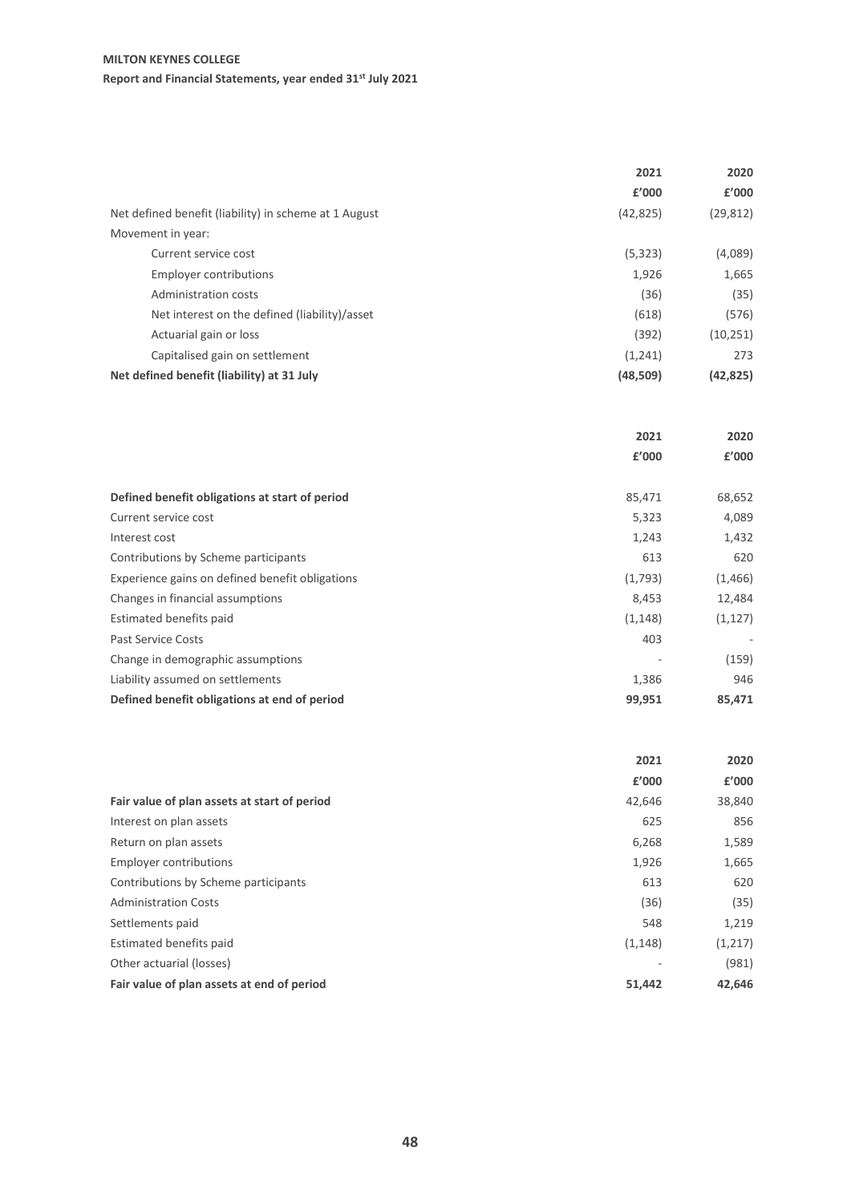| | 2021 | 2020 |
|---|---|---|
| | £'000 | £'000 |
| Net defined benefit (liability) in scheme at 1 August | (42,825) | (29,812) |
| Movement in year: | | |
| Current service cost | (5,323) | (4,089) |
| Employer contributions | 1,926 | 1,665 |
| Administration costs | (36) | (35) |
| Net interest on the defined (liability)/asset | (618) | (576) |
| Actuarial gain or loss | (392) | (10,251) |
| Capitalised gain on settlement | (1,241) | 273 |
| **Net defined benefit (liability) at 31 July** | **(48,509)** | **(42,825)** |

| | 2021 | 2020 |
|---|---|---|
| | £'000 | £'000 |
| **Defined benefit obligations at start of period** | 85,471 | 68,652 |
| Current service cost | 5,323 | 4,089 |
| Interest cost | 1,243 | 1,432 |
| Contributions by Scheme participants | 613 | 620 |
| Experience gains on defined benefit obligations | (1,793) | (1,466) |
| Changes in financial assumptions | 8,453 | 12,484 |
| Estimated benefits paid | (1,148) | (1,127) |
| Past Service Costs | 403 | - |
| Change in demographic assumptions | - | (159) |
| Liability assumed on settlements | 1,386 | 946 |
| **Defined benefit obligations at end of period** | **99,951** | **85,471** |

| | 2021 | 2020 |
|---|---|---|
| | £'000 | £'000 |
| **Fair value of plan assets at start of period** | 42,646 | 38,840 |
| Interest on plan assets | 625 | 856 |
| Return on plan assets | 6,268 | 1,589 |
| Employer contributions | 1,926 | 1,665 |
| Contributions by Scheme participants | 613 | 620 |
| Administration Costs | (36) | (35) |
| Settlements paid | 548 | 1,219 |
| Estimated benefits paid | (1,148) | (1,217) |
| Other actuarial (losses) | - | (981) |
| **Fair value of plan assets at end of period** | **51,442** | **42,646** |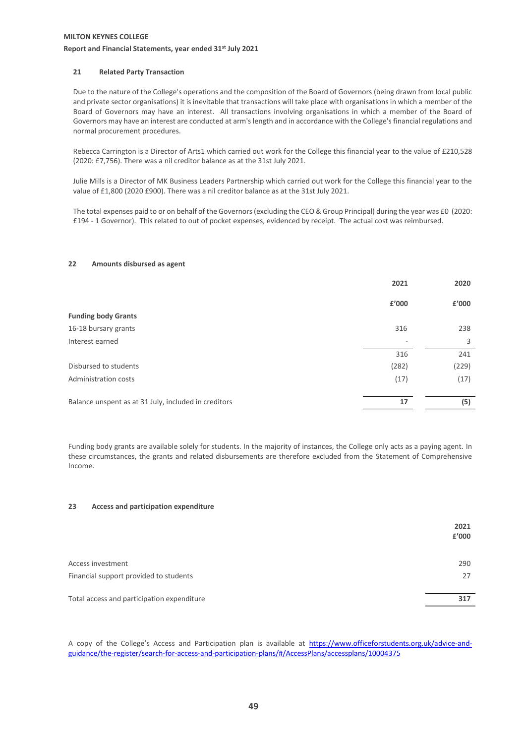### 21 Related Party Transaction

Due to the nature of the College's operations and the composition of the Board of Governors (being drawn from local public and private sector organisations) it is inevitable that transactions will take place with organisations in which a member of the Board of Governors may have an interest. All transactions involving organisations in which a member of the Board of Governors may have an interest are conducted at arm's length and in accordance with the College's financial regulations and normal procurement procedures.

Rebecca Carrington is a Director of Arts1 which carried out work for the College this financial year to the value of £210,528 (2020: £7,756). There was a nil creditor balance as at the 31st July 2021.

Julie Mills is a Director of MK Business Leaders Partnership which carried out work for the College this financial year to the value of £1,800 (2020 £900). There was a nil creditor balance as at the 31st July 2021.

The total expenses paid to or on behalf of the Governors (excluding the CEO & Group Principal) during the year was £0 (2020: £194 - 1 Governor). This related to out of pocket expenses, evidenced by receipt. The actual cost was reimbursed.

### 22 Amounts disbursed as agent

| | 2021 | 2020 |
|---|---|---|
| | £'000 | £'000 |
| **Funding body Grants** | | |
| 16-18 bursary grants | 316 | 238 |
| Interest earned | - | 3 |
| | 316 | 241 |
| Disbursed to students | (282) | (229) |
| Administration costs | (17) | (17) |
| Balance unspent as at 31 July, included in creditors | **17** | **(5)** |

Funding body grants are available solely for students. In the majority of instances, the College only acts as a paying agent. In these circumstances, the grants and related disbursements are therefore excluded from the Statement of Comprehensive Income.

### 23 Access and participation expenditure

| | 2021 £'000 |
|---|---|
| Access investment | 290 |
| Financial support provided to students | 27 |
| Total access and participation expenditure | **317** |

A copy of the College's Access and Participation plan is available at [https://www.officeforstudents.org.uk/advice-and-guidance/the-register/search-for-access-and-participation-plans/#/AccessPlans/accessplans/10004375](https://www.officeforstudents.org.uk/advice-and-guidance/the-register/search-for-access-and-participation-plans/#/AccessPlans/accessplans/10004375)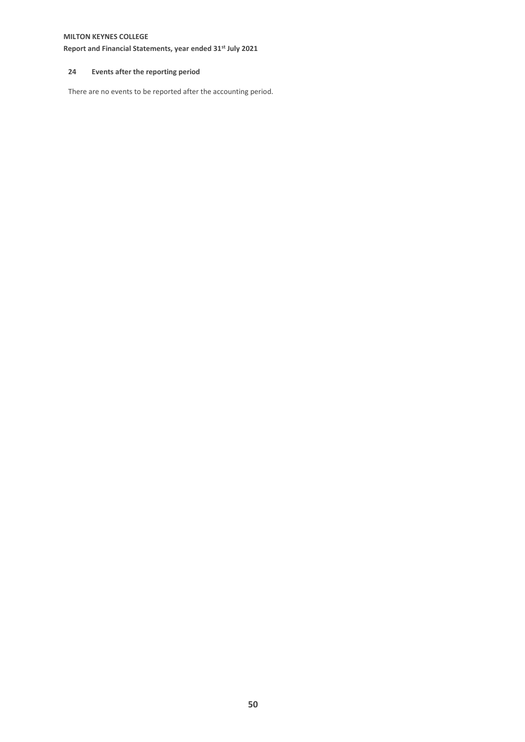## 24 Events after the reporting period

There are no events to be reported after the accounting period.